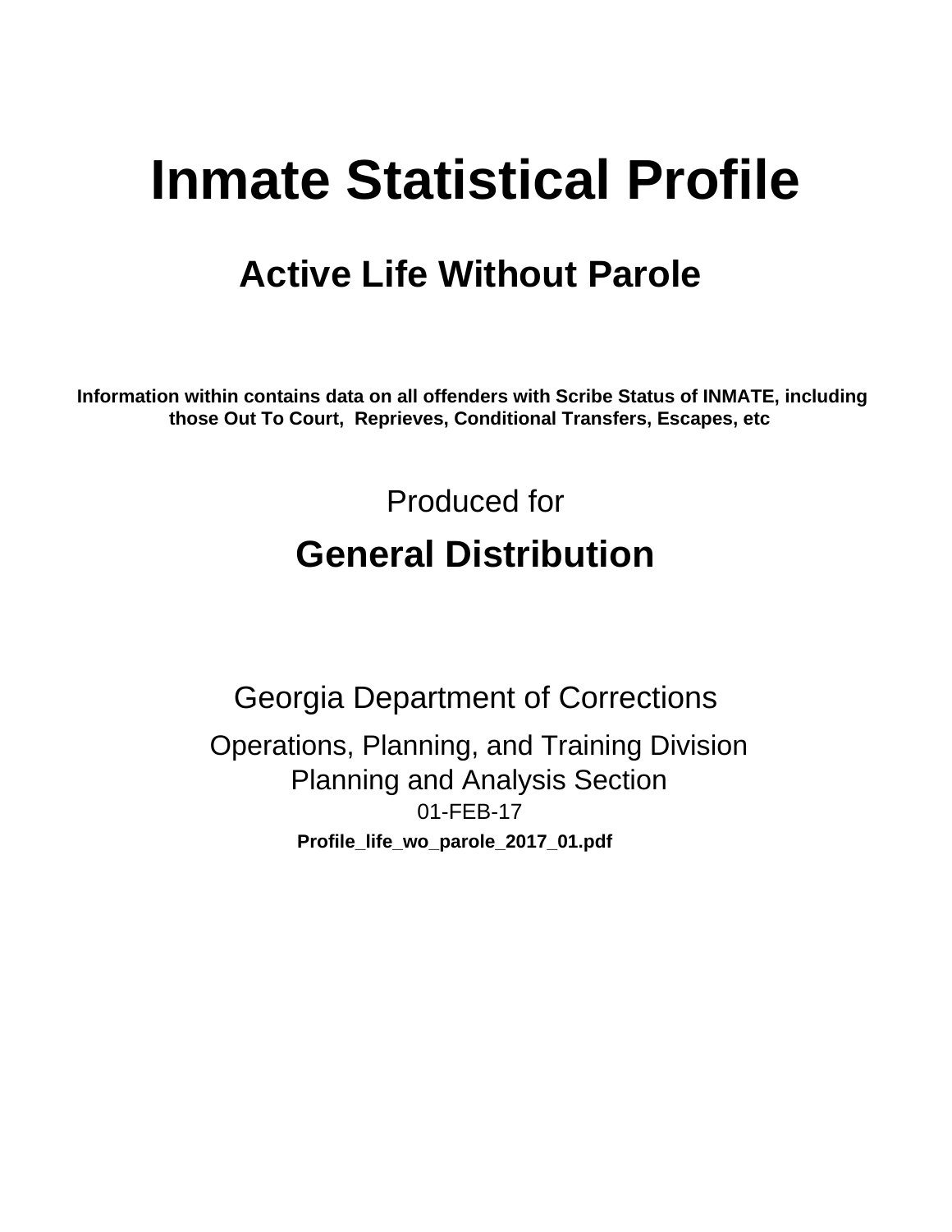# Inmate Statistical Profile

## Active Life Without Parole

**Information within contains data on all offenders with Scribe Status of INMATE, including those Out To Court, Reprieves, Conditional Transfers, Escapes, etc**

Produced for

## General Distribution

Georgia Department of Corrections

Operations, Planning, and Training Division
Planning and Analysis Section
01-FEB-17

**Profile_life_wo_parole_2017_01.pdf**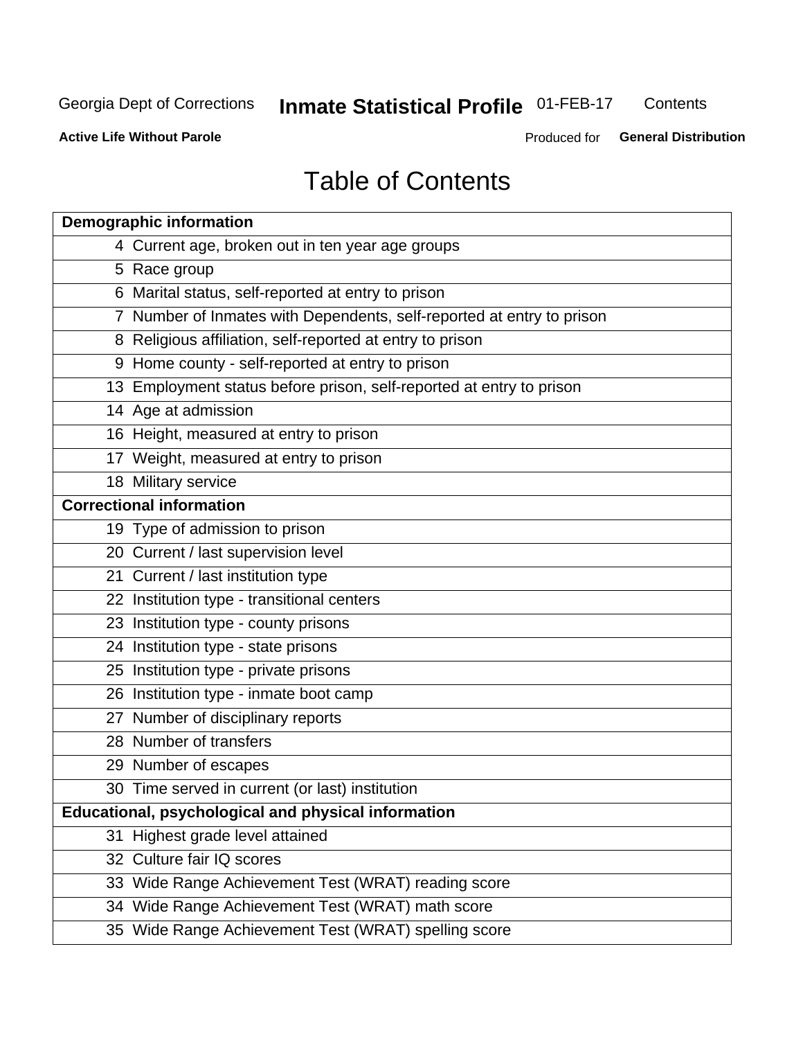# Table of Contents

| Demographic information | |
|---|---|
| 4 | Current age, broken out in ten year age groups |
| 5 | Race group |
| 6 | Marital status, self-reported at entry to prison |
| 7 | Number of Inmates with Dependents, self-reported at entry to prison |
| 8 | Religious affiliation, self-reported at entry to prison |
| 9 | Home county - self-reported at entry to prison |
| 13 | Employment status before prison, self-reported at entry to prison |
| 14 | Age at admission |
| 16 | Height, measured at entry to prison |
| 17 | Weight, measured at entry to prison |
| 18 | Military service |
| **Correctional information** | |
| 19 | Type of admission to prison |
| 20 | Current / last supervision level |
| 21 | Current / last institution type |
| 22 | Institution type - transitional centers |
| 23 | Institution type - county prisons |
| 24 | Institution type - state prisons |
| 25 | Institution type - private prisons |
| 26 | Institution type - inmate boot camp |
| 27 | Number of disciplinary reports |
| 28 | Number of transfers |
| 29 | Number of escapes |
| 30 | Time served in current (or last) institution |
| **Educational, psychological and physical information** | |
| 31 | Highest grade level attained |
| 32 | Culture fair IQ scores |
| 33 | Wide Range Achievement Test (WRAT) reading score |
| 34 | Wide Range Achievement Test (WRAT) math score |
| 35 | Wide Range Achievement Test (WRAT) spelling score |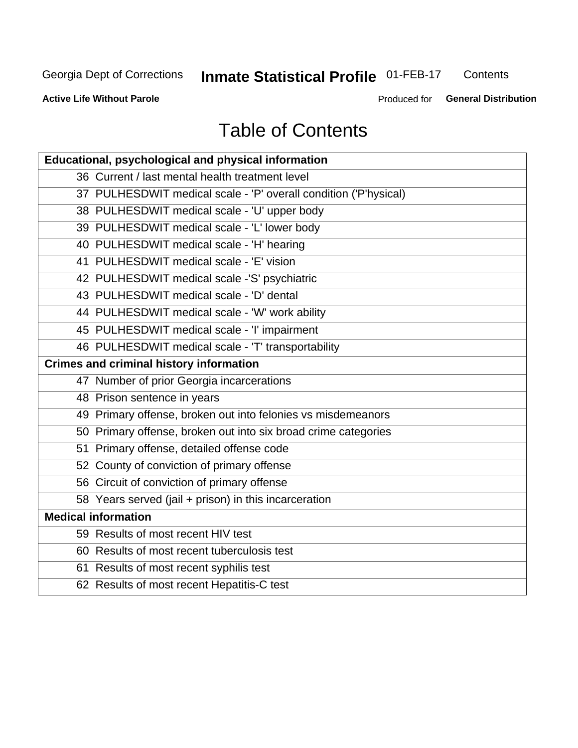# Table of Contents

| Educational, psychological and physical information | |
|---|---|
| 36 | Current / last mental health treatment level |
| 37 | PULHESDWIT medical scale - 'P' overall condition ('P'hysical) |
| 38 | PULHESDWIT medical scale - 'U' upper body |
| 39 | PULHESDWIT medical scale - 'L' lower body |
| 40 | PULHESDWIT medical scale - 'H' hearing |
| 41 | PULHESDWIT medical scale - 'E' vision |
| 42 | PULHESDWIT medical scale -'S' psychiatric |
| 43 | PULHESDWIT medical scale - 'D' dental |
| 44 | PULHESDWIT medical scale - 'W' work ability |
| 45 | PULHESDWIT medical scale - 'I' impairment |
| 46 | PULHESDWIT medical scale - 'T' transportability |
| **Crimes and criminal history information** | |
| 47 | Number of prior Georgia incarcerations |
| 48 | Prison sentence in years |
| 49 | Primary offense, broken out into felonies vs misdemeanors |
| 50 | Primary offense, broken out into six broad crime categories |
| 51 | Primary offense, detailed offense code |
| 52 | County of conviction of primary offense |
| 56 | Circuit of conviction of primary offense |
| 58 | Years served (jail + prison) in this incarceration |
| **Medical information** | |
| 59 | Results of most recent HIV test |
| 60 | Results of most recent tuberculosis test |
| 61 | Results of most recent syphilis test |
| 62 | Results of most recent Hepatitis-C test |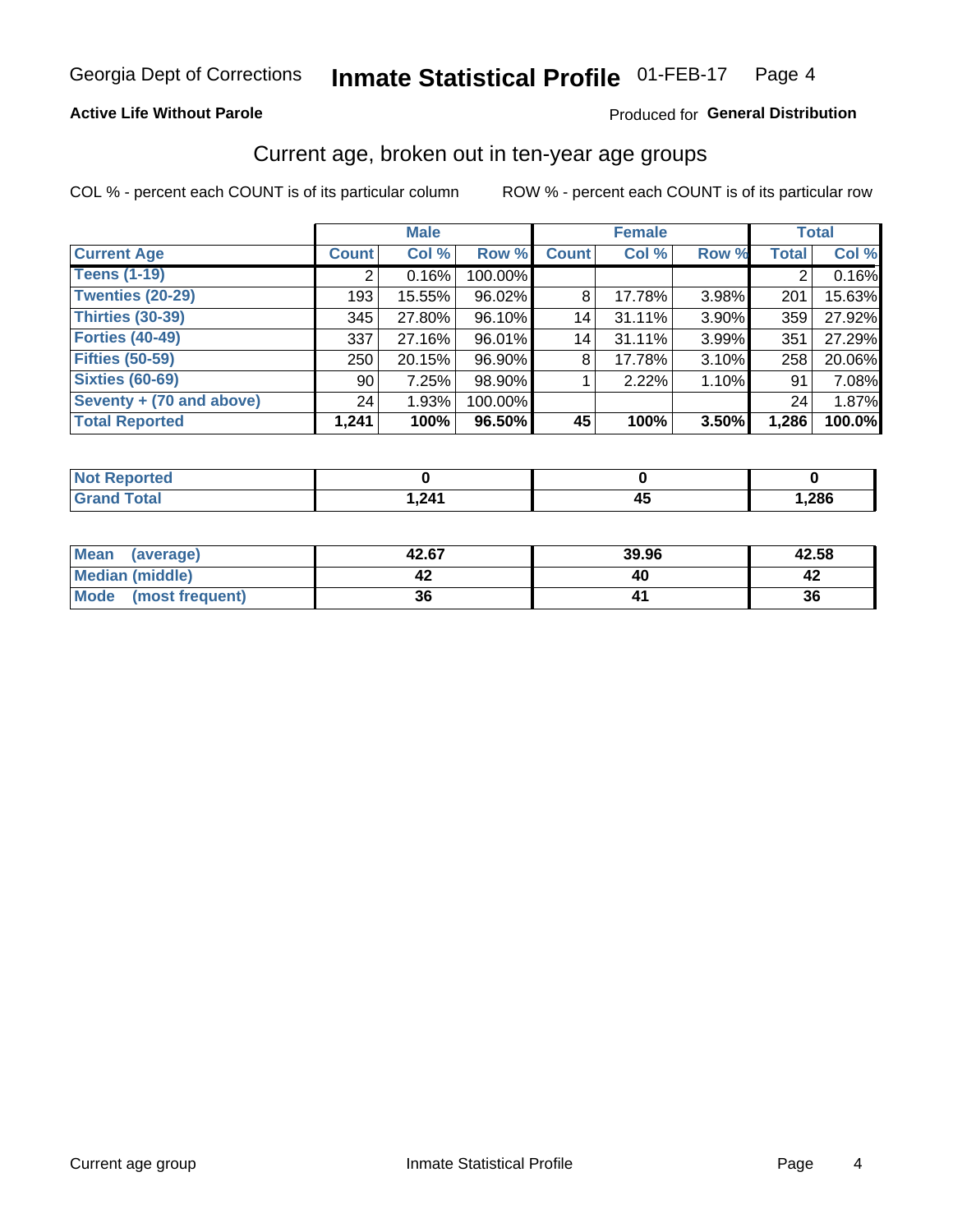Georgia Dept of Corrections **Inmate Statistical Profile** 01-FEB-17

**Active Life Without Parole**

Produced for **General Distribution**

## Current age, broken out in ten-year age groups

COL % - percent each COUNT is of its particular column ROW % - percent each COUNT is of its particular row

| | Male | | | Female | | | Total | |
|---|---|---|---|---|---|---|---|---|
| **Current Age** | **Count** | **Col %** | **Row %** | **Count** | **Col %** | **Row %** | **Total** | **Col %** |
| **Teens (1-19)** | 2 | 0.16% | 100.00% | | | | 2 | 0.16% |
| **Twenties (20-29)** | 193 | 15.55% | 96.02% | 8 | 17.78% | 3.98% | 201 | 15.63% |
| **Thirties (30-39)** | 345 | 27.80% | 96.10% | 14 | 31.11% | 3.90% | 359 | 27.92% |
| **Forties (40-49)** | 337 | 27.16% | 96.01% | 14 | 31.11% | 3.99% | 351 | 27.29% |
| **Fifties (50-59)** | 250 | 20.15% | 96.90% | 8 | 17.78% | 3.10% | 258 | 20.06% |
| **Sixties (60-69)** | 90 | 7.25% | 98.90% | 1 | 2.22% | 1.10% | 91 | 7.08% |
| **Seventy + (70 and above)** | 24 | 1.93% | 100.00% | | | | 24 | 1.87% |
| **Total Reported** | **1,241** | **100%** | **96.50%** | **45** | **100%** | **3.50%** | **1,286** | **100.0%** |

| | Male | Female | Total |
|---|---|---|---|
| **Not Reported** | **0** | **0** | **0** |
| **Grand Total** | **1,241** | **45** | **1,286** |

| | Male | Female | Total |
|---|---|---|---|
| **Mean (average)** | **42.67** | **39.96** | **42.58** |
| **Median (middle)** | **42** | **40** | **42** |
| **Mode (most frequent)** | **36** | **41** | **36** |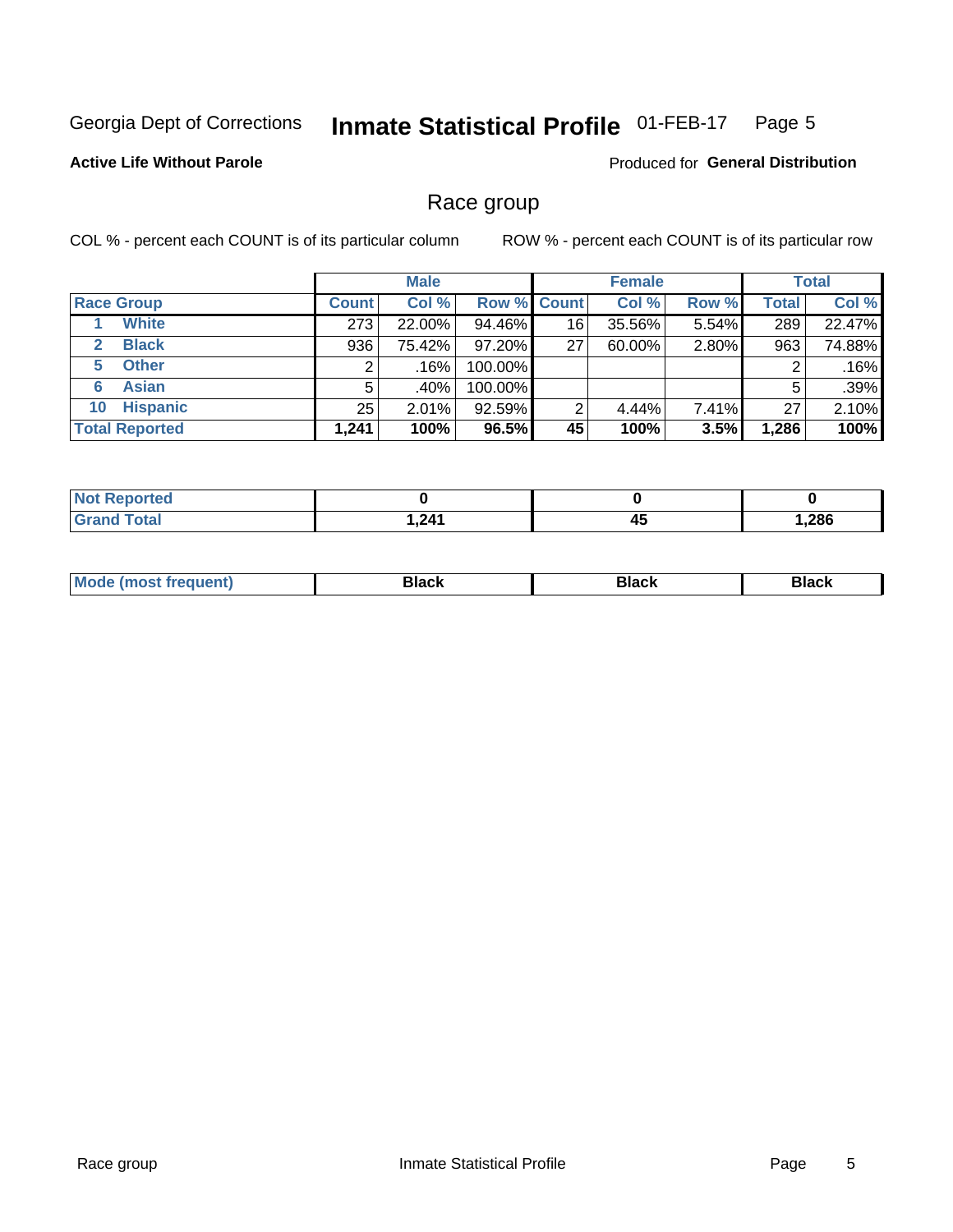Georgia Dept of Corrections **Inmate Statistical Profile** 01-FEB-17

**Active Life Without Parole**

Produced for **General Distribution**

## Race group

COL % - percent each COUNT is of its particular column     ROW % - percent each COUNT is of its particular row

| | | Male | | | Female | | | Total | |
|---|---|---|---|---|---|---|---|---|---|
| **Race Group** | | **Count** | **Col %** | **Row %** | **Count** | **Col %** | **Row %** | **Total** | **Col %** |
| 1 | White | 273 | 22.00% | 94.46% | 16 | 35.56% | 5.54% | 289 | 22.47% |
| 2 | Black | 936 | 75.42% | 97.20% | 27 | 60.00% | 2.80% | 963 | 74.88% |
| 5 | Other | 2 | .16% | 100.00% | | | | 2 | .16% |
| 6 | Asian | 5 | .40% | 100.00% | | | | 5 | .39% |
| 10 | Hispanic | 25 | 2.01% | 92.59% | 2 | 4.44% | 7.41% | 27 | 2.10% |
| **Total Reported** | | **1,241** | **100%** | **96.5%** | **45** | **100%** | **3.5%** | **1,286** | **100%** |

| | Male | Female | Total |
|---|---|---|---|
| **Not Reported** | **0** | **0** | **0** |
| **Grand Total** | **1,241** | **45** | **1,286** |

| | Male | Female | Total |
|---|---|---|---|
| **Mode (most frequent)** | **Black** | **Black** | **Black** |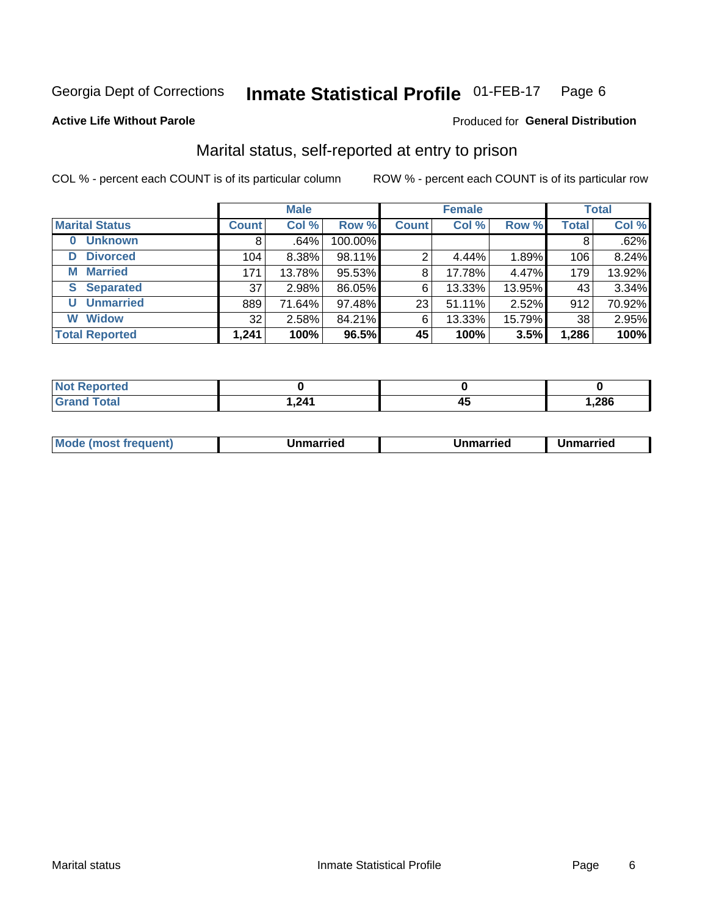Georgia Dept of Corrections **Inmate Statistical Profile** 01-FEB-17

**Active Life Without Parole**

Produced for **General Distribution**

## Marital status, self-reported at entry to prison

COL % - percent each COUNT is of its particular column

ROW % - percent each COUNT is of its particular row

| | Male | | | Female | | | Total | |
|---|---|---|---|---|---|---|---|---|
| **Marital Status** | **Count** | **Col %** | **Row %** | **Count** | **Col %** | **Row %** | **Total** | **Col %** |
| **0 Unknown** | 8 | .64% | 100.00% | | | | 8 | .62% |
| **D Divorced** | 104 | 8.38% | 98.11% | 2 | 4.44% | 1.89% | 106 | 8.24% |
| **M Married** | 171 | 13.78% | 95.53% | 8 | 17.78% | 4.47% | 179 | 13.92% |
| **S Separated** | 37 | 2.98% | 86.05% | 6 | 13.33% | 13.95% | 43 | 3.34% |
| **U Unmarried** | 889 | 71.64% | 97.48% | 23 | 51.11% | 2.52% | 912 | 70.92% |
| **W Widow** | 32 | 2.58% | 84.21% | 6 | 13.33% | 15.79% | 38 | 2.95% |
| **Total Reported** | **1,241** | **100%** | **96.5%** | **45** | **100%** | **3.5%** | **1,286** | **100%** |

| | Male | Female | Total |
|---|---|---|---|
| **Not Reported** | **0** | **0** | **0** |
| **Grand Total** | **1,241** | **45** | **1,286** |

| | Male | Female | Total |
|---|---|---|---|
| **Mode (most frequent)** | **Unmarried** | **Unmarried** | **Unmarried** |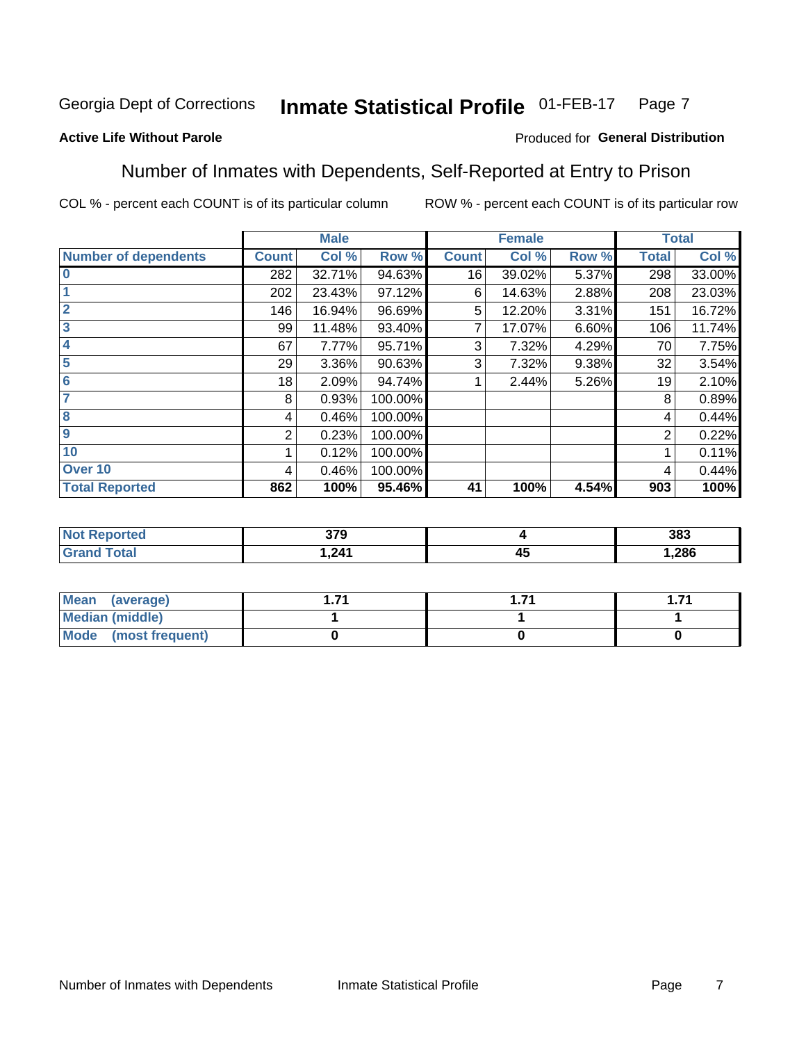Georgia Dept of Corrections **Inmate Statistical Profile** 01-FEB-17

**Active Life Without Parole**

Produced for **General Distribution**

## Number of Inmates with Dependents, Self-Reported at Entry to Prison

COL % - percent each COUNT is of its particular column ROW % - percent each COUNT is of its particular row

| | Male | | | Female | | | Total | |
|---|---|---|---|---|---|---|---|---|
| **Number of dependents** | **Count** | **Col %** | **Row %** | **Count** | **Col %** | **Row %** | **Total** | **Col %** |
| **0** | 282 | 32.71% | 94.63% | 16 | 39.02% | 5.37% | 298 | 33.00% |
| **1** | 202 | 23.43% | 97.12% | 6 | 14.63% | 2.88% | 208 | 23.03% |
| **2** | 146 | 16.94% | 96.69% | 5 | 12.20% | 3.31% | 151 | 16.72% |
| **3** | 99 | 11.48% | 93.40% | 7 | 17.07% | 6.60% | 106 | 11.74% |
| **4** | 67 | 7.77% | 95.71% | 3 | 7.32% | 4.29% | 70 | 7.75% |
| **5** | 29 | 3.36% | 90.63% | 3 | 7.32% | 9.38% | 32 | 3.54% |
| **6** | 18 | 2.09% | 94.74% | 1 | 2.44% | 5.26% | 19 | 2.10% |
| **7** | 8 | 0.93% | 100.00% | | | | 8 | 0.89% |
| **8** | 4 | 0.46% | 100.00% | | | | 4 | 0.44% |
| **9** | 2 | 0.23% | 100.00% | | | | 2 | 0.22% |
| **10** | 1 | 0.12% | 100.00% | | | | 1 | 0.11% |
| **Over 10** | 4 | 0.46% | 100.00% | | | | 4 | 0.44% |
| **Total Reported** | **862** | **100%** | **95.46%** | **41** | **100%** | **4.54%** | **903** | **100%** |

| | Male | Female | Total |
|---|---|---|---|
| **Not Reported** | **379** | **4** | **383** |
| **Grand Total** | **1,241** | **45** | **1,286** |

| | Male | Female | Total |
|---|---|---|---|
| **Mean (average)** | **1.71** | **1.71** | **1.71** |
| **Median (middle)** | **1** | **1** | **1** |
| **Mode (most frequent)** | **0** | **0** | **0** |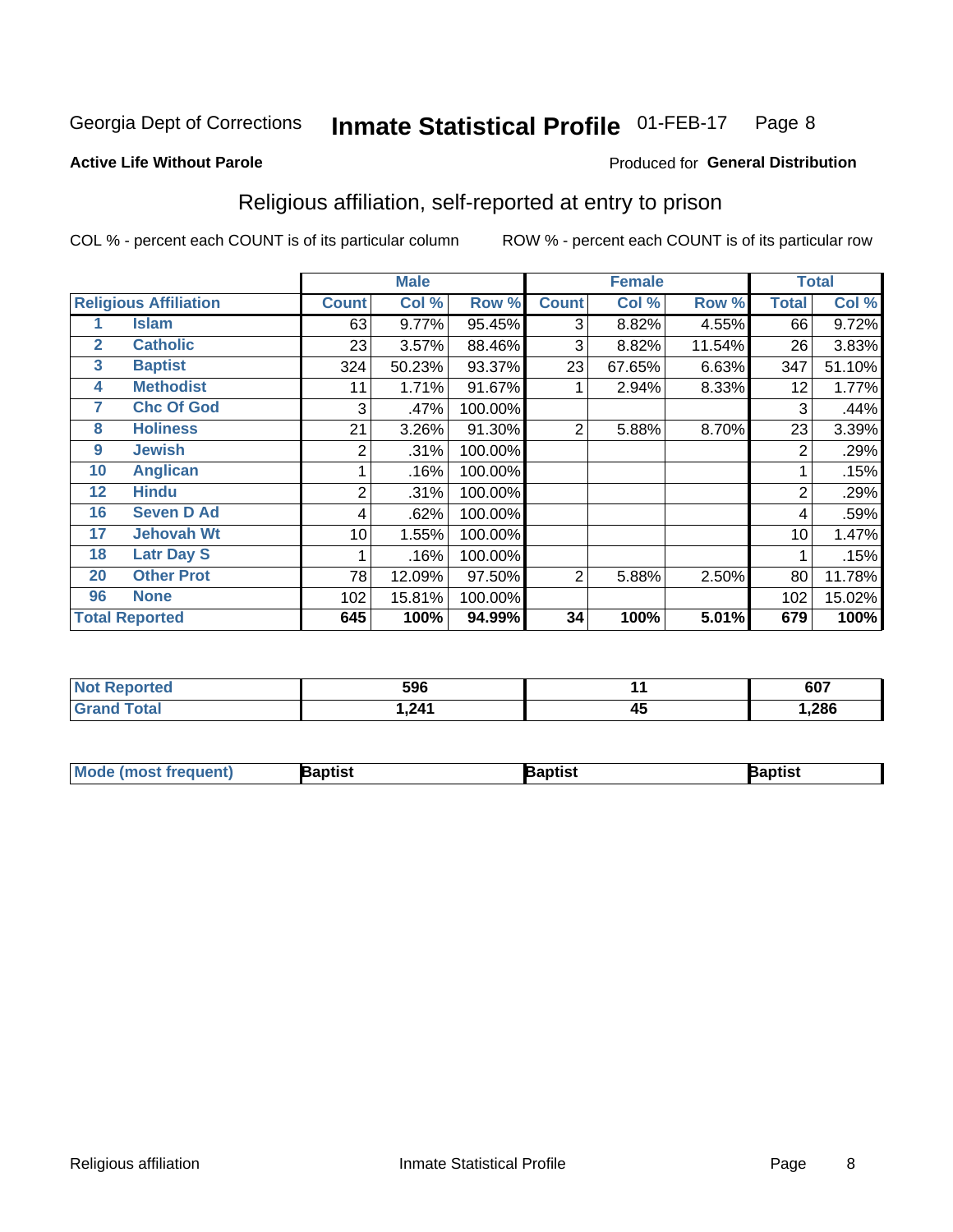Georgia Dept of Corrections **Inmate Statistical Profile** 01-FEB-17

**Active Life Without Parole**

Produced for **General Distribution**

## Religious affiliation, self-reported at entry to prison

COL % - percent each COUNT is of its particular column ROW % - percent each COUNT is of its particular row

| Religious Affiliation | | Male | | | Female | | | Total | |
|---|---|---|---|---|---|---|---|---|---|
| | | Count | Col % | Row % | Count | Col % | Row % | Total | Col % |
| 1 | Islam | 63 | 9.77% | 95.45% | 3 | 8.82% | 4.55% | 66 | 9.72% |
| 2 | Catholic | 23 | 3.57% | 88.46% | 3 | 8.82% | 11.54% | 26 | 3.83% |
| 3 | Baptist | 324 | 50.23% | 93.37% | 23 | 67.65% | 6.63% | 347 | 51.10% |
| 4 | Methodist | 11 | 1.71% | 91.67% | 1 | 2.94% | 8.33% | 12 | 1.77% |
| 7 | Chc Of God | 3 | .47% | 100.00% | | | | 3 | .44% |
| 8 | Holiness | 21 | 3.26% | 91.30% | 2 | 5.88% | 8.70% | 23 | 3.39% |
| 9 | Jewish | 2 | .31% | 100.00% | | | | 2 | .29% |
| 10 | Anglican | 1 | .16% | 100.00% | | | | 1 | .15% |
| 12 | Hindu | 2 | .31% | 100.00% | | | | 2 | .29% |
| 16 | Seven D Ad | 4 | .62% | 100.00% | | | | 4 | .59% |
| 17 | Jehovah Wt | 10 | 1.55% | 100.00% | | | | 10 | 1.47% |
| 18 | Latr Day S | 1 | .16% | 100.00% | | | | 1 | .15% |
| 20 | Other Prot | 78 | 12.09% | 97.50% | 2 | 5.88% | 2.50% | 80 | 11.78% |
| 96 | None | 102 | 15.81% | 100.00% | | | | 102 | 15.02% |
| **Total Reported** | | **645** | **100%** | **94.99%** | **34** | **100%** | **5.01%** | **679** | **100%** |

| | Male | Female | Total |
|---|---|---|---|
| Not Reported | 596 | 11 | 607 |
| Grand Total | 1,241 | 45 | 1,286 |

| | Male | Female | Total |
|---|---|---|---|
| Mode (most frequent) | Baptist | Baptist | Baptist |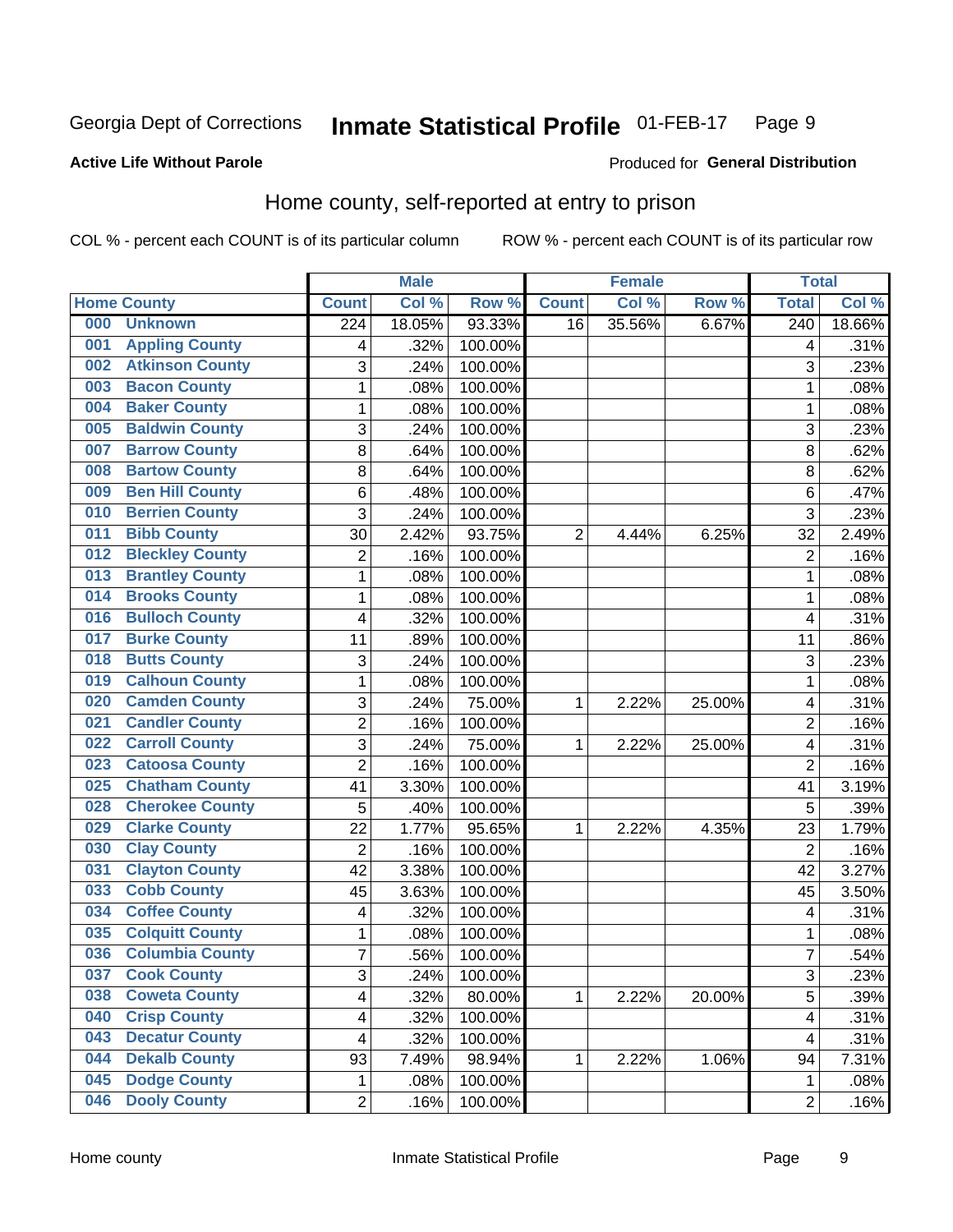Georgia Dept of Corrections **Inmate Statistical Profile** 01-FEB-17

**Active Life Without Parole**

Produced for **General Distribution**

## Home county, self-reported at entry to prison

COL % - percent each COUNT is of its particular column ROW % - percent each COUNT is of its particular row

| Home County | | Male | | | Female | | | Total | |
|---|---|---|---|---|---|---|---|---|---|
| | | Count | Col % | Row % | Count | Col % | Row % | Total | Col % |
| 000 | Unknown | 224 | 18.05% | 93.33% | 16 | 35.56% | 6.67% | 240 | 18.66% |
| 001 | Appling County | 4 | .32% | 100.00% | | | | 4 | .31% |
| 002 | Atkinson County | 3 | .24% | 100.00% | | | | 3 | .23% |
| 003 | Bacon County | 1 | .08% | 100.00% | | | | 1 | .08% |
| 004 | Baker County | 1 | .08% | 100.00% | | | | 1 | .08% |
| 005 | Baldwin County | 3 | .24% | 100.00% | | | | 3 | .23% |
| 007 | Barrow County | 8 | .64% | 100.00% | | | | 8 | .62% |
| 008 | Bartow County | 8 | .64% | 100.00% | | | | 8 | .62% |
| 009 | Ben Hill County | 6 | .48% | 100.00% | | | | 6 | .47% |
| 010 | Berrien County | 3 | .24% | 100.00% | | | | 3 | .23% |
| 011 | Bibb County | 30 | 2.42% | 93.75% | 2 | 4.44% | 6.25% | 32 | 2.49% |
| 012 | Bleckley County | 2 | .16% | 100.00% | | | | 2 | .16% |
| 013 | Brantley County | 1 | .08% | 100.00% | | | | 1 | .08% |
| 014 | Brooks County | 1 | .08% | 100.00% | | | | 1 | .08% |
| 016 | Bulloch County | 4 | .32% | 100.00% | | | | 4 | .31% |
| 017 | Burke County | 11 | .89% | 100.00% | | | | 11 | .86% |
| 018 | Butts County | 3 | .24% | 100.00% | | | | 3 | .23% |
| 019 | Calhoun County | 1 | .08% | 100.00% | | | | 1 | .08% |
| 020 | Camden County | 3 | .24% | 75.00% | 1 | 2.22% | 25.00% | 4 | .31% |
| 021 | Candler County | 2 | .16% | 100.00% | | | | 2 | .16% |
| 022 | Carroll County | 3 | .24% | 75.00% | 1 | 2.22% | 25.00% | 4 | .31% |
| 023 | Catoosa County | 2 | .16% | 100.00% | | | | 2 | .16% |
| 025 | Chatham County | 41 | 3.30% | 100.00% | | | | 41 | 3.19% |
| 028 | Cherokee County | 5 | .40% | 100.00% | | | | 5 | .39% |
| 029 | Clarke County | 22 | 1.77% | 95.65% | 1 | 2.22% | 4.35% | 23 | 1.79% |
| 030 | Clay County | 2 | .16% | 100.00% | | | | 2 | .16% |
| 031 | Clayton County | 42 | 3.38% | 100.00% | | | | 42 | 3.27% |
| 033 | Cobb County | 45 | 3.63% | 100.00% | | | | 45 | 3.50% |
| 034 | Coffee County | 4 | .32% | 100.00% | | | | 4 | .31% |
| 035 | Colquitt County | 1 | .08% | 100.00% | | | | 1 | .08% |
| 036 | Columbia County | 7 | .56% | 100.00% | | | | 7 | .54% |
| 037 | Cook County | 3 | .24% | 100.00% | | | | 3 | .23% |
| 038 | Coweta County | 4 | .32% | 80.00% | 1 | 2.22% | 20.00% | 5 | .39% |
| 040 | Crisp County | 4 | .32% | 100.00% | | | | 4 | .31% |
| 043 | Decatur County | 4 | .32% | 100.00% | | | | 4 | .31% |
| 044 | Dekalb County | 93 | 7.49% | 98.94% | 1 | 2.22% | 1.06% | 94 | 7.31% |
| 045 | Dodge County | 1 | .08% | 100.00% | | | | 1 | .08% |
| 046 | Dooly County | 2 | .16% | 100.00% | | | | 2 | .16% |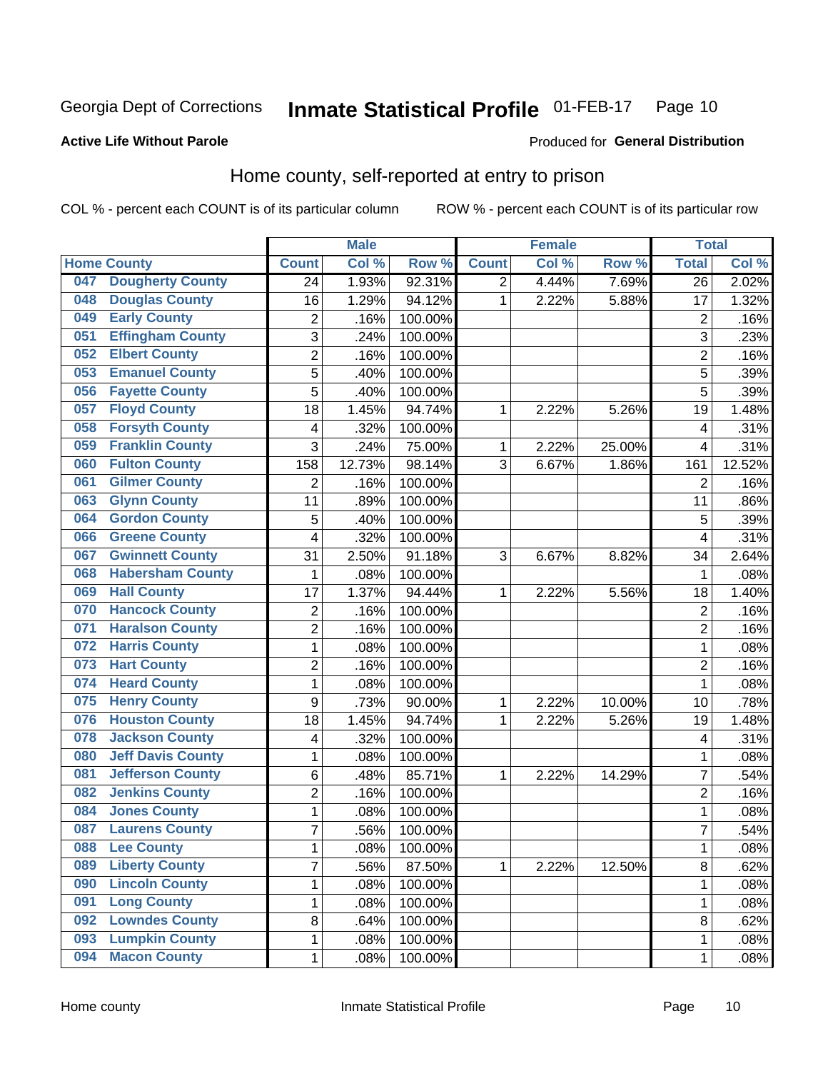Georgia Dept of Corrections **Inmate Statistical Profile** 01-FEB-17

**Active Life Without Parole**

Produced for **General Distribution**

## Home county, self-reported at entry to prison

COL % - percent each COUNT is of its particular column ROW % - percent each COUNT is of its particular row

| Home County | | Male | | | Female | | | Total | |
|---|---|---|---|---|---|---|---|---|---|
| | | Count | Col % | Row % | Count | Col % | Row % | Total | Col % |
| 047 | Dougherty County | 24 | 1.93% | 92.31% | 2 | 4.44% | 7.69% | 26 | 2.02% |
| 048 | Douglas County | 16 | 1.29% | 94.12% | 1 | 2.22% | 5.88% | 17 | 1.32% |
| 049 | Early County | 2 | .16% | 100.00% | | | | 2 | .16% |
| 051 | Effingham County | 3 | .24% | 100.00% | | | | 3 | .23% |
| 052 | Elbert County | 2 | .16% | 100.00% | | | | 2 | .16% |
| 053 | Emanuel County | 5 | .40% | 100.00% | | | | 5 | .39% |
| 056 | Fayette County | 5 | .40% | 100.00% | | | | 5 | .39% |
| 057 | Floyd County | 18 | 1.45% | 94.74% | 1 | 2.22% | 5.26% | 19 | 1.48% |
| 058 | Forsyth County | 4 | .32% | 100.00% | | | | 4 | .31% |
| 059 | Franklin County | 3 | .24% | 75.00% | 1 | 2.22% | 25.00% | 4 | .31% |
| 060 | Fulton County | 158 | 12.73% | 98.14% | 3 | 6.67% | 1.86% | 161 | 12.52% |
| 061 | Gilmer County | 2 | .16% | 100.00% | | | | 2 | .16% |
| 063 | Glynn County | 11 | .89% | 100.00% | | | | 11 | .86% |
| 064 | Gordon County | 5 | .40% | 100.00% | | | | 5 | .39% |
| 066 | Greene County | 4 | .32% | 100.00% | | | | 4 | .31% |
| 067 | Gwinnett County | 31 | 2.50% | 91.18% | 3 | 6.67% | 8.82% | 34 | 2.64% |
| 068 | Habersham County | 1 | .08% | 100.00% | | | | 1 | .08% |
| 069 | Hall County | 17 | 1.37% | 94.44% | 1 | 2.22% | 5.56% | 18 | 1.40% |
| 070 | Hancock County | 2 | .16% | 100.00% | | | | 2 | .16% |
| 071 | Haralson County | 2 | .16% | 100.00% | | | | 2 | .16% |
| 072 | Harris County | 1 | .08% | 100.00% | | | | 1 | .08% |
| 073 | Hart County | 2 | .16% | 100.00% | | | | 2 | .16% |
| 074 | Heard County | 1 | .08% | 100.00% | | | | 1 | .08% |
| 075 | Henry County | 9 | .73% | 90.00% | 1 | 2.22% | 10.00% | 10 | .78% |
| 076 | Houston County | 18 | 1.45% | 94.74% | 1 | 2.22% | 5.26% | 19 | 1.48% |
| 078 | Jackson County | 4 | .32% | 100.00% | | | | 4 | .31% |
| 080 | Jeff Davis County | 1 | .08% | 100.00% | | | | 1 | .08% |
| 081 | Jefferson County | 6 | .48% | 85.71% | 1 | 2.22% | 14.29% | 7 | .54% |
| 082 | Jenkins County | 2 | .16% | 100.00% | | | | 2 | .16% |
| 084 | Jones County | 1 | .08% | 100.00% | | | | 1 | .08% |
| 087 | Laurens County | 7 | .56% | 100.00% | | | | 7 | .54% |
| 088 | Lee County | 1 | .08% | 100.00% | | | | 1 | .08% |
| 089 | Liberty County | 7 | .56% | 87.50% | 1 | 2.22% | 12.50% | 8 | .62% |
| 090 | Lincoln County | 1 | .08% | 100.00% | | | | 1 | .08% |
| 091 | Long County | 1 | .08% | 100.00% | | | | 1 | .08% |
| 092 | Lowndes County | 8 | .64% | 100.00% | | | | 8 | .62% |
| 093 | Lumpkin County | 1 | .08% | 100.00% | | | | 1 | .08% |
| 094 | Macon County | 1 | .08% | 100.00% | | | | 1 | .08% |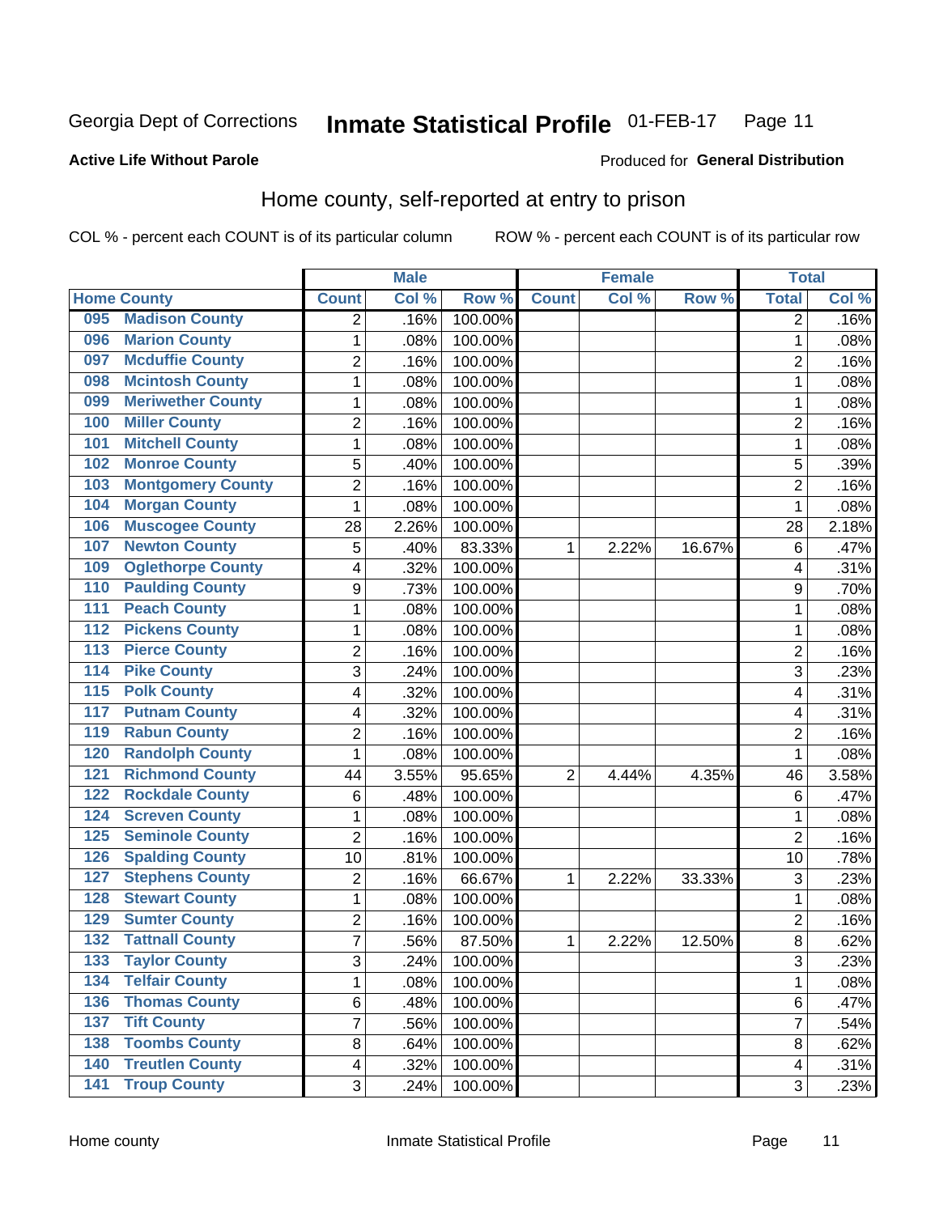Georgia Dept of Corrections **Inmate Statistical Profile** 01-FEB-17

**Active Life Without Parole**

Produced for **General Distribution**

## Home county, self-reported at entry to prison

COL % - percent each COUNT is of its particular column ROW % - percent each COUNT is of its particular row

| Home County | | Male | | | Female | | | Total | |
|---|---|---|---|---|---|---|---|---|---|
| | | Count | Col % | Row % | Count | Col % | Row % | Total | Col % |
| 095 | Madison County | 2 | .16% | 100.00% | | | | 2 | .16% |
| 096 | Marion County | 1 | .08% | 100.00% | | | | 1 | .08% |
| 097 | Mcduffie County | 2 | .16% | 100.00% | | | | 2 | .16% |
| 098 | Mcintosh County | 1 | .08% | 100.00% | | | | 1 | .08% |
| 099 | Meriwether County | 1 | .08% | 100.00% | | | | 1 | .08% |
| 100 | Miller County | 2 | .16% | 100.00% | | | | 2 | .16% |
| 101 | Mitchell County | 1 | .08% | 100.00% | | | | 1 | .08% |
| 102 | Monroe County | 5 | .40% | 100.00% | | | | 5 | .39% |
| 103 | Montgomery County | 2 | .16% | 100.00% | | | | 2 | .16% |
| 104 | Morgan County | 1 | .08% | 100.00% | | | | 1 | .08% |
| 106 | Muscogee County | 28 | 2.26% | 100.00% | | | | 28 | 2.18% |
| 107 | Newton County | 5 | .40% | 83.33% | 1 | 2.22% | 16.67% | 6 | .47% |
| 109 | Oglethorpe County | 4 | .32% | 100.00% | | | | 4 | .31% |
| 110 | Paulding County | 9 | .73% | 100.00% | | | | 9 | .70% |
| 111 | Peach County | 1 | .08% | 100.00% | | | | 1 | .08% |
| 112 | Pickens County | 1 | .08% | 100.00% | | | | 1 | .08% |
| 113 | Pierce County | 2 | .16% | 100.00% | | | | 2 | .16% |
| 114 | Pike County | 3 | .24% | 100.00% | | | | 3 | .23% |
| 115 | Polk County | 4 | .32% | 100.00% | | | | 4 | .31% |
| 117 | Putnam County | 4 | .32% | 100.00% | | | | 4 | .31% |
| 119 | Rabun County | 2 | .16% | 100.00% | | | | 2 | .16% |
| 120 | Randolph County | 1 | .08% | 100.00% | | | | 1 | .08% |
| 121 | Richmond County | 44 | 3.55% | 95.65% | 2 | 4.44% | 4.35% | 46 | 3.58% |
| 122 | Rockdale County | 6 | .48% | 100.00% | | | | 6 | .47% |
| 124 | Screven County | 1 | .08% | 100.00% | | | | 1 | .08% |
| 125 | Seminole County | 2 | .16% | 100.00% | | | | 2 | .16% |
| 126 | Spalding County | 10 | .81% | 100.00% | | | | 10 | .78% |
| 127 | Stephens County | 2 | .16% | 66.67% | 1 | 2.22% | 33.33% | 3 | .23% |
| 128 | Stewart County | 1 | .08% | 100.00% | | | | 1 | .08% |
| 129 | Sumter County | 2 | .16% | 100.00% | | | | 2 | .16% |
| 132 | Tattnall County | 7 | .56% | 87.50% | 1 | 2.22% | 12.50% | 8 | .62% |
| 133 | Taylor County | 3 | .24% | 100.00% | | | | 3 | .23% |
| 134 | Telfair County | 1 | .08% | 100.00% | | | | 1 | .08% |
| 136 | Thomas County | 6 | .48% | 100.00% | | | | 6 | .47% |
| 137 | Tift County | 7 | .56% | 100.00% | | | | 7 | .54% |
| 138 | Toombs County | 8 | .64% | 100.00% | | | | 8 | .62% |
| 140 | Treutlen County | 4 | .32% | 100.00% | | | | 4 | .31% |
| 141 | Troup County | 3 | .24% | 100.00% | | | | 3 | .23% |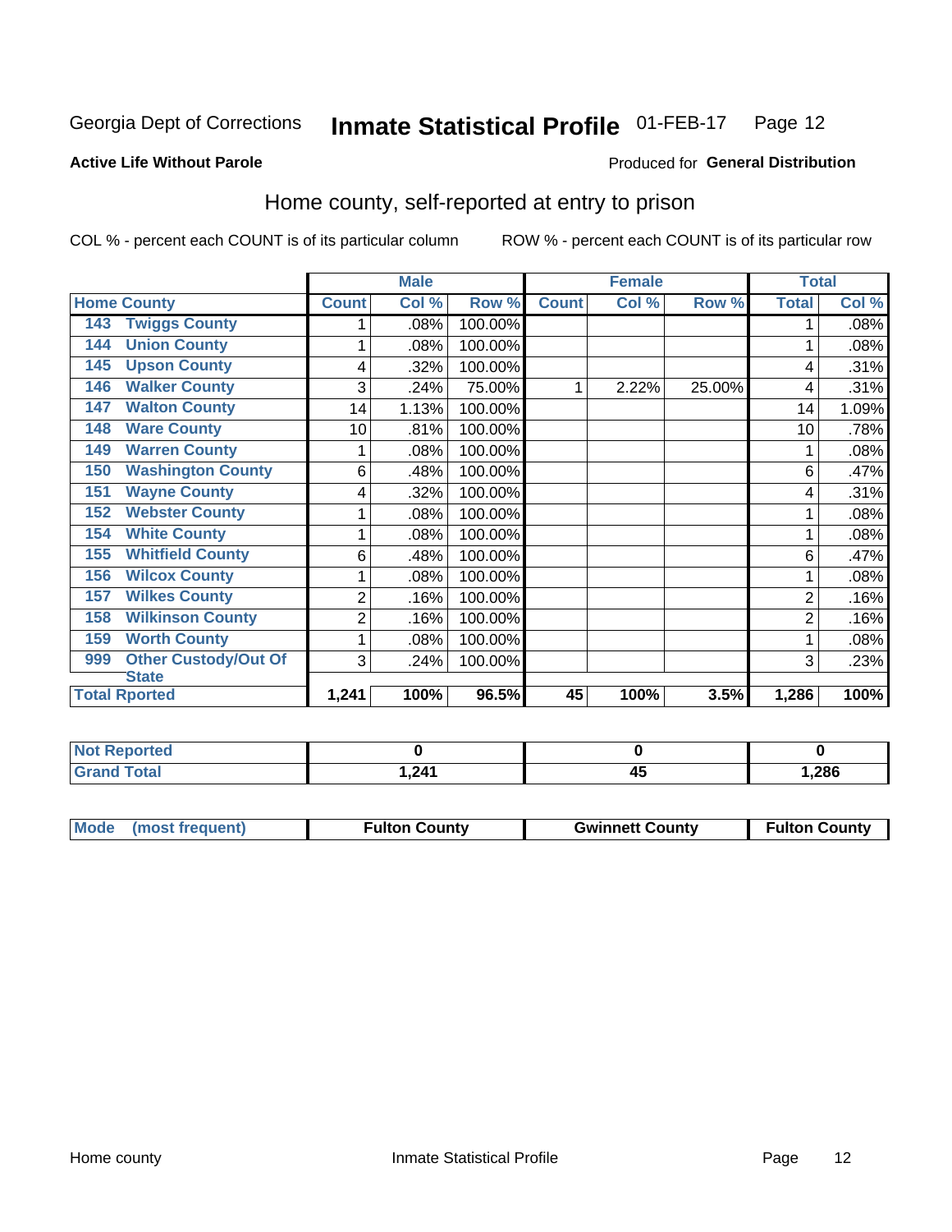Georgia Dept of Corrections **Inmate Statistical Profile** 01-FEB-17

**Active Life Without Parole**

Produced for **General Distribution**

## Home county, self-reported at entry to prison

COL % - percent each COUNT is of its particular column     ROW % - percent each COUNT is of its particular row

| Home County | | Male | | | Female | | | Total | |
|---|---|---|---|---|---|---|---|---|---|
| | | Count | Col % | Row % | Count | Col % | Row % | Total | Col % |
| 143 | Twiggs County | 1 | .08% | 100.00% | | | | 1 | .08% |
| 144 | Union County | 1 | .08% | 100.00% | | | | 1 | .08% |
| 145 | Upson County | 4 | .32% | 100.00% | | | | 4 | .31% |
| 146 | Walker County | 3 | .24% | 75.00% | 1 | 2.22% | 25.00% | 4 | .31% |
| 147 | Walton County | 14 | 1.13% | 100.00% | | | | 14 | 1.09% |
| 148 | Ware County | 10 | .81% | 100.00% | | | | 10 | .78% |
| 149 | Warren County | 1 | .08% | 100.00% | | | | 1 | .08% |
| 150 | Washington County | 6 | .48% | 100.00% | | | | 6 | .47% |
| 151 | Wayne County | 4 | .32% | 100.00% | | | | 4 | .31% |
| 152 | Webster County | 1 | .08% | 100.00% | | | | 1 | .08% |
| 154 | White County | 1 | .08% | 100.00% | | | | 1 | .08% |
| 155 | Whitfield County | 6 | .48% | 100.00% | | | | 6 | .47% |
| 156 | Wilcox County | 1 | .08% | 100.00% | | | | 1 | .08% |
| 157 | Wilkes County | 2 | .16% | 100.00% | | | | 2 | .16% |
| 158 | Wilkinson County | 2 | .16% | 100.00% | | | | 2 | .16% |
| 159 | Worth County | 1 | .08% | 100.00% | | | | 1 | .08% |
| 999 | Other Custody/Out Of State | 3 | .24% | 100.00% | | | | 3 | .23% |
| Total Rported | | 1,241 | 100% | 96.5% | 45 | 100% | 3.5% | 1,286 | 100% |

| | Male | Female | Total |
|---|---|---|---|
| Not Reported | 0 | 0 | 0 |
| Grand Total | 1,241 | 45 | 1,286 |

| | Male | Female | Total |
|---|---|---|---|
| Mode (most frequent) | Fulton County | Gwinnett County | Fulton County |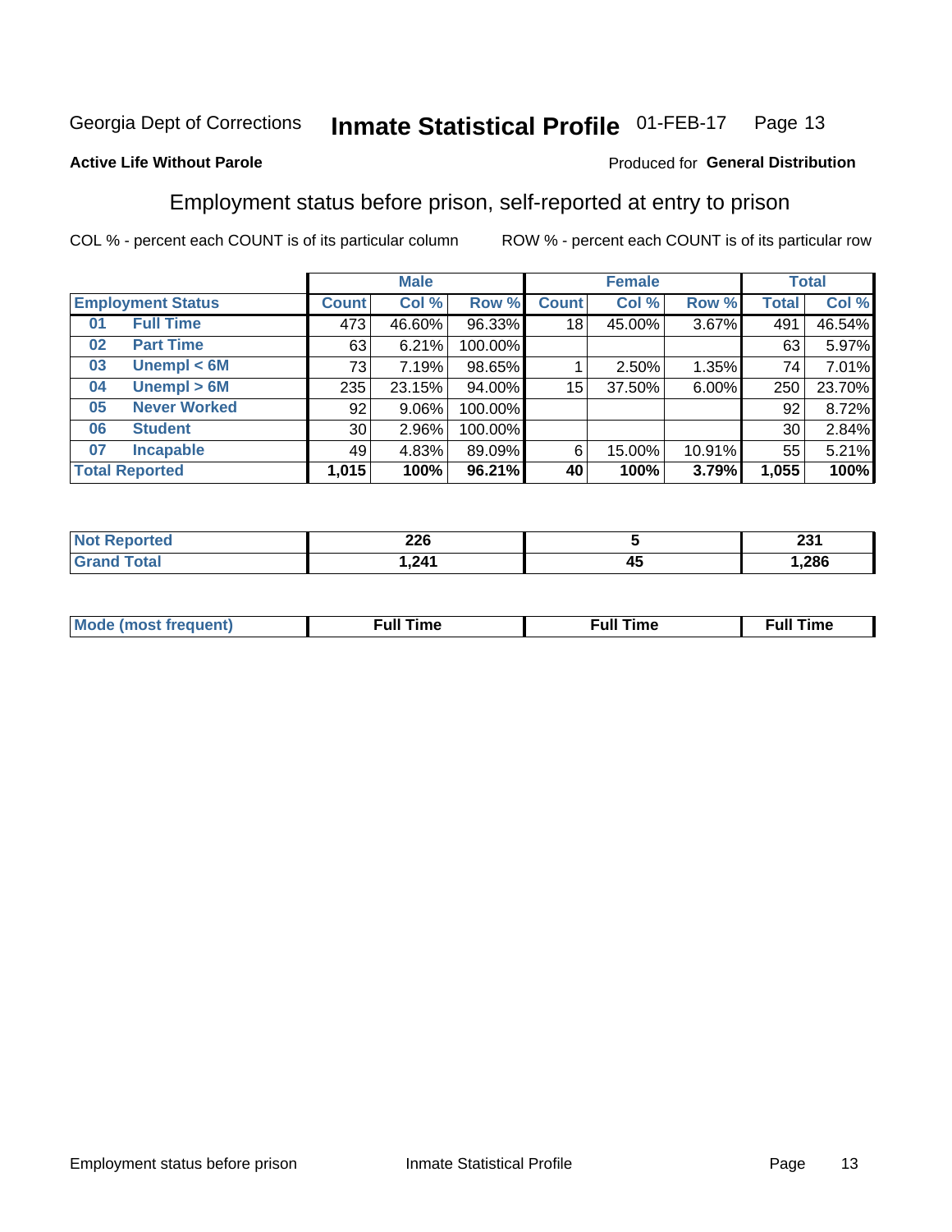Georgia Dept of Corrections **Inmate Statistical Profile** 01-FEB-17

**Active Life Without Parole**

Produced for **General Distribution**

## Employment status before prison, self-reported at entry to prison

COL % - percent each COUNT is of its particular column ROW % - percent each COUNT is of its particular row

| Employment Status | | Male | | | Female | | | Total | |
|---|---|---|---|---|---|---|---|---|---|
| | | Count | Col % | Row % | Count | Col % | Row % | Total | Col % |
| 01 | Full Time | 473 | 46.60% | 96.33% | 18 | 45.00% | 3.67% | 491 | 46.54% |
| 02 | Part Time | 63 | 6.21% | 100.00% | | | | 63 | 5.97% |
| 03 | Unempl < 6M | 73 | 7.19% | 98.65% | 1 | 2.50% | 1.35% | 74 | 7.01% |
| 04 | Unempl > 6M | 235 | 23.15% | 94.00% | 15 | 37.50% | 6.00% | 250 | 23.70% |
| 05 | Never Worked | 92 | 9.06% | 100.00% | | | | 92 | 8.72% |
| 06 | Student | 30 | 2.96% | 100.00% | | | | 30 | 2.84% |
| 07 | Incapable | 49 | 4.83% | 89.09% | 6 | 15.00% | 10.91% | 55 | 5.21% |
| **Total Reported** | | **1,015** | **100%** | **96.21%** | **40** | **100%** | **3.79%** | **1,055** | **100%** |

| | Male | Female | Total |
|---|---|---|---|
| Not Reported | **226** | **5** | **231** |
| Grand Total | **1,241** | **45** | **1,286** |

| | Male | Female | Total |
|---|---|---|---|
| Mode (most frequent) | **Full Time** | **Full Time** | **Full Time** |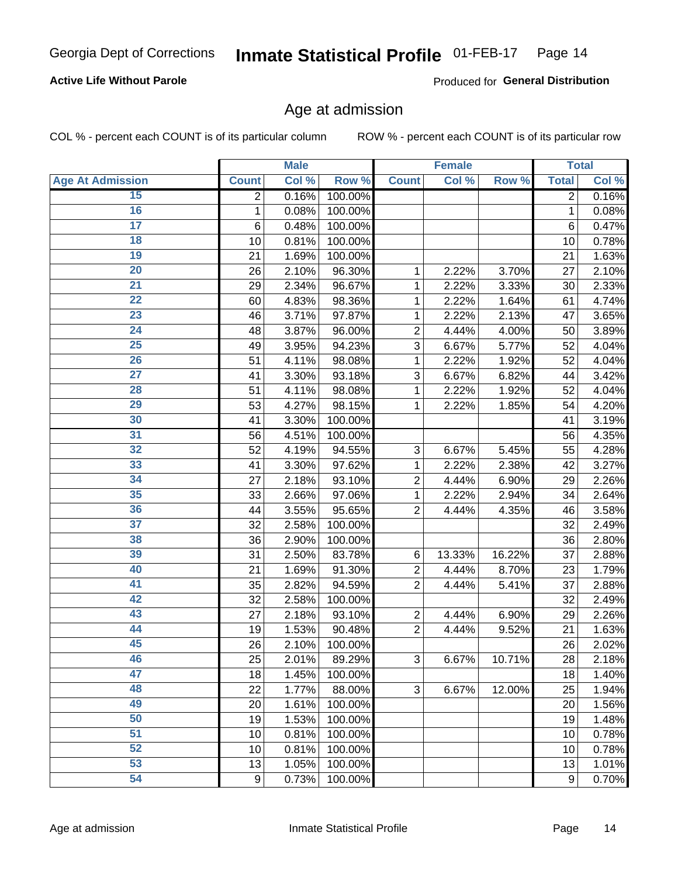Georgia Dept of Corrections **Inmate Statistical Profile** 01-FEB-17

**Active Life Without Parole**

Produced for **General Distribution**

## Age at admission

COL % - percent each COUNT is of its particular column ROW % - percent each COUNT is of its particular row

| | Male | | | Female | | | Total | |
|---|---|---|---|---|---|---|---|---|
| **Age At Admission** | **Count** | **Col %** | **Row %** | **Count** | **Col %** | **Row %** | **Total** | **Col %** |
| 15 | 2 | 0.16% | 100.00% | | | | 2 | 0.16% |
| 16 | 1 | 0.08% | 100.00% | | | | 1 | 0.08% |
| 17 | 6 | 0.48% | 100.00% | | | | 6 | 0.47% |
| 18 | 10 | 0.81% | 100.00% | | | | 10 | 0.78% |
| 19 | 21 | 1.69% | 100.00% | | | | 21 | 1.63% |
| 20 | 26 | 2.10% | 96.30% | 1 | 2.22% | 3.70% | 27 | 2.10% |
| 21 | 29 | 2.34% | 96.67% | 1 | 2.22% | 3.33% | 30 | 2.33% |
| 22 | 60 | 4.83% | 98.36% | 1 | 2.22% | 1.64% | 61 | 4.74% |
| 23 | 46 | 3.71% | 97.87% | 1 | 2.22% | 2.13% | 47 | 3.65% |
| 24 | 48 | 3.87% | 96.00% | 2 | 4.44% | 4.00% | 50 | 3.89% |
| 25 | 49 | 3.95% | 94.23% | 3 | 6.67% | 5.77% | 52 | 4.04% |
| 26 | 51 | 4.11% | 98.08% | 1 | 2.22% | 1.92% | 52 | 4.04% |
| 27 | 41 | 3.30% | 93.18% | 3 | 6.67% | 6.82% | 44 | 3.42% |
| 28 | 51 | 4.11% | 98.08% | 1 | 2.22% | 1.92% | 52 | 4.04% |
| 29 | 53 | 4.27% | 98.15% | 1 | 2.22% | 1.85% | 54 | 4.20% |
| 30 | 41 | 3.30% | 100.00% | | | | 41 | 3.19% |
| 31 | 56 | 4.51% | 100.00% | | | | 56 | 4.35% |
| 32 | 52 | 4.19% | 94.55% | 3 | 6.67% | 5.45% | 55 | 4.28% |
| 33 | 41 | 3.30% | 97.62% | 1 | 2.22% | 2.38% | 42 | 3.27% |
| 34 | 27 | 2.18% | 93.10% | 2 | 4.44% | 6.90% | 29 | 2.26% |
| 35 | 33 | 2.66% | 97.06% | 1 | 2.22% | 2.94% | 34 | 2.64% |
| 36 | 44 | 3.55% | 95.65% | 2 | 4.44% | 4.35% | 46 | 3.58% |
| 37 | 32 | 2.58% | 100.00% | | | | 32 | 2.49% |
| 38 | 36 | 2.90% | 100.00% | | | | 36 | 2.80% |
| 39 | 31 | 2.50% | 83.78% | 6 | 13.33% | 16.22% | 37 | 2.88% |
| 40 | 21 | 1.69% | 91.30% | 2 | 4.44% | 8.70% | 23 | 1.79% |
| 41 | 35 | 2.82% | 94.59% | 2 | 4.44% | 5.41% | 37 | 2.88% |
| 42 | 32 | 2.58% | 100.00% | | | | 32 | 2.49% |
| 43 | 27 | 2.18% | 93.10% | 2 | 4.44% | 6.90% | 29 | 2.26% |
| 44 | 19 | 1.53% | 90.48% | 2 | 4.44% | 9.52% | 21 | 1.63% |
| 45 | 26 | 2.10% | 100.00% | | | | 26 | 2.02% |
| 46 | 25 | 2.01% | 89.29% | 3 | 6.67% | 10.71% | 28 | 2.18% |
| 47 | 18 | 1.45% | 100.00% | | | | 18 | 1.40% |
| 48 | 22 | 1.77% | 88.00% | 3 | 6.67% | 12.00% | 25 | 1.94% |
| 49 | 20 | 1.61% | 100.00% | | | | 20 | 1.56% |
| 50 | 19 | 1.53% | 100.00% | | | | 19 | 1.48% |
| 51 | 10 | 0.81% | 100.00% | | | | 10 | 0.78% |
| 52 | 10 | 0.81% | 100.00% | | | | 10 | 0.78% |
| 53 | 13 | 1.05% | 100.00% | | | | 13 | 1.01% |
| 54 | 9 | 0.73% | 100.00% | | | | 9 | 0.70% |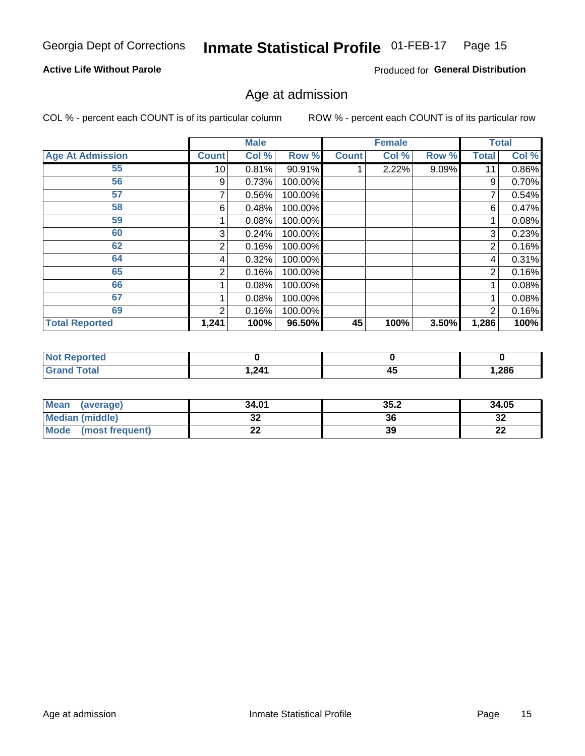Georgia Dept of Corrections **Inmate Statistical Profile** 01-FEB-17

**Active Life Without Parole**

Produced for **General Distribution**

## Age at admission

COL % - percent each COUNT is of its particular column

ROW % - percent each COUNT is of its particular row

| | Male | | | Female | | | Total | |
|---|---|---|---|---|---|---|---|---|
| **Age At Admission** | **Count** | **Col %** | **Row %** | **Count** | **Col %** | **Row %** | **Total** | **Col %** |
| 55 | 10 | 0.81% | 90.91% | 1 | 2.22% | 9.09% | 11 | 0.86% |
| 56 | 9 | 0.73% | 100.00% | | | | 9 | 0.70% |
| 57 | 7 | 0.56% | 100.00% | | | | 7 | 0.54% |
| 58 | 6 | 0.48% | 100.00% | | | | 6 | 0.47% |
| 59 | 1 | 0.08% | 100.00% | | | | 1 | 0.08% |
| 60 | 3 | 0.24% | 100.00% | | | | 3 | 0.23% |
| 62 | 2 | 0.16% | 100.00% | | | | 2 | 0.16% |
| 64 | 4 | 0.32% | 100.00% | | | | 4 | 0.31% |
| 65 | 2 | 0.16% | 100.00% | | | | 2 | 0.16% |
| 66 | 1 | 0.08% | 100.00% | | | | 1 | 0.08% |
| 67 | 1 | 0.08% | 100.00% | | | | 1 | 0.08% |
| 69 | 2 | 0.16% | 100.00% | | | | 2 | 0.16% |
| **Total Reported** | **1,241** | **100%** | **96.50%** | **45** | **100%** | **3.50%** | **1,286** | **100%** |

| | Male | Female | Total |
|---|---|---|---|
| **Not Reported** | **0** | **0** | **0** |
| **Grand Total** | **1,241** | **45** | **1,286** |

| | Male | Female | Total |
|---|---|---|---|
| **Mean (average)** | **34.01** | **35.2** | **34.05** |
| **Median (middle)** | **32** | **36** | **32** |
| **Mode (most frequent)** | **22** | **39** | **22** |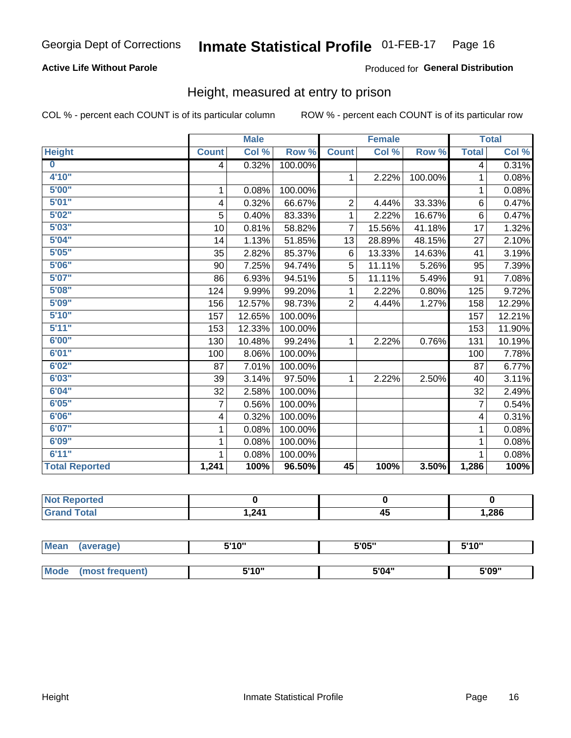Georgia Dept of Corrections **Inmate Statistical Profile** 01-FEB-17

**Active Life Without Parole**

Produced for **General Distribution**

## Height, measured at entry to prison

COL % - percent each COUNT is of its particular column

ROW % - percent each COUNT is of its particular row

| | Male | | | Female | | | Total | |
|---|---|---|---|---|---|---|---|---|
| **Height** | **Count** | **Col %** | **Row %** | **Count** | **Col %** | **Row %** | **Total** | **Col %** |
| **0** | 4 | 0.32% | 100.00% | | | | 4 | 0.31% |
| **4'10"** | | | | 1 | 2.22% | 100.00% | 1 | 0.08% |
| **5'00"** | 1 | 0.08% | 100.00% | | | | 1 | 0.08% |
| **5'01"** | 4 | 0.32% | 66.67% | 2 | 4.44% | 33.33% | 6 | 0.47% |
| **5'02"** | 5 | 0.40% | 83.33% | 1 | 2.22% | 16.67% | 6 | 0.47% |
| **5'03"** | 10 | 0.81% | 58.82% | 7 | 15.56% | 41.18% | 17 | 1.32% |
| **5'04"** | 14 | 1.13% | 51.85% | 13 | 28.89% | 48.15% | 27 | 2.10% |
| **5'05"** | 35 | 2.82% | 85.37% | 6 | 13.33% | 14.63% | 41 | 3.19% |
| **5'06"** | 90 | 7.25% | 94.74% | 5 | 11.11% | 5.26% | 95 | 7.39% |
| **5'07"** | 86 | 6.93% | 94.51% | 5 | 11.11% | 5.49% | 91 | 7.08% |
| **5'08"** | 124 | 9.99% | 99.20% | 1 | 2.22% | 0.80% | 125 | 9.72% |
| **5'09"** | 156 | 12.57% | 98.73% | 2 | 4.44% | 1.27% | 158 | 12.29% |
| **5'10"** | 157 | 12.65% | 100.00% | | | | 157 | 12.21% |
| **5'11"** | 153 | 12.33% | 100.00% | | | | 153 | 11.90% |
| **6'00"** | 130 | 10.48% | 99.24% | 1 | 2.22% | 0.76% | 131 | 10.19% |
| **6'01"** | 100 | 8.06% | 100.00% | | | | 100 | 7.78% |
| **6'02"** | 87 | 7.01% | 100.00% | | | | 87 | 6.77% |
| **6'03"** | 39 | 3.14% | 97.50% | 1 | 2.22% | 2.50% | 40 | 3.11% |
| **6'04"** | 32 | 2.58% | 100.00% | | | | 32 | 2.49% |
| **6'05"** | 7 | 0.56% | 100.00% | | | | 7 | 0.54% |
| **6'06"** | 4 | 0.32% | 100.00% | | | | 4 | 0.31% |
| **6'07"** | 1 | 0.08% | 100.00% | | | | 1 | 0.08% |
| **6'09"** | 1 | 0.08% | 100.00% | | | | 1 | 0.08% |
| **6'11"** | 1 | 0.08% | 100.00% | | | | 1 | 0.08% |
| **Total Reported** | **1,241** | **100%** | **96.50%** | **45** | **100%** | **3.50%** | **1,286** | **100%** |

| | Male | Female | Total |
|---|---|---|---|
| **Not Reported** | **0** | **0** | **0** |
| **Grand Total** | **1,241** | **45** | **1,286** |

| | Male | Female | Total |
|---|---|---|---|
| **Mean (average)** | **5'10"** | **5'05"** | **5'10"** |
| **Mode (most frequent)** | **5'10"** | **5'04"** | **5'09"** |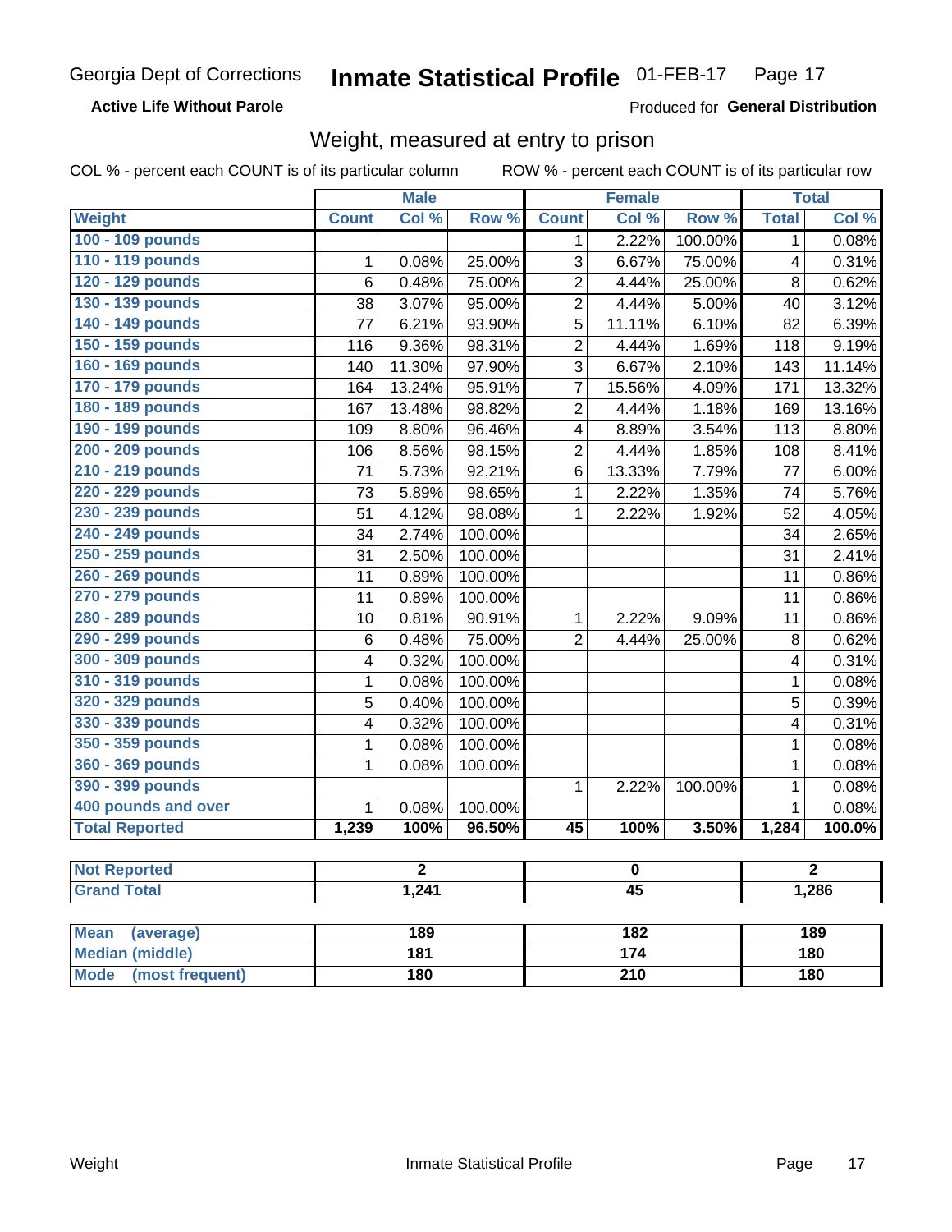Georgia Dept of Corrections **Inmate Statistical Profile** 01-FEB-17

**Active Life Without Parole**

Produced for **General Distribution**

## Weight, measured at entry to prison

COL % - percent each COUNT is of its particular column ROW % - percent each COUNT is of its particular row

| | Male | | | Female | | | Total | |
|---|---|---|---|---|---|---|---|---|
| **Weight** | **Count** | **Col %** | **Row %** | **Count** | **Col %** | **Row %** | **Total** | **Col %** |
| **100 - 109 pounds** | | | | 1 | 2.22% | 100.00% | 1 | 0.08% |
| **110 - 119 pounds** | 1 | 0.08% | 25.00% | 3 | 6.67% | 75.00% | 4 | 0.31% |
| **120 - 129 pounds** | 6 | 0.48% | 75.00% | 2 | 4.44% | 25.00% | 8 | 0.62% |
| **130 - 139 pounds** | 38 | 3.07% | 95.00% | 2 | 4.44% | 5.00% | 40 | 3.12% |
| **140 - 149 pounds** | 77 | 6.21% | 93.90% | 5 | 11.11% | 6.10% | 82 | 6.39% |
| **150 - 159 pounds** | 116 | 9.36% | 98.31% | 2 | 4.44% | 1.69% | 118 | 9.19% |
| **160 - 169 pounds** | 140 | 11.30% | 97.90% | 3 | 6.67% | 2.10% | 143 | 11.14% |
| **170 - 179 pounds** | 164 | 13.24% | 95.91% | 7 | 15.56% | 4.09% | 171 | 13.32% |
| **180 - 189 pounds** | 167 | 13.48% | 98.82% | 2 | 4.44% | 1.18% | 169 | 13.16% |
| **190 - 199 pounds** | 109 | 8.80% | 96.46% | 4 | 8.89% | 3.54% | 113 | 8.80% |
| **200 - 209 pounds** | 106 | 8.56% | 98.15% | 2 | 4.44% | 1.85% | 108 | 8.41% |
| **210 - 219 pounds** | 71 | 5.73% | 92.21% | 6 | 13.33% | 7.79% | 77 | 6.00% |
| **220 - 229 pounds** | 73 | 5.89% | 98.65% | 1 | 2.22% | 1.35% | 74 | 5.76% |
| **230 - 239 pounds** | 51 | 4.12% | 98.08% | 1 | 2.22% | 1.92% | 52 | 4.05% |
| **240 - 249 pounds** | 34 | 2.74% | 100.00% | | | | 34 | 2.65% |
| **250 - 259 pounds** | 31 | 2.50% | 100.00% | | | | 31 | 2.41% |
| **260 - 269 pounds** | 11 | 0.89% | 100.00% | | | | 11 | 0.86% |
| **270 - 279 pounds** | 11 | 0.89% | 100.00% | | | | 11 | 0.86% |
| **280 - 289 pounds** | 10 | 0.81% | 90.91% | 1 | 2.22% | 9.09% | 11 | 0.86% |
| **290 - 299 pounds** | 6 | 0.48% | 75.00% | 2 | 4.44% | 25.00% | 8 | 0.62% |
| **300 - 309 pounds** | 4 | 0.32% | 100.00% | | | | 4 | 0.31% |
| **310 - 319 pounds** | 1 | 0.08% | 100.00% | | | | 1 | 0.08% |
| **320 - 329 pounds** | 5 | 0.40% | 100.00% | | | | 5 | 0.39% |
| **330 - 339 pounds** | 4 | 0.32% | 100.00% | | | | 4 | 0.31% |
| **350 - 359 pounds** | 1 | 0.08% | 100.00% | | | | 1 | 0.08% |
| **360 - 369 pounds** | 1 | 0.08% | 100.00% | | | | 1 | 0.08% |
| **390 - 399 pounds** | | | | 1 | 2.22% | 100.00% | 1 | 0.08% |
| **400 pounds and over** | 1 | 0.08% | 100.00% | | | | 1 | 0.08% |
| **Total Reported** | **1,239** | **100%** | **96.50%** | **45** | **100%** | **3.50%** | **1,284** | **100.0%** |

| | Male | Female | Total |
|---|---|---|---|
| **Not Reported** | **2** | **0** | **2** |
| **Grand Total** | **1,241** | **45** | **1,286** |

| | Male | Female | Total |
|---|---|---|---|
| **Mean (average)** | **189** | **182** | **189** |
| **Median (middle)** | **181** | **174** | **180** |
| **Mode (most frequent)** | **180** | **210** | **180** |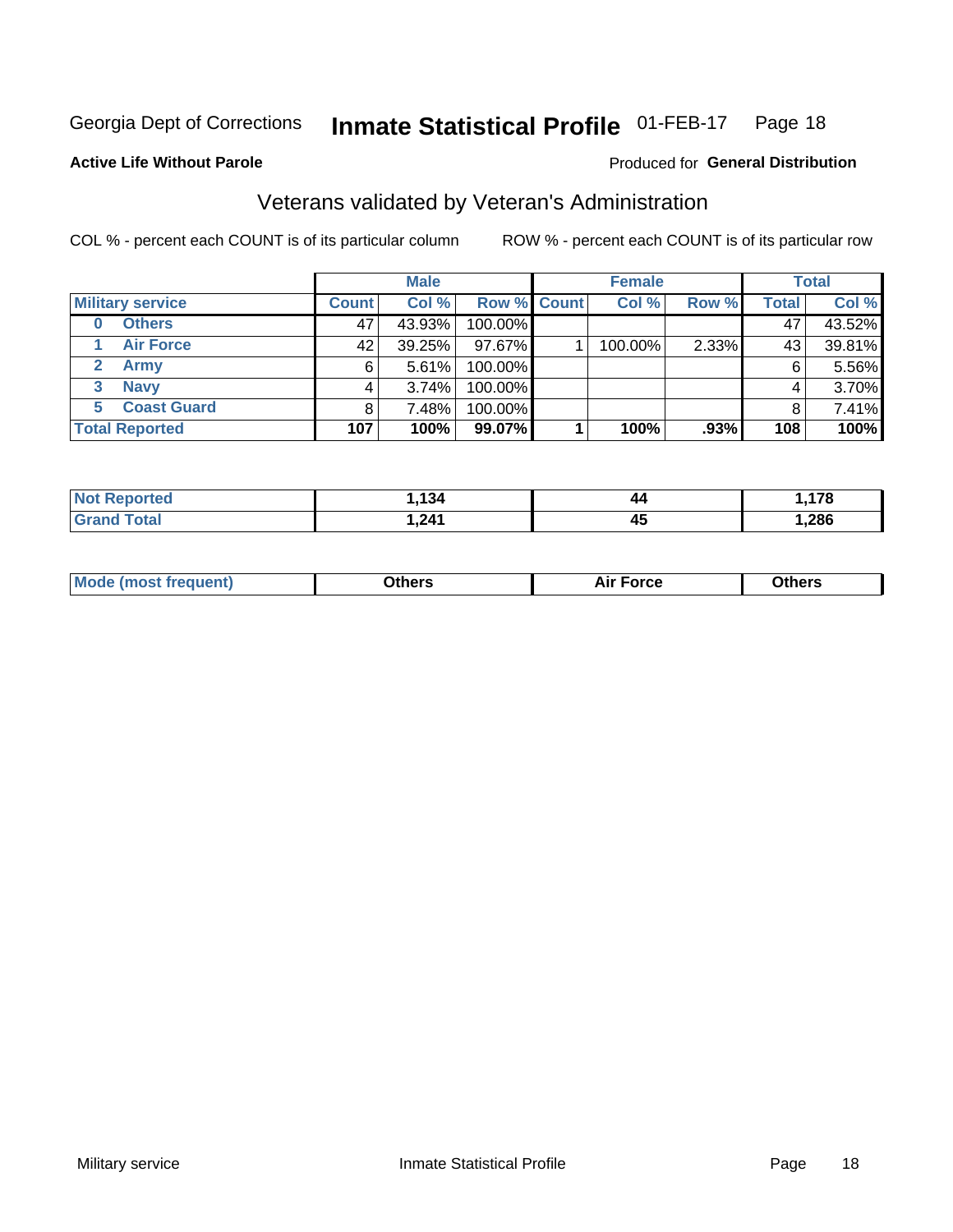Georgia Dept of Corrections **Inmate Statistical Profile** 01-FEB-17

**Active Life Without Parole**

Produced for **General Distribution**

## Veterans validated by Veteran's Administration

COL % - percent each COUNT is of its particular column

ROW % - percent each COUNT is of its particular row

| | | Male | | | Female | | | Total | |
|---|---|---|---|---|---|---|---|---|---|
| **Military service** | | **Count** | **Col %** | **Row %** | **Count** | **Col %** | **Row %** | **Total** | **Col %** |
| 0 | Others | 47 | 43.93% | 100.00% | | | | 47 | 43.52% |
| 1 | Air Force | 42 | 39.25% | 97.67% | 1 | 100.00% | 2.33% | 43 | 39.81% |
| 2 | Army | 6 | 5.61% | 100.00% | | | | 6 | 5.56% |
| 3 | Navy | 4 | 3.74% | 100.00% | | | | 4 | 3.70% |
| 5 | Coast Guard | 8 | 7.48% | 100.00% | | | | 8 | 7.41% |
| **Total Reported** | | **107** | **100%** | **99.07%** | **1** | **100%** | **.93%** | **108** | **100%** |

| | Male | Female | Total |
|---|---|---|---|
| **Not Reported** | **1,134** | **44** | **1,178** |
| **Grand Total** | **1,241** | **45** | **1,286** |

| | Male | Female | Total |
|---|---|---|---|
| **Mode (most frequent)** | **Others** | **Air Force** | **Others** |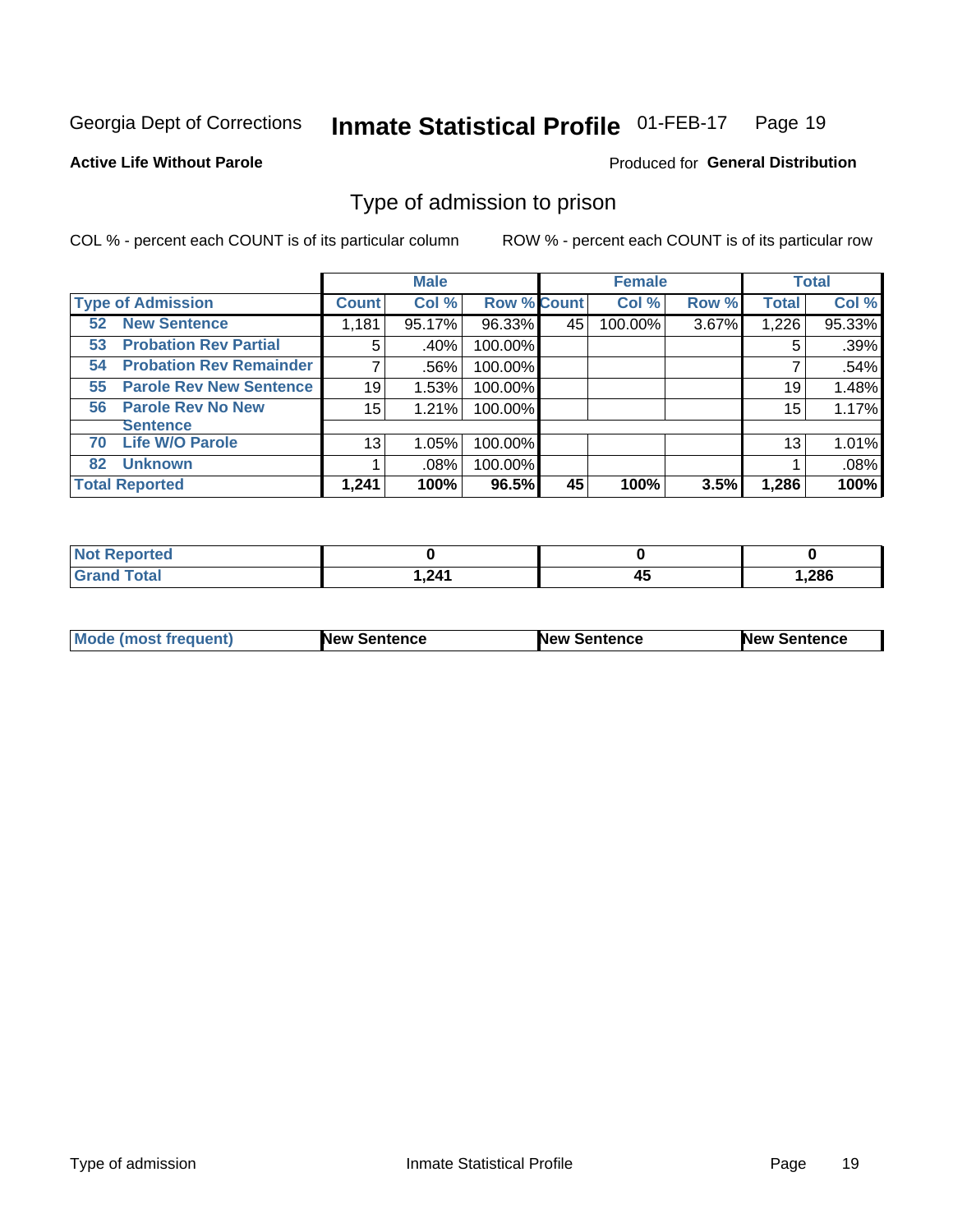Georgia Dept of Corrections **Inmate Statistical Profile** 01-FEB-17

**Active Life Without Parole**

Produced for **General Distribution**

## Type of admission to prison

COL % - percent each COUNT is of its particular column ROW % - percent each COUNT is of its particular row

| | Male | | | Female | | | Total | |
|---|---|---|---|---|---|---|---|---|
| **Type of Admission** | **Count** | **Col %** | **Row %** | **Count** | **Col %** | **Row %** | **Total** | **Col %** |
| **52 New Sentence** | 1,181 | 95.17% | 96.33% | 45 | 100.00% | 3.67% | 1,226 | 95.33% |
| **53 Probation Rev Partial** | 5 | .40% | 100.00% | | | | 5 | .39% |
| **54 Probation Rev Remainder** | 7 | .56% | 100.00% | | | | 7 | .54% |
| **55 Parole Rev New Sentence** | 19 | 1.53% | 100.00% | | | | 19 | 1.48% |
| **56 Parole Rev No New Sentence** | 15 | 1.21% | 100.00% | | | | 15 | 1.17% |
| **70 Life W/O Parole** | 13 | 1.05% | 100.00% | | | | 13 | 1.01% |
| **82 Unknown** | 1 | .08% | 100.00% | | | | 1 | .08% |
| **Total Reported** | **1,241** | **100%** | **96.5%** | **45** | **100%** | **3.5%** | **1,286** | **100%** |

| | Male | Female | Total |
|---|---|---|---|
| **Not Reported** | **0** | **0** | **0** |
| **Grand Total** | **1,241** | **45** | **1,286** |

| | Male | Female | Total |
|---|---|---|---|
| **Mode (most frequent)** | **New Sentence** | **New Sentence** | **New Sentence** |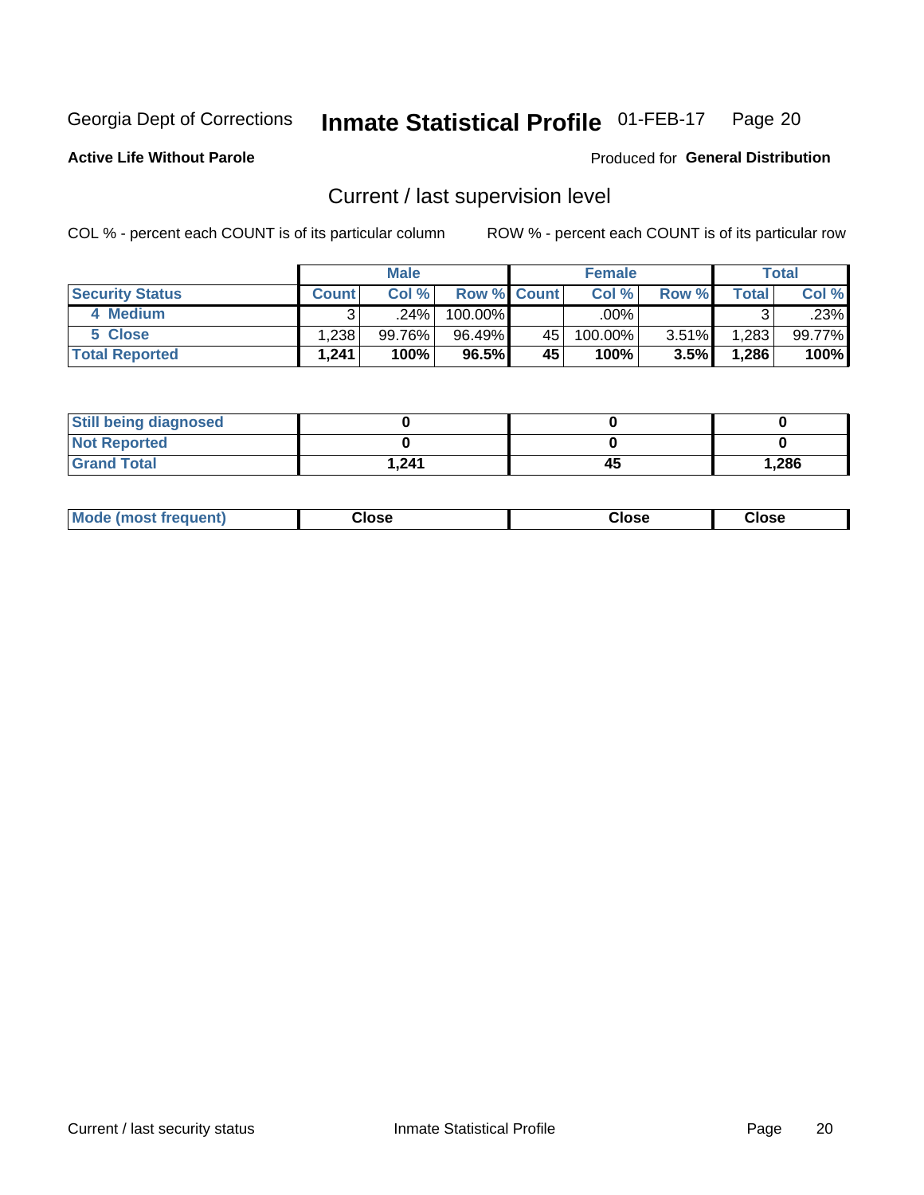Georgia Dept of Corrections **Inmate Statistical Profile** 01-FEB-17 Page 20

**Active Life Without Parole**

Produced for **General Distribution**

## Current / last supervision level

COL % - percent each COUNT is of its particular column ROW % - percent each COUNT is of its particular row

| | Male | | | Female | | | Total | |
|---|---|---|---|---|---|---|---|---|
| **Security Status** | **Count** | **Col %** | **Row %** | **Count** | **Col %** | **Row %** | **Total** | **Col %** |
| 4 Medium | 3 | .24% | 100.00% | | .00% | | 3 | .23% |
| 5 Close | 1,238 | 99.76% | 96.49% | 45 | 100.00% | 3.51% | 1,283 | 99.77% |
| **Total Reported** | **1,241** | **100%** | **96.5%** | **45** | **100%** | **3.5%** | **1,286** | **100%** |

| | Male | Female | Total |
|---|---|---|---|
| **Still being diagnosed** | **0** | **0** | **0** |
| **Not Reported** | **0** | **0** | **0** |
| **Grand Total** | **1,241** | **45** | **1,286** |

| | Male | Female | Total |
|---|---|---|---|
| **Mode (most frequent)** | **Close** | **Close** | **Close** |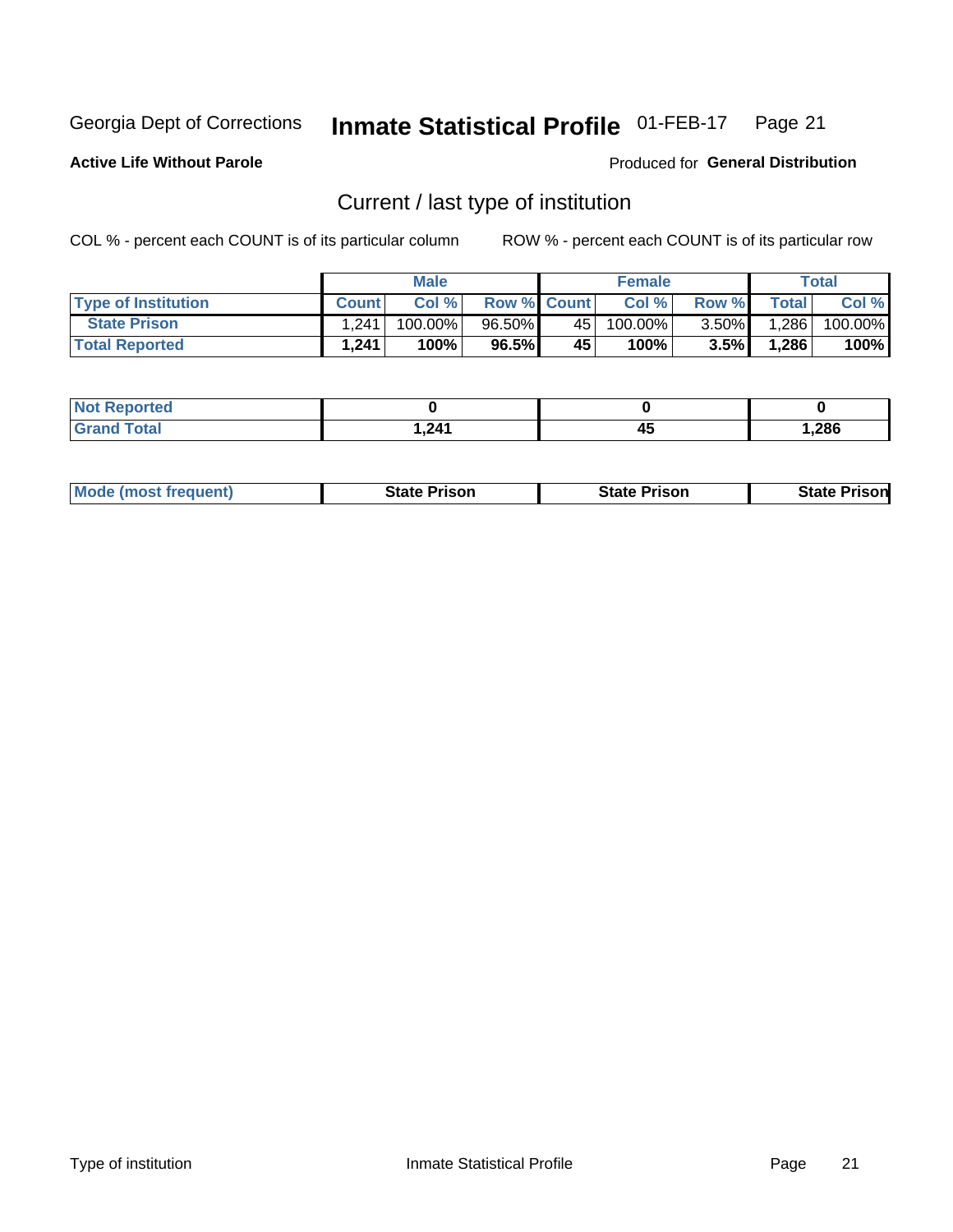Georgia Dept of Corrections **Inmate Statistical Profile** 01-FEB-17

**Active Life Without Parole**

Produced for **General Distribution**

## Current / last type of institution

COL % - percent each COUNT is of its particular column

ROW % - percent each COUNT is of its particular row

| | Male | | | Female | | | Total | |
|---|---|---|---|---|---|---|---|---|
| **Type of Institution** | **Count** | **Col %** | **Row %** | **Count** | **Col %** | **Row %** | **Total** | **Col %** |
| **State Prison** | 1,241 | 100.00% | 96.50% | 45 | 100.00% | 3.50% | 1,286 | 100.00% |
| **Total Reported** | **1,241** | **100%** | **96.5%** | **45** | **100%** | **3.5%** | **1,286** | **100%** |

| | Male | Female | Total |
|---|---|---|---|
| **Not Reported** | **0** | **0** | **0** |
| **Grand Total** | **1,241** | **45** | **1,286** |

| | Male | Female | Total |
|---|---|---|---|
| **Mode (most frequent)** | **State Prison** | **State Prison** | **State Prison** |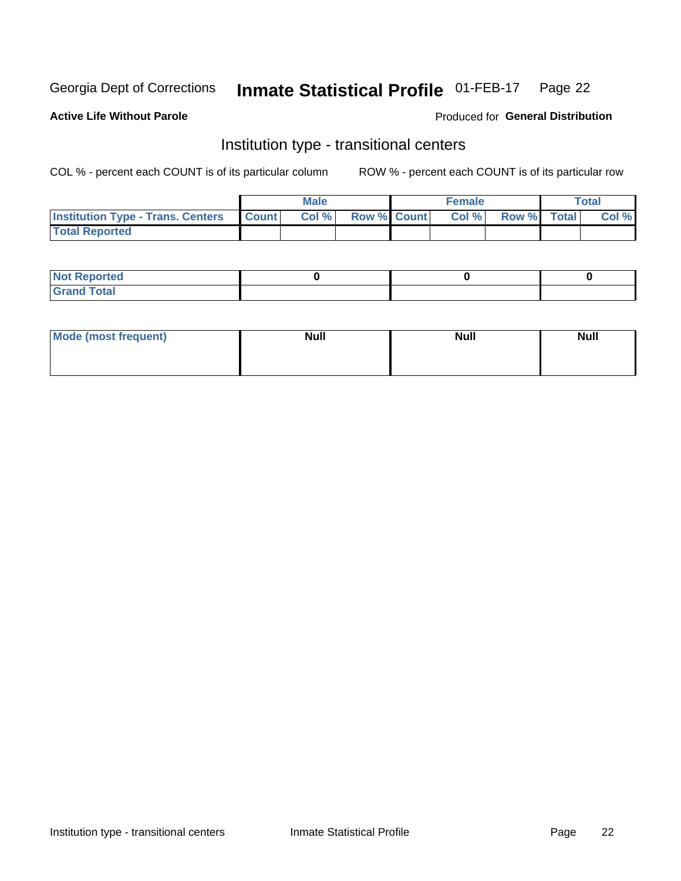Georgia Dept of Corrections **Inmate Statistical Profile** 01-FEB-17

**Active Life Without Parole**

Produced for **General Distribution**

## Institution type - transitional centers

COL % - percent each COUNT is of its particular column

ROW % - percent each COUNT is of its particular row

| | Male | | | Female | | | Total | |
|---|---|---|---|---|---|---|---|---|
| Institution Type - Trans. Centers | Count | Col % | Row % | Count | Col % | Row % | Total | Col % |
| Total Reported | | | | | | | | |

| | Male | Female | Total |
|---|---|---|---|
| Not Reported | 0 | 0 | 0 |
| Grand Total | | | |

| | Male | Female | Total |
|---|---|---|---|
| Mode (most frequent) | Null | Null | Null |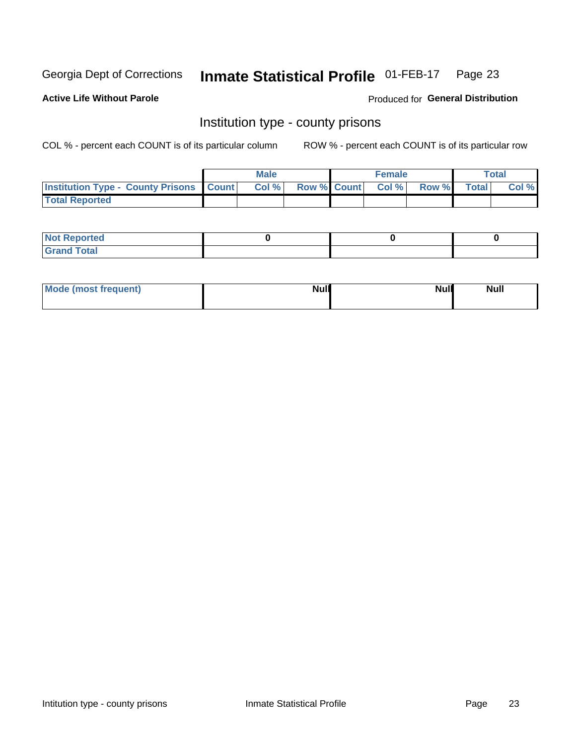Georgia Dept of Corrections **Inmate Statistical Profile** 01-FEB-17 Page 23

**Active Life Without Parole**

Produced for **General Distribution**

## Institution type - county prisons

COL % - percent each COUNT is of its particular column ROW % - percent each COUNT is of its particular row

| | Male | | | Female | | | Total | |
|---|---|---|---|---|---|---|---|---|
| Institution Type - County Prisons | Count | Col % | Row % | Count | Col % | Row % | Total | Col % |
| Total Reported | | | | | | | | |

| | Male | Female | Total |
|---|---|---|---|
| Not Reported | 0 | 0 | 0 |
| Grand Total | | | |

| | Male | Female | Total |
|---|---|---|---|
| Mode (most frequent) | Null | Null | Null |

Intitution type - county prisons Inmate Statistical Profile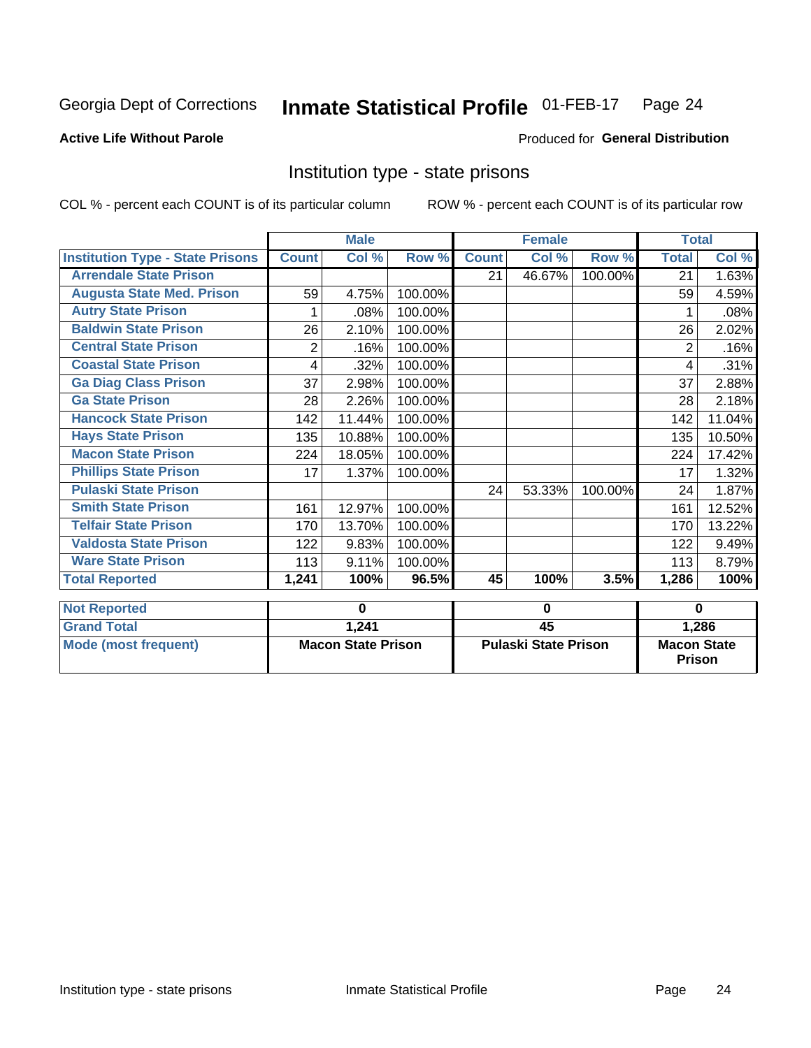Georgia Dept of Corrections **Inmate Statistical Profile** 01-FEB-17

**Active Life Without Parole**

Produced for **General Distribution**

## Institution type - state prisons

COL % - percent each COUNT is of its particular column     ROW % - percent each COUNT is of its particular row

| | Male | | | Female | | | Total | |
|---|---|---|---|---|---|---|---|---|
| **Institution Type - State Prisons** | **Count** | **Col %** | **Row %** | **Count** | **Col %** | **Row %** | **Total** | **Col %** |
| **Arrendale State Prison** | | | | 21 | 46.67% | 100.00% | 21 | 1.63% |
| **Augusta State Med. Prison** | 59 | 4.75% | 100.00% | | | | 59 | 4.59% |
| **Autry State Prison** | 1 | .08% | 100.00% | | | | 1 | .08% |
| **Baldwin State Prison** | 26 | 2.10% | 100.00% | | | | 26 | 2.02% |
| **Central State Prison** | 2 | .16% | 100.00% | | | | 2 | .16% |
| **Coastal State Prison** | 4 | .32% | 100.00% | | | | 4 | .31% |
| **Ga Diag Class Prison** | 37 | 2.98% | 100.00% | | | | 37 | 2.88% |
| **Ga State Prison** | 28 | 2.26% | 100.00% | | | | 28 | 2.18% |
| **Hancock State Prison** | 142 | 11.44% | 100.00% | | | | 142 | 11.04% |
| **Hays State Prison** | 135 | 10.88% | 100.00% | | | | 135 | 10.50% |
| **Macon State Prison** | 224 | 18.05% | 100.00% | | | | 224 | 17.42% |
| **Phillips State Prison** | 17 | 1.37% | 100.00% | | | | 17 | 1.32% |
| **Pulaski State Prison** | | | | 24 | 53.33% | 100.00% | 24 | 1.87% |
| **Smith State Prison** | 161 | 12.97% | 100.00% | | | | 161 | 12.52% |
| **Telfair State Prison** | 170 | 13.70% | 100.00% | | | | 170 | 13.22% |
| **Valdosta State Prison** | 122 | 9.83% | 100.00% | | | | 122 | 9.49% |
| **Ware State Prison** | 113 | 9.11% | 100.00% | | | | 113 | 8.79% |
| **Total Reported** | **1,241** | **100%** | **96.5%** | **45** | **100%** | **3.5%** | **1,286** | **100%** |

| | Male | Female | Total |
|---|---|---|---|
| **Not Reported** | **0** | **0** | **0** |
| **Grand Total** | **1,241** | **45** | **1,286** |
| **Mode (most frequent)** | **Macon State Prison** | **Pulaski State Prison** | **Macon State Prison** |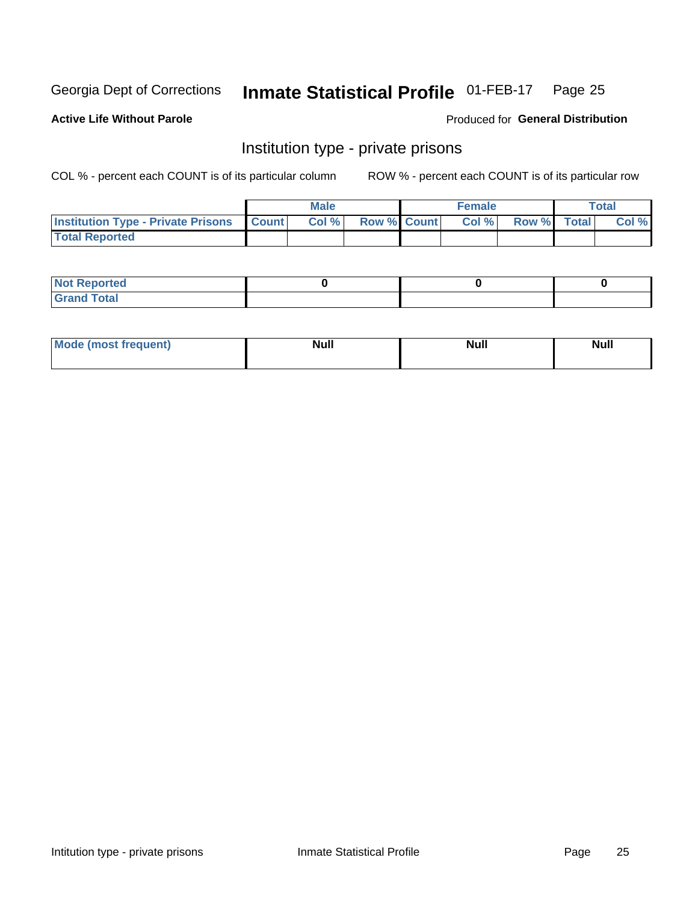Georgia Dept of Corrections **Inmate Statistical Profile** 01-FEB-17

**Active Life Without Parole**

Produced for **General Distribution**

## Institution type - private prisons

COL % - percent each COUNT is of its particular column

ROW % - percent each COUNT is of its particular row

| | Male | | | Female | | | Total | |
|---|---|---|---|---|---|---|---|---|
| **Institution Type - Private Prisons** | **Count** | **Col %** | **Row %** | **Count** | **Col %** | **Row %** | **Total** | **Col %** |
| **Total Reported** | | | | | | | | |

| | Male | Female | Total |
|---|---|---|---|
| **Not Reported** | 0 | 0 | 0 |
| **Grand Total** | | | |

| | Male | Female | Total |
|---|---|---|---|
| **Mode (most frequent)** | Null | Null | Null |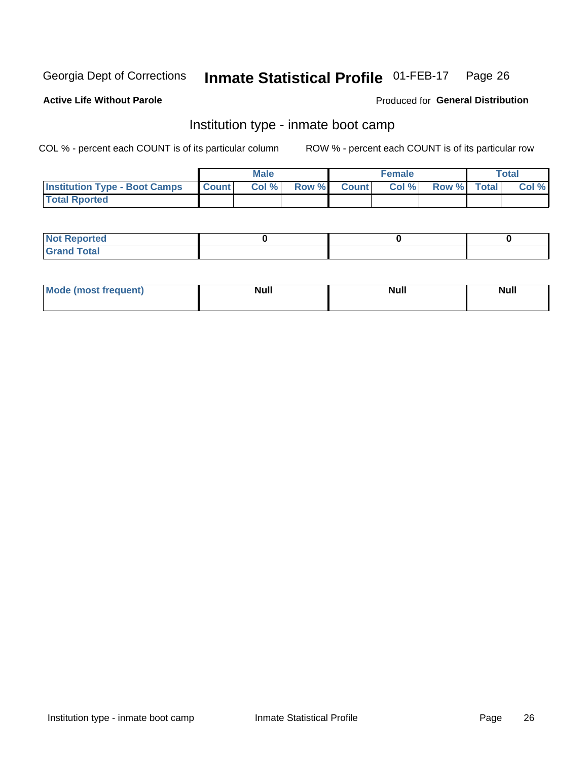Georgia Dept of Corrections **Inmate Statistical Profile** 01-FEB-17

**Active Life Without Parole**

Produced for **General Distribution**

## Institution type - inmate boot camp

COL % - percent each COUNT is of its particular column

ROW % - percent each COUNT is of its particular row

| | Male | | | Female | | | Total | |
|---|---|---|---|---|---|---|---|---|
| **Institution Type - Boot Camps** | **Count** | **Col %** | **Row %** | **Count** | **Col %** | **Row %** | **Total** | **Col %** |
| **Total Rported** | | | | | | | | |

| | Male | Female | Total |
|---|---|---|---|
| **Not Reported** | **0** | **0** | **0** |
| **Grand Total** | | | |

| | Male | Female | Total |
|---|---|---|---|
| **Mode (most frequent)** | **Null** | **Null** | **Null** |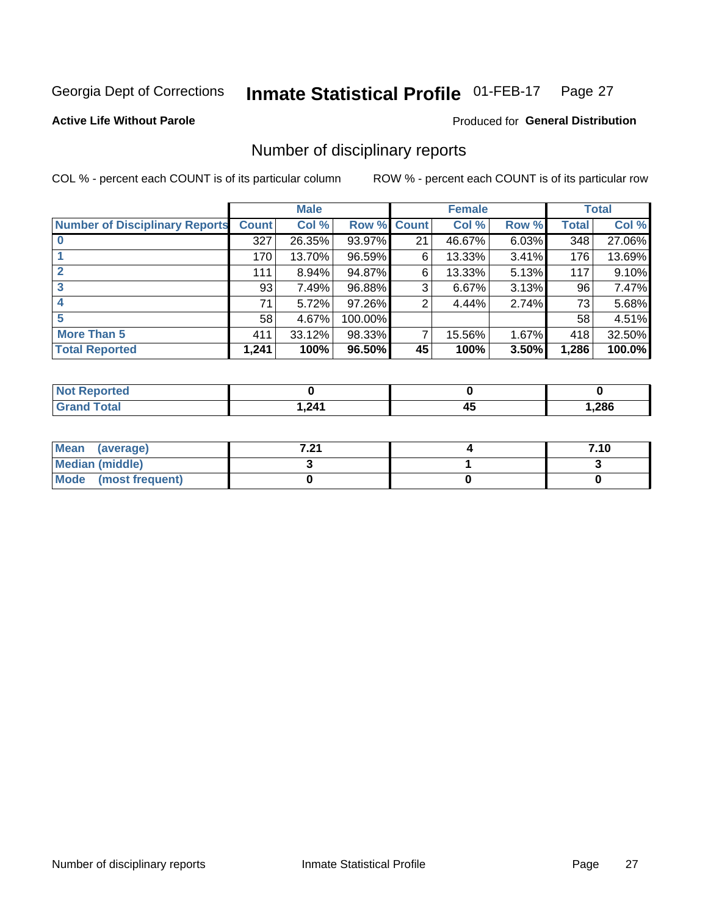Georgia Dept of Corrections **Inmate Statistical Profile** 01-FEB-17

**Active Life Without Parole**

Produced for **General Distribution**

## Number of disciplinary reports

COL % - percent each COUNT is of its particular column

ROW % - percent each COUNT is of its particular row

| | Male | | | Female | | | Total | |
|---|---|---|---|---|---|---|---|---|
| Number of Disciplinary Reports | Count | Col % | Row % | Count | Col % | Row % | Total | Col % |
| 0 | 327 | 26.35% | 93.97% | 21 | 46.67% | 6.03% | 348 | 27.06% |
| 1 | 170 | 13.70% | 96.59% | 6 | 13.33% | 3.41% | 176 | 13.69% |
| 2 | 111 | 8.94% | 94.87% | 6 | 13.33% | 5.13% | 117 | 9.10% |
| 3 | 93 | 7.49% | 96.88% | 3 | 6.67% | 3.13% | 96 | 7.47% |
| 4 | 71 | 5.72% | 97.26% | 2 | 4.44% | 2.74% | 73 | 5.68% |
| 5 | 58 | 4.67% | 100.00% | | | | 58 | 4.51% |
| More Than 5 | 411 | 33.12% | 98.33% | 7 | 15.56% | 1.67% | 418 | 32.50% |
| **Total Reported** | **1,241** | **100%** | **96.50%** | **45** | **100%** | **3.50%** | **1,286** | **100.0%** |

| | Male | Female | Total |
|---|---|---|---|
| Not Reported | 0 | 0 | 0 |
| Grand Total | 1,241 | 45 | 1,286 |

| | Male | Female | Total |
|---|---|---|---|
| Mean (average) | 7.21 | 4 | 7.10 |
| Median (middle) | 3 | 1 | 3 |
| Mode (most frequent) | 0 | 0 | 0 |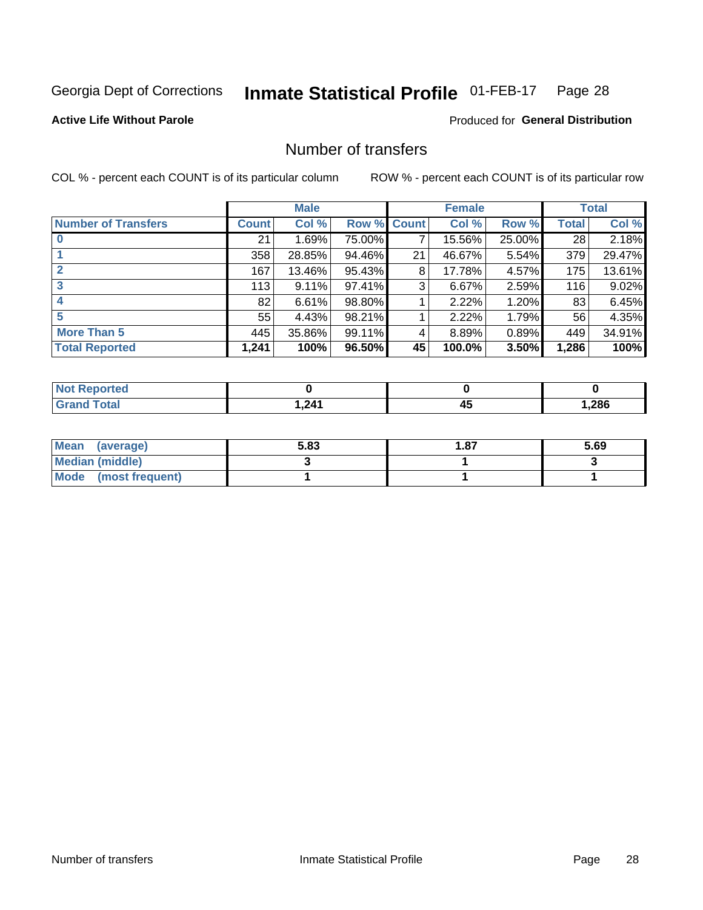Georgia Dept of Corrections **Inmate Statistical Profile** 01-FEB-17 Page 28

**Active Life Without Parole**

Produced for **General Distribution**

## Number of transfers

COL % - percent each COUNT is of its particular column

ROW % - percent each COUNT is of its particular row

| | Male | | | Female | | | Total | |
|---|---|---|---|---|---|---|---|---|
| **Number of Transfers** | **Count** | **Col %** | **Row %** | **Count** | **Col %** | **Row %** | **Total** | **Col %** |
| **0** | 21 | 1.69% | 75.00% | 7 | 15.56% | 25.00% | 28 | 2.18% |
| **1** | 358 | 28.85% | 94.46% | 21 | 46.67% | 5.54% | 379 | 29.47% |
| **2** | 167 | 13.46% | 95.43% | 8 | 17.78% | 4.57% | 175 | 13.61% |
| **3** | 113 | 9.11% | 97.41% | 3 | 6.67% | 2.59% | 116 | 9.02% |
| **4** | 82 | 6.61% | 98.80% | 1 | 2.22% | 1.20% | 83 | 6.45% |
| **5** | 55 | 4.43% | 98.21% | 1 | 2.22% | 1.79% | 56 | 4.35% |
| **More Than 5** | 445 | 35.86% | 99.11% | 4 | 8.89% | 0.89% | 449 | 34.91% |
| **Total Reported** | **1,241** | **100%** | **96.50%** | **45** | **100.0%** | **3.50%** | **1,286** | **100%** |

| | Male | Female | Total |
|---|---|---|---|
| **Not Reported** | **0** | **0** | **0** |
| **Grand Total** | **1,241** | **45** | **1,286** |

| | Male | Female | Total |
|---|---|---|---|
| **Mean (average)** | **5.83** | **1.87** | **5.69** |
| **Median (middle)** | **3** | **1** | **3** |
| **Mode (most frequent)** | **1** | **1** | **1** |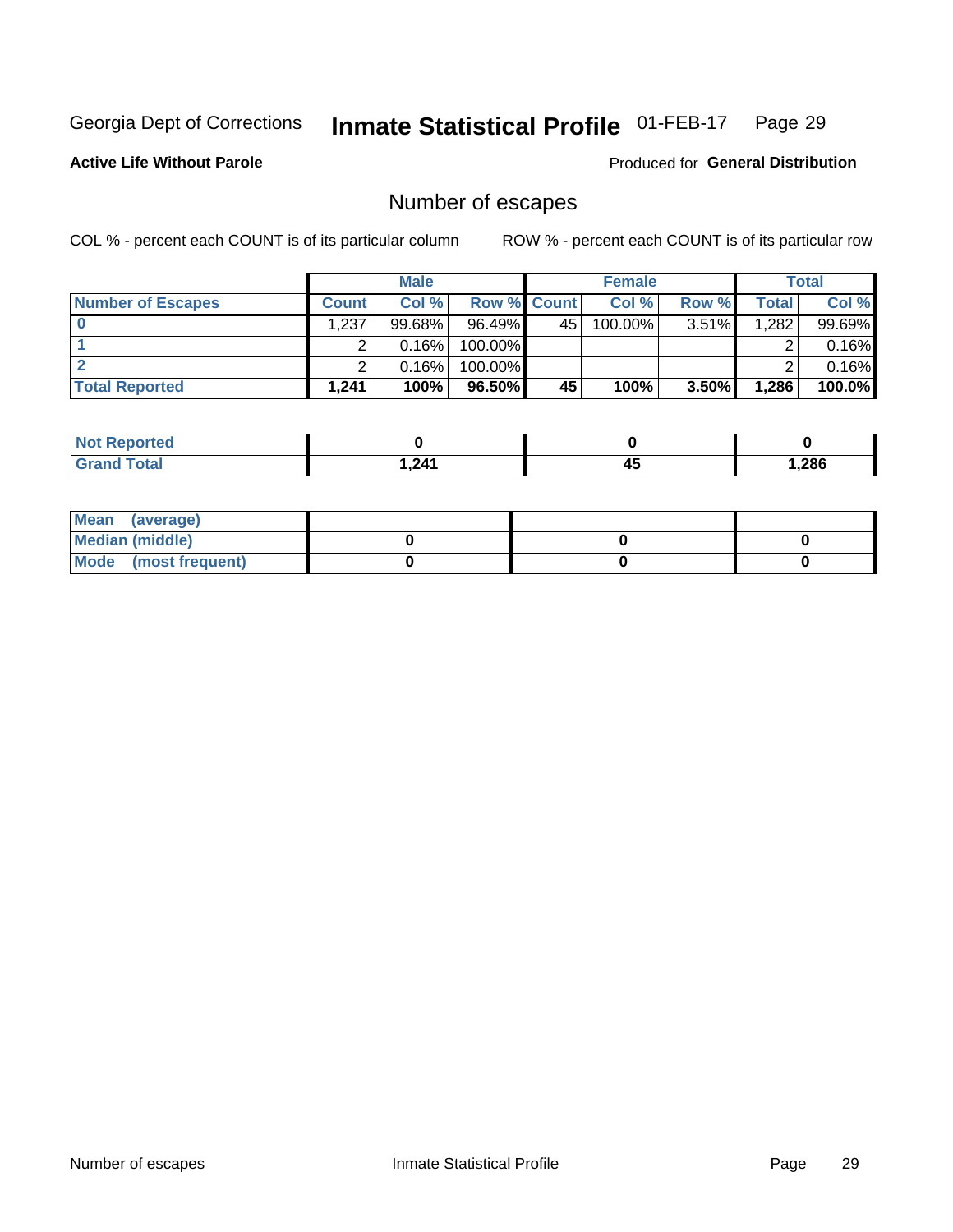Georgia Dept of Corrections **Inmate Statistical Profile** 01-FEB-17

**Active Life Without Parole**

Produced for **General Distribution**

## Number of escapes

COL % - percent each COUNT is of its particular column

ROW % - percent each COUNT is of its particular row

| | Male | | | Female | | | Total | |
|---|---|---|---|---|---|---|---|---|
| **Number of Escapes** | **Count** | **Col %** | **Row %** | **Count** | **Col %** | **Row %** | **Total** | **Col %** |
| **0** | 1,237 | 99.68% | 96.49% | 45 | 100.00% | 3.51% | 1,282 | 99.69% |
| **1** | 2 | 0.16% | 100.00% | | | | 2 | 0.16% |
| **2** | 2 | 0.16% | 100.00% | | | | 2 | 0.16% |
| **Total Reported** | **1,241** | **100%** | **96.50%** | **45** | **100%** | **3.50%** | **1,286** | **100.0%** |

| | Male | Female | Total |
|---|---|---|---|
| **Not Reported** | **0** | **0** | **0** |
| **Grand Total** | **1,241** | **45** | **1,286** |

| | Male | Female | Total |
|---|---|---|---|
| **Mean (average)** | | | |
| **Median (middle)** | **0** | **0** | **0** |
| **Mode (most frequent)** | **0** | **0** | **0** |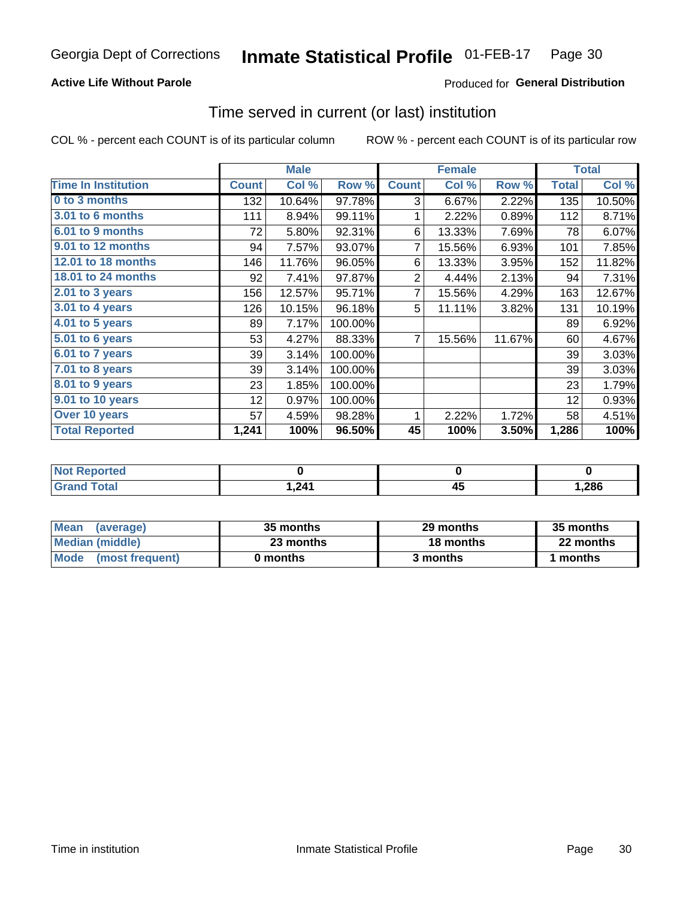Georgia Dept of Corrections **Inmate Statistical Profile** 01-FEB-17

**Active Life Without Parole**

Produced for **General Distribution**

## Time served in current (or last) institution

COL % - percent each COUNT is of its particular column

ROW % - percent each COUNT is of its particular row

| | Male | | | Female | | | Total | |
|---|---|---|---|---|---|---|---|---|
| **Time In Institution** | **Count** | **Col %** | **Row %** | **Count** | **Col %** | **Row %** | **Total** | **Col %** |
| **0 to 3 months** | 132 | 10.64% | 97.78% | 3 | 6.67% | 2.22% | 135 | 10.50% |
| **3.01 to 6 months** | 111 | 8.94% | 99.11% | 1 | 2.22% | 0.89% | 112 | 8.71% |
| **6.01 to 9 months** | 72 | 5.80% | 92.31% | 6 | 13.33% | 7.69% | 78 | 6.07% |
| **9.01 to 12 months** | 94 | 7.57% | 93.07% | 7 | 15.56% | 6.93% | 101 | 7.85% |
| **12.01 to 18 months** | 146 | 11.76% | 96.05% | 6 | 13.33% | 3.95% | 152 | 11.82% |
| **18.01 to 24 months** | 92 | 7.41% | 97.87% | 2 | 4.44% | 2.13% | 94 | 7.31% |
| **2.01 to 3 years** | 156 | 12.57% | 95.71% | 7 | 15.56% | 4.29% | 163 | 12.67% |
| **3.01 to 4 years** | 126 | 10.15% | 96.18% | 5 | 11.11% | 3.82% | 131 | 10.19% |
| **4.01 to 5 years** | 89 | 7.17% | 100.00% | | | | 89 | 6.92% |
| **5.01 to 6 years** | 53 | 4.27% | 88.33% | 7 | 15.56% | 11.67% | 60 | 4.67% |
| **6.01 to 7 years** | 39 | 3.14% | 100.00% | | | | 39 | 3.03% |
| **7.01 to 8 years** | 39 | 3.14% | 100.00% | | | | 39 | 3.03% |
| **8.01 to 9 years** | 23 | 1.85% | 100.00% | | | | 23 | 1.79% |
| **9.01 to 10 years** | 12 | 0.97% | 100.00% | | | | 12 | 0.93% |
| **Over 10 years** | 57 | 4.59% | 98.28% | 1 | 2.22% | 1.72% | 58 | 4.51% |
| **Total Reported** | **1,241** | **100%** | **96.50%** | **45** | **100%** | **3.50%** | **1,286** | **100%** |

| | Male | Female | Total |
|---|---|---|---|
| **Not Reported** | **0** | **0** | **0** |
| **Grand Total** | **1,241** | **45** | **1,286** |

| | Male | Female | Total |
|---|---|---|---|
| **Mean (average)** | **35 months** | **29 months** | **35 months** |
| **Median (middle)** | **23 months** | **18 months** | **22 months** |
| **Mode (most frequent)** | **0 months** | **3 months** | **1 months** |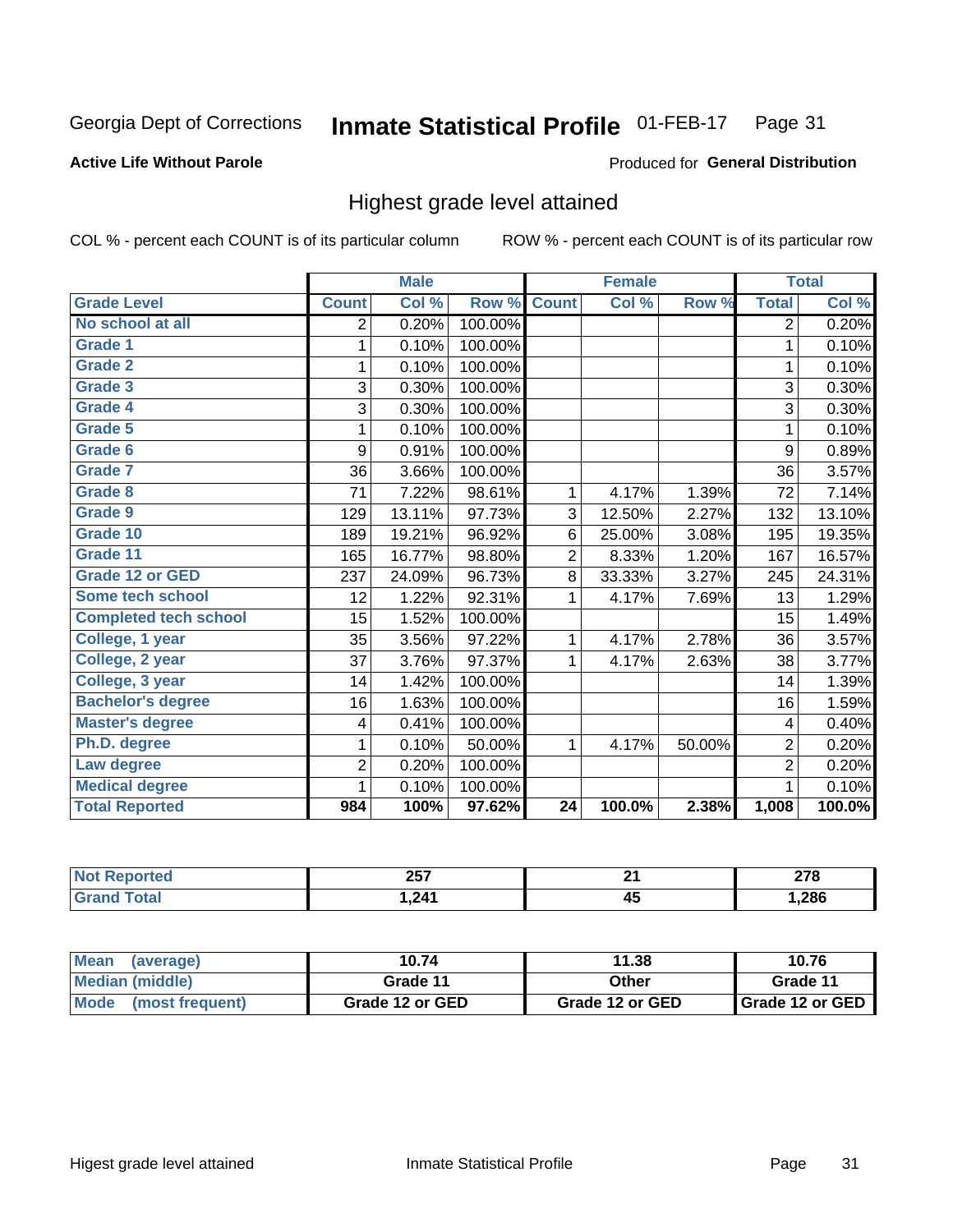Georgia Dept of Corrections **Inmate Statistical Profile** 01-FEB-17

**Active Life Without Parole**

Produced for **General Distribution**

## Highest grade level attained

COL % - percent each COUNT is of its particular column ROW % - percent each COUNT is of its particular row

| | Male | | | Female | | | Total | |
|---|---|---|---|---|---|---|---|---|
| **Grade Level** | **Count** | **Col %** | **Row %** | **Count** | **Col %** | **Row %** | **Total** | **Col %** |
| No school at all | 2 | 0.20% | 100.00% | | | | 2 | 0.20% |
| Grade 1 | 1 | 0.10% | 100.00% | | | | 1 | 0.10% |
| Grade 2 | 1 | 0.10% | 100.00% | | | | 1 | 0.10% |
| Grade 3 | 3 | 0.30% | 100.00% | | | | 3 | 0.30% |
| Grade 4 | 3 | 0.30% | 100.00% | | | | 3 | 0.30% |
| Grade 5 | 1 | 0.10% | 100.00% | | | | 1 | 0.10% |
| Grade 6 | 9 | 0.91% | 100.00% | | | | 9 | 0.89% |
| Grade 7 | 36 | 3.66% | 100.00% | | | | 36 | 3.57% |
| Grade 8 | 71 | 7.22% | 98.61% | 1 | 4.17% | 1.39% | 72 | 7.14% |
| Grade 9 | 129 | 13.11% | 97.73% | 3 | 12.50% | 2.27% | 132 | 13.10% |
| Grade 10 | 189 | 19.21% | 96.92% | 6 | 25.00% | 3.08% | 195 | 19.35% |
| Grade 11 | 165 | 16.77% | 98.80% | 2 | 8.33% | 1.20% | 167 | 16.57% |
| Grade 12 or GED | 237 | 24.09% | 96.73% | 8 | 33.33% | 3.27% | 245 | 24.31% |
| Some tech school | 12 | 1.22% | 92.31% | 1 | 4.17% | 7.69% | 13 | 1.29% |
| Completed tech school | 15 | 1.52% | 100.00% | | | | 15 | 1.49% |
| College, 1 year | 35 | 3.56% | 97.22% | 1 | 4.17% | 2.78% | 36 | 3.57% |
| College, 2 year | 37 | 3.76% | 97.37% | 1 | 4.17% | 2.63% | 38 | 3.77% |
| College, 3 year | 14 | 1.42% | 100.00% | | | | 14 | 1.39% |
| Bachelor's degree | 16 | 1.63% | 100.00% | | | | 16 | 1.59% |
| Master's degree | 4 | 0.41% | 100.00% | | | | 4 | 0.40% |
| Ph.D. degree | 1 | 0.10% | 50.00% | 1 | 4.17% | 50.00% | 2 | 0.20% |
| Law degree | 2 | 0.20% | 100.00% | | | | 2 | 0.20% |
| Medical degree | 1 | 0.10% | 100.00% | | | | 1 | 0.10% |
| **Total Reported** | **984** | **100%** | **97.62%** | **24** | **100.0%** | **2.38%** | **1,008** | **100.0%** |

| | Male | Female | Total |
|---|---|---|---|
| Not Reported | 257 | 21 | 278 |
| Grand Total | 1,241 | 45 | 1,286 |

| | Male | Female | Total |
|---|---|---|---|
| Mean (average) | 10.74 | 11.38 | 10.76 |
| Median (middle) | Grade 11 | Other | Grade 11 |
| Mode (most frequent) | Grade 12 or GED | Grade 12 or GED | Grade 12 or GED |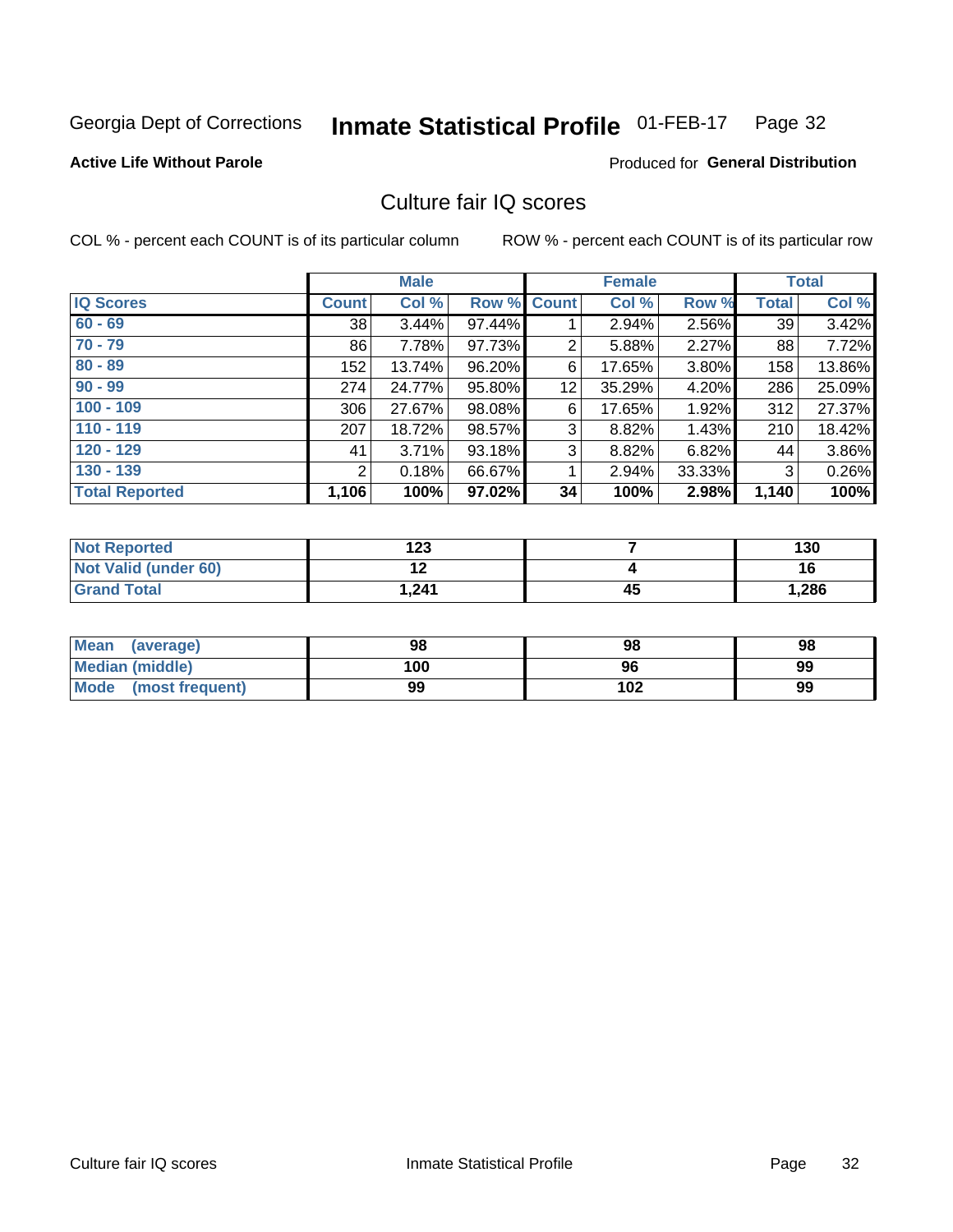Georgia Dept of Corrections **Inmate Statistical Profile** 01-FEB-17

**Active Life Without Parole**

Produced for **General Distribution**

## Culture fair IQ scores

COL % - percent each COUNT is of its particular column

ROW % - percent each COUNT is of its particular row

| | Male | | | Female | | | Total | |
|---|---|---|---|---|---|---|---|---|
| **IQ Scores** | **Count** | **Col %** | **Row %** | **Count** | **Col %** | **Row %** | **Total** | **Col %** |
| **60 - 69** | 38 | 3.44% | 97.44% | 1 | 2.94% | 2.56% | 39 | 3.42% |
| **70 - 79** | 86 | 7.78% | 97.73% | 2 | 5.88% | 2.27% | 88 | 7.72% |
| **80 - 89** | 152 | 13.74% | 96.20% | 6 | 17.65% | 3.80% | 158 | 13.86% |
| **90 - 99** | 274 | 24.77% | 95.80% | 12 | 35.29% | 4.20% | 286 | 25.09% |
| **100 - 109** | 306 | 27.67% | 98.08% | 6 | 17.65% | 1.92% | 312 | 27.37% |
| **110 - 119** | 207 | 18.72% | 98.57% | 3 | 8.82% | 1.43% | 210 | 18.42% |
| **120 - 129** | 41 | 3.71% | 93.18% | 3 | 8.82% | 6.82% | 44 | 3.86% |
| **130 - 139** | 2 | 0.18% | 66.67% | 1 | 2.94% | 33.33% | 3 | 0.26% |
| **Total Reported** | **1,106** | **100%** | **97.02%** | **34** | **100%** | **2.98%** | **1,140** | **100%** |

| | Male | Female | Total |
|---|---|---|---|
| **Not Reported** | **123** | **7** | **130** |
| **Not Valid (under 60)** | **12** | **4** | **16** |
| **Grand Total** | **1,241** | **45** | **1,286** |

| | Male | Female | Total |
|---|---|---|---|
| **Mean (average)** | **98** | **98** | **98** |
| **Median (middle)** | **100** | **96** | **99** |
| **Mode (most frequent)** | **99** | **102** | **99** |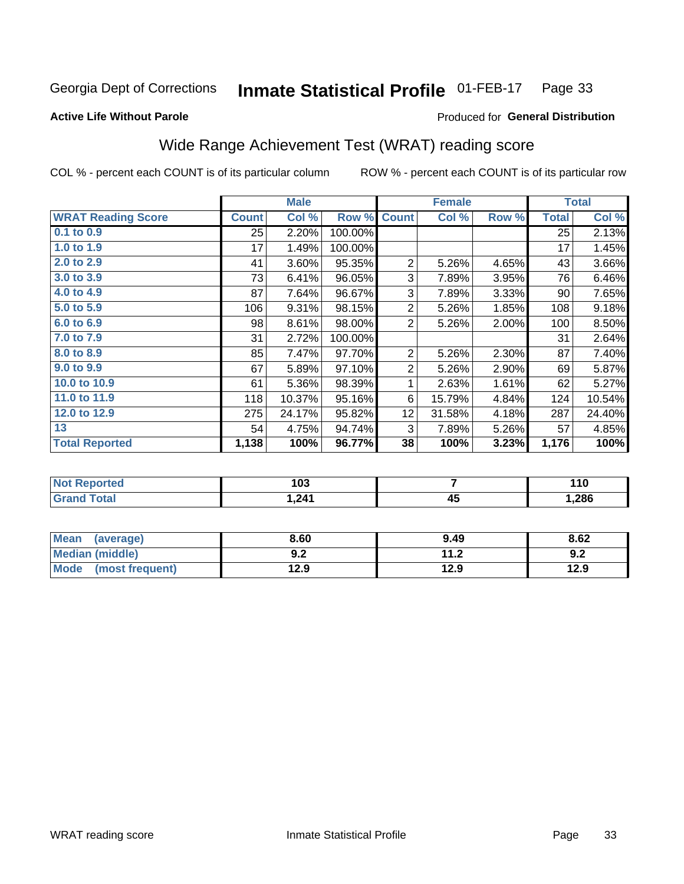Georgia Dept of Corrections **Inmate Statistical Profile** 01-FEB-17

**Active Life Without Parole**

Produced for **General Distribution**

## Wide Range Achievement Test (WRAT) reading score

COL % - percent each COUNT is of its particular column    ROW % - percent each COUNT is of its particular row

| | Male | | | Female | | | Total | |
|---|---|---|---|---|---|---|---|---|
| **WRAT Reading Score** | **Count** | **Col %** | **Row %** | **Count** | **Col %** | **Row %** | **Total** | **Col %** |
| 0.1 to 0.9 | 25 | 2.20% | 100.00% | | | | 25 | 2.13% |
| 1.0 to 1.9 | 17 | 1.49% | 100.00% | | | | 17 | 1.45% |
| 2.0 to 2.9 | 41 | 3.60% | 95.35% | 2 | 5.26% | 4.65% | 43 | 3.66% |
| 3.0 to 3.9 | 73 | 6.41% | 96.05% | 3 | 7.89% | 3.95% | 76 | 6.46% |
| 4.0 to 4.9 | 87 | 7.64% | 96.67% | 3 | 7.89% | 3.33% | 90 | 7.65% |
| 5.0 to 5.9 | 106 | 9.31% | 98.15% | 2 | 5.26% | 1.85% | 108 | 9.18% |
| 6.0 to 6.9 | 98 | 8.61% | 98.00% | 2 | 5.26% | 2.00% | 100 | 8.50% |
| 7.0 to 7.9 | 31 | 2.72% | 100.00% | | | | 31 | 2.64% |
| 8.0 to 8.9 | 85 | 7.47% | 97.70% | 2 | 5.26% | 2.30% | 87 | 7.40% |
| 9.0 to 9.9 | 67 | 5.89% | 97.10% | 2 | 5.26% | 2.90% | 69 | 5.87% |
| 10.0 to 10.9 | 61 | 5.36% | 98.39% | 1 | 2.63% | 1.61% | 62 | 5.27% |
| 11.0 to 11.9 | 118 | 10.37% | 95.16% | 6 | 15.79% | 4.84% | 124 | 10.54% |
| 12.0 to 12.9 | 275 | 24.17% | 95.82% | 12 | 31.58% | 4.18% | 287 | 24.40% |
| 13 | 54 | 4.75% | 94.74% | 3 | 7.89% | 5.26% | 57 | 4.85% |
| **Total Reported** | **1,138** | **100%** | **96.77%** | **38** | **100%** | **3.23%** | **1,176** | **100%** |

| | Male | Female | Total |
|---|---|---|---|
| Not Reported | 103 | 7 | 110 |
| Grand Total | 1,241 | 45 | 1,286 |

| | Male | Female | Total |
|---|---|---|---|
| Mean (average) | 8.60 | 9.49 | 8.62 |
| Median (middle) | 9.2 | 11.2 | 9.2 |
| Mode (most frequent) | 12.9 | 12.9 | 12.9 |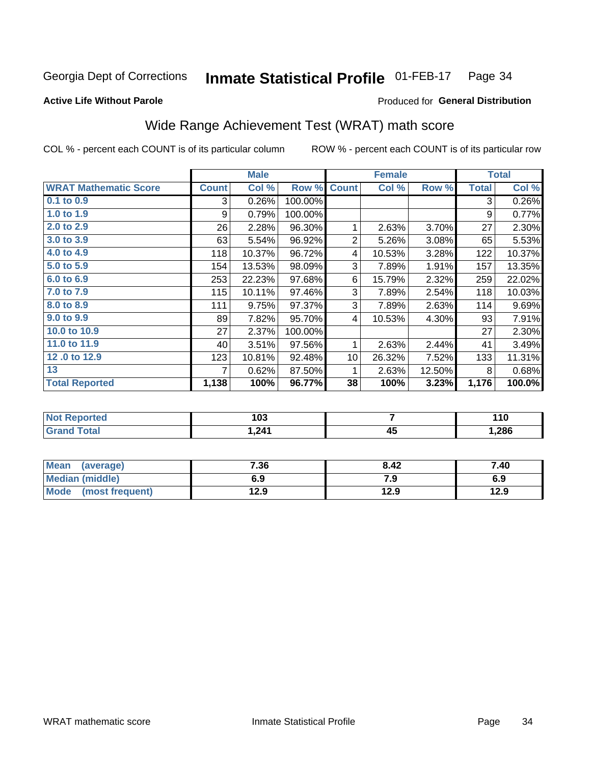Georgia Dept of Corrections **Inmate Statistical Profile** 01-FEB-17

**Active Life Without Parole**

Produced for **General Distribution**

## Wide Range Achievement Test (WRAT) math score

COL % - percent each COUNT is of its particular column

ROW % - percent each COUNT is of its particular row

| | Male | | | Female | | | Total | |
|---|---|---|---|---|---|---|---|---|
| **WRAT Mathematic Score** | **Count** | **Col %** | **Row %** | **Count** | **Col %** | **Row %** | **Total** | **Col %** |
| 0.1 to 0.9 | 3 | 0.26% | 100.00% | | | | 3 | 0.26% |
| 1.0 to 1.9 | 9 | 0.79% | 100.00% | | | | 9 | 0.77% |
| 2.0 to 2.9 | 26 | 2.28% | 96.30% | 1 | 2.63% | 3.70% | 27 | 2.30% |
| 3.0 to 3.9 | 63 | 5.54% | 96.92% | 2 | 5.26% | 3.08% | 65 | 5.53% |
| 4.0 to 4.9 | 118 | 10.37% | 96.72% | 4 | 10.53% | 3.28% | 122 | 10.37% |
| 5.0 to 5.9 | 154 | 13.53% | 98.09% | 3 | 7.89% | 1.91% | 157 | 13.35% |
| 6.0 to 6.9 | 253 | 22.23% | 97.68% | 6 | 15.79% | 2.32% | 259 | 22.02% |
| 7.0 to 7.9 | 115 | 10.11% | 97.46% | 3 | 7.89% | 2.54% | 118 | 10.03% |
| 8.0 to 8.9 | 111 | 9.75% | 97.37% | 3 | 7.89% | 2.63% | 114 | 9.69% |
| 9.0 to 9.9 | 89 | 7.82% | 95.70% | 4 | 10.53% | 4.30% | 93 | 7.91% |
| 10.0 to 10.9 | 27 | 2.37% | 100.00% | | | | 27 | 2.30% |
| 11.0 to 11.9 | 40 | 3.51% | 97.56% | 1 | 2.63% | 2.44% | 41 | 3.49% |
| 12 .0 to 12.9 | 123 | 10.81% | 92.48% | 10 | 26.32% | 7.52% | 133 | 11.31% |
| 13 | 7 | 0.62% | 87.50% | 1 | 2.63% | 12.50% | 8 | 0.68% |
| **Total Reported** | **1,138** | **100%** | **96.77%** | **38** | **100%** | **3.23%** | **1,176** | **100.0%** |

| | Male | Female | Total |
|---|---|---|---|
| **Not Reported** | **103** | **7** | **110** |
| **Grand Total** | **1,241** | **45** | **1,286** |

| | Male | Female | Total |
|---|---|---|---|
| **Mean (average)** | **7.36** | **8.42** | **7.40** |
| **Median (middle)** | **6.9** | **7.9** | **6.9** |
| **Mode (most frequent)** | **12.9** | **12.9** | **12.9** |

WRAT mathematic score Inmate Statistical Profile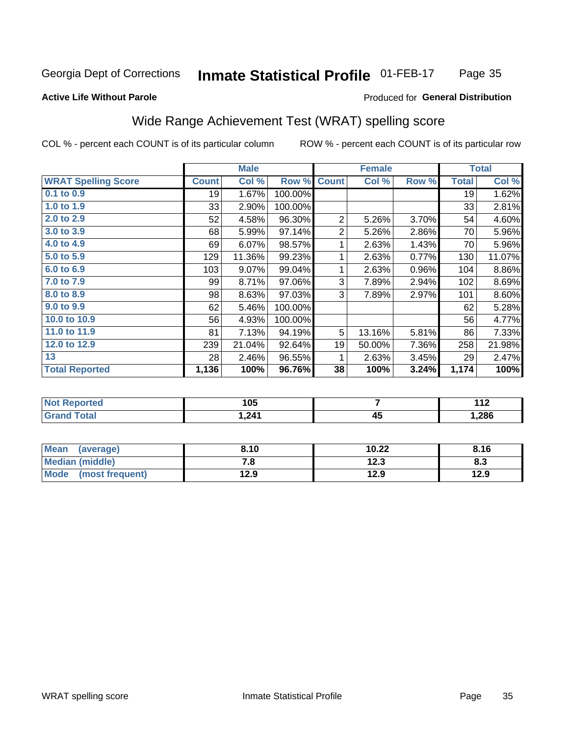Georgia Dept of Corrections **Inmate Statistical Profile** 01-FEB-17

**Active Life Without Parole**

Produced for **General Distribution**

## Wide Range Achievement Test (WRAT) spelling score

COL % - percent each COUNT is of its particular column ROW % - percent each COUNT is of its particular row

| | Male | | | Female | | | Total | |
|---|---|---|---|---|---|---|---|---|
| **WRAT Spelling Score** | **Count** | **Col %** | **Row %** | **Count** | **Col %** | **Row %** | **Total** | **Col %** |
| **0.1 to 0.9** | 19 | 1.67% | 100.00% | | | | 19 | 1.62% |
| **1.0 to 1.9** | 33 | 2.90% | 100.00% | | | | 33 | 2.81% |
| **2.0 to 2.9** | 52 | 4.58% | 96.30% | 2 | 5.26% | 3.70% | 54 | 4.60% |
| **3.0 to 3.9** | 68 | 5.99% | 97.14% | 2 | 5.26% | 2.86% | 70 | 5.96% |
| **4.0 to 4.9** | 69 | 6.07% | 98.57% | 1 | 2.63% | 1.43% | 70 | 5.96% |
| **5.0 to 5.9** | 129 | 11.36% | 99.23% | 1 | 2.63% | 0.77% | 130 | 11.07% |
| **6.0 to 6.9** | 103 | 9.07% | 99.04% | 1 | 2.63% | 0.96% | 104 | 8.86% |
| **7.0 to 7.9** | 99 | 8.71% | 97.06% | 3 | 7.89% | 2.94% | 102 | 8.69% |
| **8.0 to 8.9** | 98 | 8.63% | 97.03% | 3 | 7.89% | 2.97% | 101 | 8.60% |
| **9.0 to 9.9** | 62 | 5.46% | 100.00% | | | | 62 | 5.28% |
| **10.0 to 10.9** | 56 | 4.93% | 100.00% | | | | 56 | 4.77% |
| **11.0 to 11.9** | 81 | 7.13% | 94.19% | 5 | 13.16% | 5.81% | 86 | 7.33% |
| **12.0 to 12.9** | 239 | 21.04% | 92.64% | 19 | 50.00% | 7.36% | 258 | 21.98% |
| **13** | 28 | 2.46% | 96.55% | 1 | 2.63% | 3.45% | 29 | 2.47% |
| **Total Reported** | **1,136** | **100%** | **96.76%** | **38** | **100%** | **3.24%** | **1,174** | **100%** |

| | Male | Female | Total |
|---|---|---|---|
| **Not Reported** | **105** | **7** | **112** |
| **Grand Total** | **1,241** | **45** | **1,286** |

| | Male | Female | Total |
|---|---|---|---|
| **Mean (average)** | **8.10** | **10.22** | **8.16** |
| **Median (middle)** | **7.8** | **12.3** | **8.3** |
| **Mode (most frequent)** | **12.9** | **12.9** | **12.9** |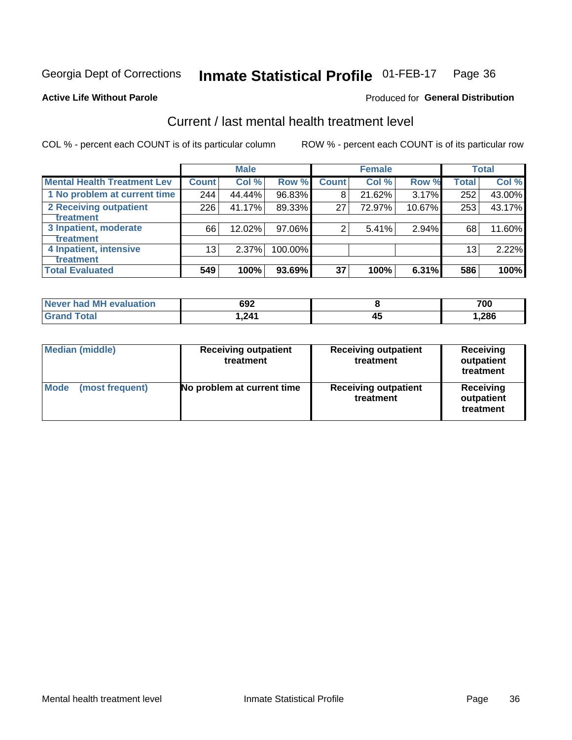Georgia Dept of Corrections **Inmate Statistical Profile** 01-FEB-17

**Active Life Without Parole**

Produced for **General Distribution**

## Current / last mental health treatment level

COL % - percent each COUNT is of its particular column

ROW % - percent each COUNT is of its particular row

| | Male | | | Female | | | Total | |
|---|---|---|---|---|---|---|---|---|
| **Mental Health Treatment Lev** | **Count** | **Col %** | **Row %** | **Count** | **Col %** | **Row %** | **Total** | **Col %** |
| 1 No problem at current time | 244 | 44.44% | 96.83% | 8 | 21.62% | 3.17% | 252 | 43.00% |
| 2 Receiving outpatient treatment | 226 | 41.17% | 89.33% | 27 | 72.97% | 10.67% | 253 | 43.17% |
| 3 Inpatient, moderate treatment | 66 | 12.02% | 97.06% | 2 | 5.41% | 2.94% | 68 | 11.60% |
| 4 Inpatient, intensive treatment | 13 | 2.37% | 100.00% | | | | 13 | 2.22% |
| **Total Evaluated** | **549** | **100%** | **93.69%** | **37** | **100%** | **6.31%** | **586** | **100%** |

| | Male | Female | Total |
|---|---|---|---|
| Never had MH evaluation | 692 | 8 | 700 |
| Grand Total | 1,241 | 45 | 1,286 |

| | Male | Female | Total |
|---|---|---|---|
| Median (middle) | Receiving outpatient treatment | Receiving outpatient treatment | Receiving outpatient treatment |
| Mode (most frequent) | No problem at current time | Receiving outpatient treatment | Receiving outpatient treatment |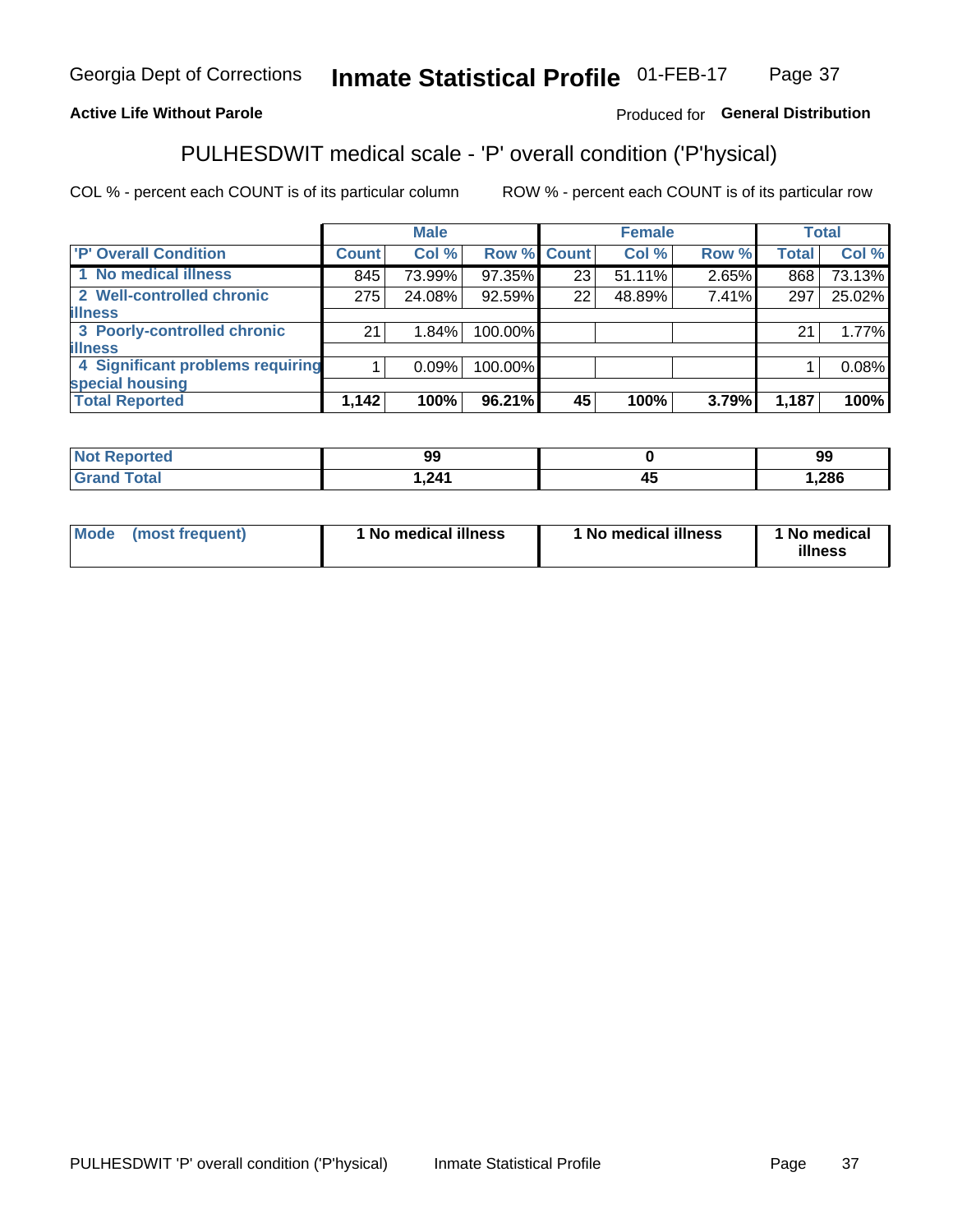Georgia Dept of Corrections **Inmate Statistical Profile** 01-FEB-17

**Active Life Without Parole**

Produced for **General Distribution**

## PULHESDWIT medical scale - 'P' overall condition ('P'hysical)

COL % - percent each COUNT is of its particular column ROW % - percent each COUNT is of its particular row

| | Male | | | Female | | | Total | |
|---|---|---|---|---|---|---|---|---|
| 'P' Overall Condition | Count | Col % | Row % | Count | Col % | Row % | Total | Col % |
| 1 No medical illness | 845 | 73.99% | 97.35% | 23 | 51.11% | 2.65% | 868 | 73.13% |
| 2 Well-controlled chronic illness | 275 | 24.08% | 92.59% | 22 | 48.89% | 7.41% | 297 | 25.02% |
| 3 Poorly-controlled chronic illness | 21 | 1.84% | 100.00% | | | | 21 | 1.77% |
| 4 Significant problems requiring special housing | 1 | 0.09% | 100.00% | | | | 1 | 0.08% |
| **Total Reported** | **1,142** | **100%** | **96.21%** | **45** | **100%** | **3.79%** | **1,187** | **100%** |

| | Male | Female | Total |
|---|---|---|---|
| Not Reported | 99 | 0 | 99 |
| Grand Total | 1,241 | 45 | 1,286 |

| | Male | Female | Total |
|---|---|---|---|
| Mode (most frequent) | 1 No medical illness | 1 No medical illness | 1 No medical illness |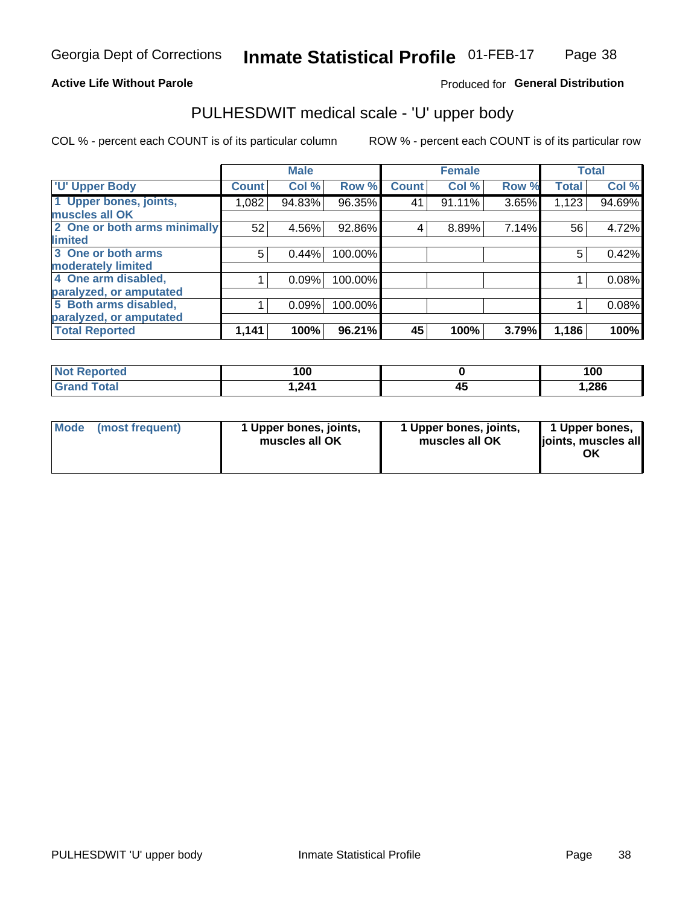Georgia Dept of Corrections **Inmate Statistical Profile** 01-FEB-17

**Active Life Without Parole**

Produced for **General Distribution**

## PULHESDWIT medical scale - 'U' upper body

COL % - percent each COUNT is of its particular column

ROW % - percent each COUNT is of its particular row

| 'U' Upper Body | Male | | | Female | | | Total | |
|---|---|---|---|---|---|---|---|---|
| | Count | Col % | Row % | Count | Col % | Row % | Total | Col % |
| 1 Upper bones, joints, muscles all OK | 1,082 | 94.83% | 96.35% | 41 | 91.11% | 3.65% | 1,123 | 94.69% |
| 2 One or both arms minimally limited | 52 | 4.56% | 92.86% | 4 | 8.89% | 7.14% | 56 | 4.72% |
| 3 One or both arms moderately limited | 5 | 0.44% | 100.00% | | | | 5 | 0.42% |
| 4 One arm disabled, paralyzed, or amputated | 1 | 0.09% | 100.00% | | | | 1 | 0.08% |
| 5 Both arms disabled, paralyzed, or amputated | 1 | 0.09% | 100.00% | | | | 1 | 0.08% |
| **Total Reported** | **1,141** | **100%** | **96.21%** | **45** | **100%** | **3.79%** | **1,186** | **100%** |

| | Male | Female | Total |
|---|---|---|---|
| Not Reported | 100 | 0 | 100 |
| Grand Total | 1,241 | 45 | 1,286 |

| | Male | Female | Total |
|---|---|---|---|
| Mode (most frequent) | 1 Upper bones, joints, muscles all OK | 1 Upper bones, joints, muscles all OK | 1 Upper bones, joints, muscles all OK |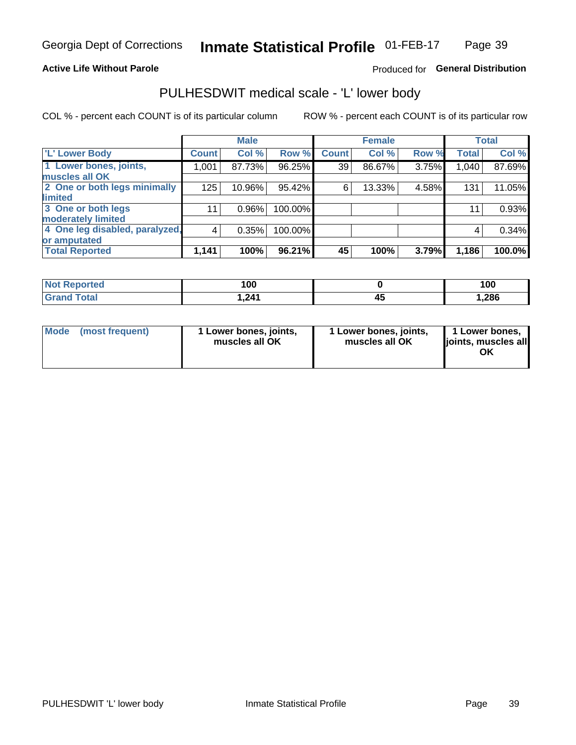**Active Life Without Parole** — Produced for **General Distribution**

## PULHESDWIT medical scale - 'L' lower body

COL % - percent each COUNT is of its particular column

ROW % - percent each COUNT is of its particular row

| | Male | | | Female | | | Total | |
|---|---|---|---|---|---|---|---|---|
| 'L' Lower Body | Count | Col % | Row % | Count | Col % | Row % | Total | Col % |
| 1 Lower bones, joints, muscles all OK | 1,001 | 87.73% | 96.25% | 39 | 86.67% | 3.75% | 1,040 | 87.69% |
| 2 One or both legs minimally limited | 125 | 10.96% | 95.42% | 6 | 13.33% | 4.58% | 131 | 11.05% |
| 3 One or both legs moderately limited | 11 | 0.96% | 100.00% | | | | 11 | 0.93% |
| 4 One leg disabled, paralyzed, or amputated | 4 | 0.35% | 100.00% | | | | 4 | 0.34% |
| **Total Reported** | **1,141** | **100%** | **96.21%** | **45** | **100%** | **3.79%** | **1,186** | **100.0%** |

| | Male | Female | Total |
|---|---|---|---|
| Not Reported | 100 | 0 | 100 |
| Grand Total | 1,241 | 45 | 1,286 |

| | Male | Female | Total |
|---|---|---|---|
| Mode (most frequent) | 1 Lower bones, joints, muscles all OK | 1 Lower bones, joints, muscles all OK | 1 Lower bones, joints, muscles all OK |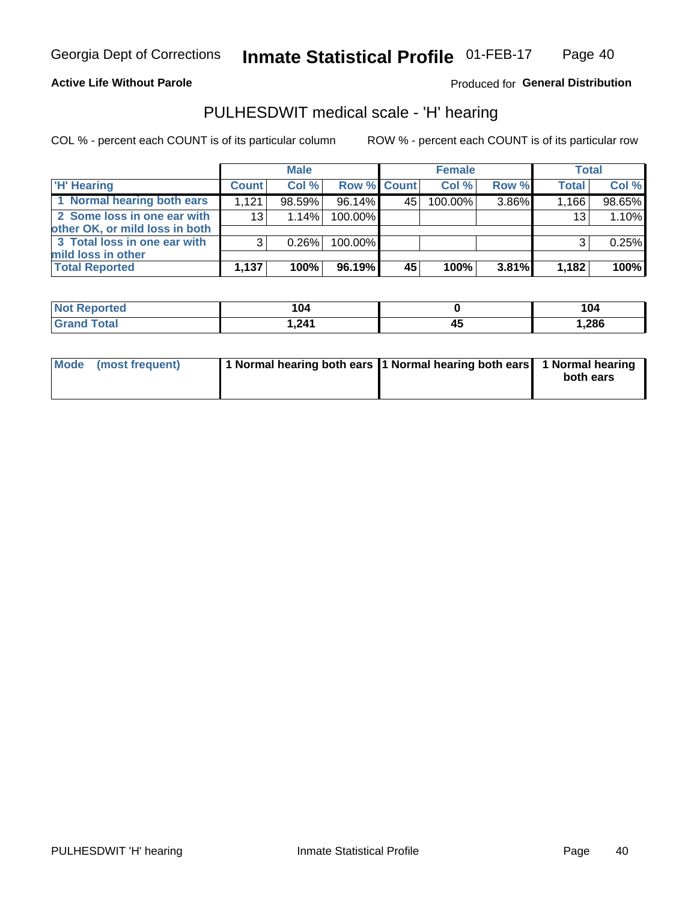Georgia Dept of Corrections **Inmate Statistical Profile** 01-FEB-17

**Active Life Without Parole**

Produced for **General Distribution**

## PULHESDWIT medical scale - 'H' hearing

COL % - percent each COUNT is of its particular column

ROW % - percent each COUNT is of its particular row

| | Male | | | Female | | | Total | |
|---|---|---|---|---|---|---|---|---|
| 'H' Hearing | Count | Col % | Row % | Count | Col % | Row % | Total | Col % |
| 1 Normal hearing both ears | 1,121 | 98.59% | 96.14% | 45 | 100.00% | 3.86% | 1,166 | 98.65% |
| 2 Some loss in one ear with other OK, or mild loss in both | 13 | 1.14% | 100.00% | | | | 13 | 1.10% |
| 3 Total loss in one ear with mild loss in other | 3 | 0.26% | 100.00% | | | | 3 | 0.25% |
| **Total Reported** | **1,137** | **100%** | **96.19%** | **45** | **100%** | **3.81%** | **1,182** | **100%** |

| | Male | Female | Total |
|---|---|---|---|
| Not Reported | 104 | 0 | 104 |
| Grand Total | 1,241 | 45 | 1,286 |

| | Male | Female | Total |
|---|---|---|---|
| Mode (most frequent) | 1 Normal hearing both ears | 1 Normal hearing both ears | 1 Normal hearing both ears |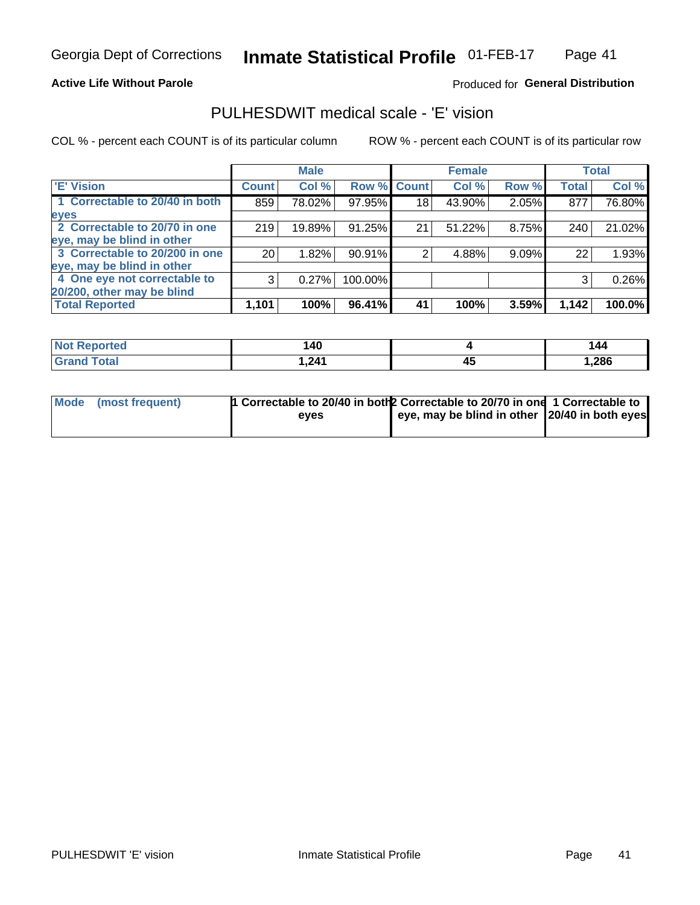Georgia Dept of Corrections **Inmate Statistical Profile** 01-FEB-17

**Active Life Without Parole**

Produced for **General Distribution**

## PULHESDWIT medical scale - 'E' vision

COL % - percent each COUNT is of its particular column

ROW % - percent each COUNT is of its particular row

| | Male | | | Female | | | Total | |
|---|---|---|---|---|---|---|---|---|
| 'E' Vision | Count | Col % | Row % | Count | Col % | Row % | Total | Col % |
| 1 Correctable to 20/40 in both eyes | 859 | 78.02% | 97.95% | 18 | 43.90% | 2.05% | 877 | 76.80% |
| 2 Correctable to 20/70 in one eye, may be blind in other | 219 | 19.89% | 91.25% | 21 | 51.22% | 8.75% | 240 | 21.02% |
| 3 Correctable to 20/200 in one eye, may be blind in other | 20 | 1.82% | 90.91% | 2 | 4.88% | 9.09% | 22 | 1.93% |
| 4 One eye not correctable to 20/200, other may be blind | 3 | 0.27% | 100.00% | | | | 3 | 0.26% |
| **Total Reported** | **1,101** | **100%** | **96.41%** | **41** | **100%** | **3.59%** | **1,142** | **100.0%** |

| | Male | Female | Total |
|---|---|---|---|
| Not Reported | 140 | 4 | 144 |
| Grand Total | 1,241 | 45 | 1,286 |

| | Male | Female | Total |
|---|---|---|---|
| Mode (most frequent) | 1 Correctable to 20/40 in both eyes | 2 Correctable to 20/70 in one eye, may be blind in other | 1 Correctable to 20/40 in both eyes |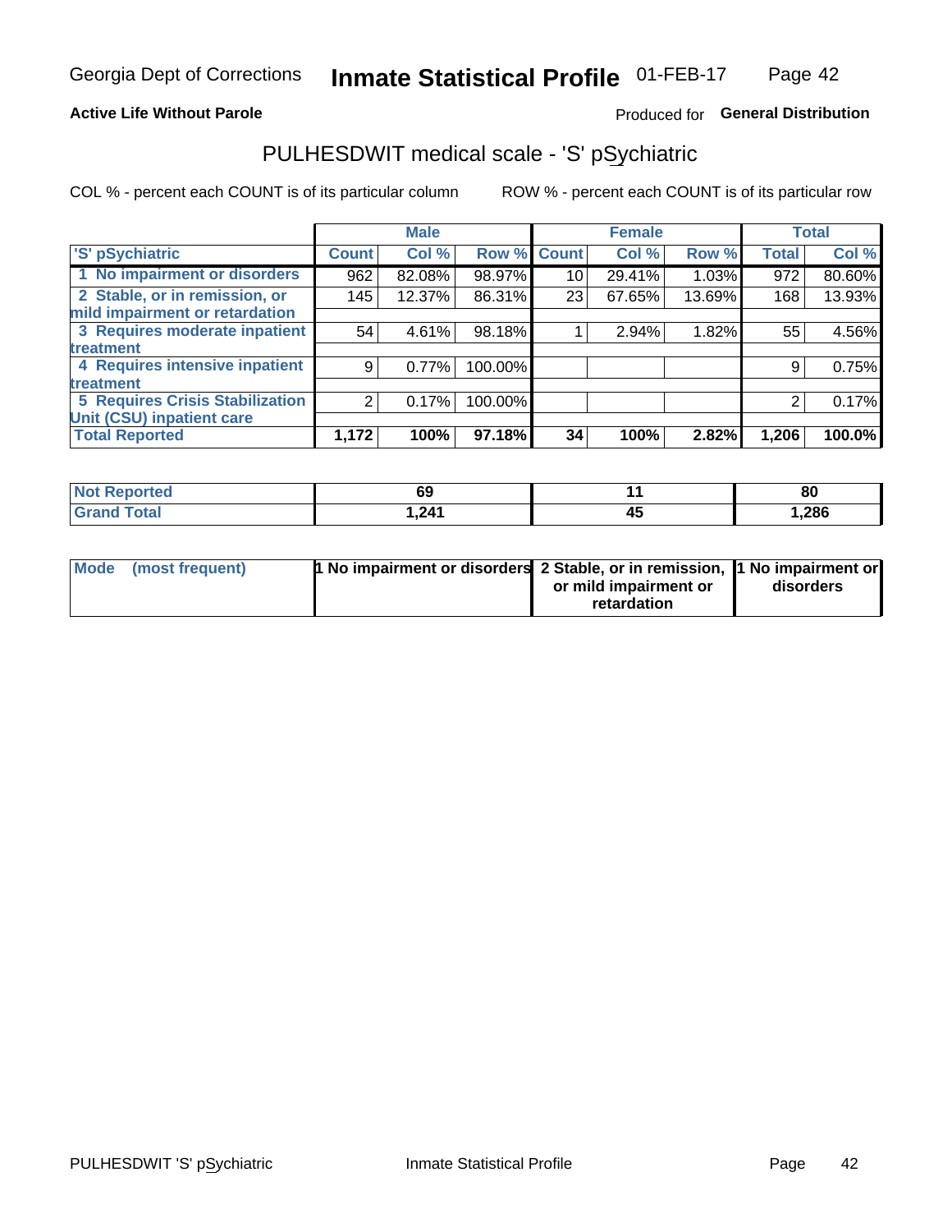Georgia Dept of Corrections **Inmate Statistical Profile** 01-FEB-17

**Active Life Without Parole** Produced for **General Distribution**

## PULHESDWIT medical scale - 'S' pSychiatric

COL % - percent each COUNT is of its particular column ROW % - percent each COUNT is of its particular row

| | Male | | | Female | | | Total | |
|---|---|---|---|---|---|---|---|---|
| 'S' pSychiatric | Count | Col % | Row % | Count | Col % | Row % | Total | Col % |
| 1 No impairment or disorders | 962 | 82.08% | 98.97% | 10 | 29.41% | 1.03% | 972 | 80.60% |
| 2 Stable, or in remission, or mild impairment or retardation | 145 | 12.37% | 86.31% | 23 | 67.65% | 13.69% | 168 | 13.93% |
| 3 Requires moderate inpatient treatment | 54 | 4.61% | 98.18% | 1 | 2.94% | 1.82% | 55 | 4.56% |
| 4 Requires intensive inpatient treatment | 9 | 0.77% | 100.00% | | | | 9 | 0.75% |
| 5 Requires Crisis Stabilization Unit (CSU) inpatient care | 2 | 0.17% | 100.00% | | | | 2 | 0.17% |
| **Total Reported** | **1,172** | **100%** | **97.18%** | **34** | **100%** | **2.82%** | **1,206** | **100.0%** |

| | Male | Female | Total |
|---|---|---|---|
| Not Reported | 69 | 11 | 80 |
| Grand Total | 1,241 | 45 | 1,286 |

| | Male | Female | Total |
|---|---|---|---|
| Mode (most frequent) | 1 No impairment or disorders | 2 Stable, or in remission, or mild impairment or retardation | 1 No impairment or disorders |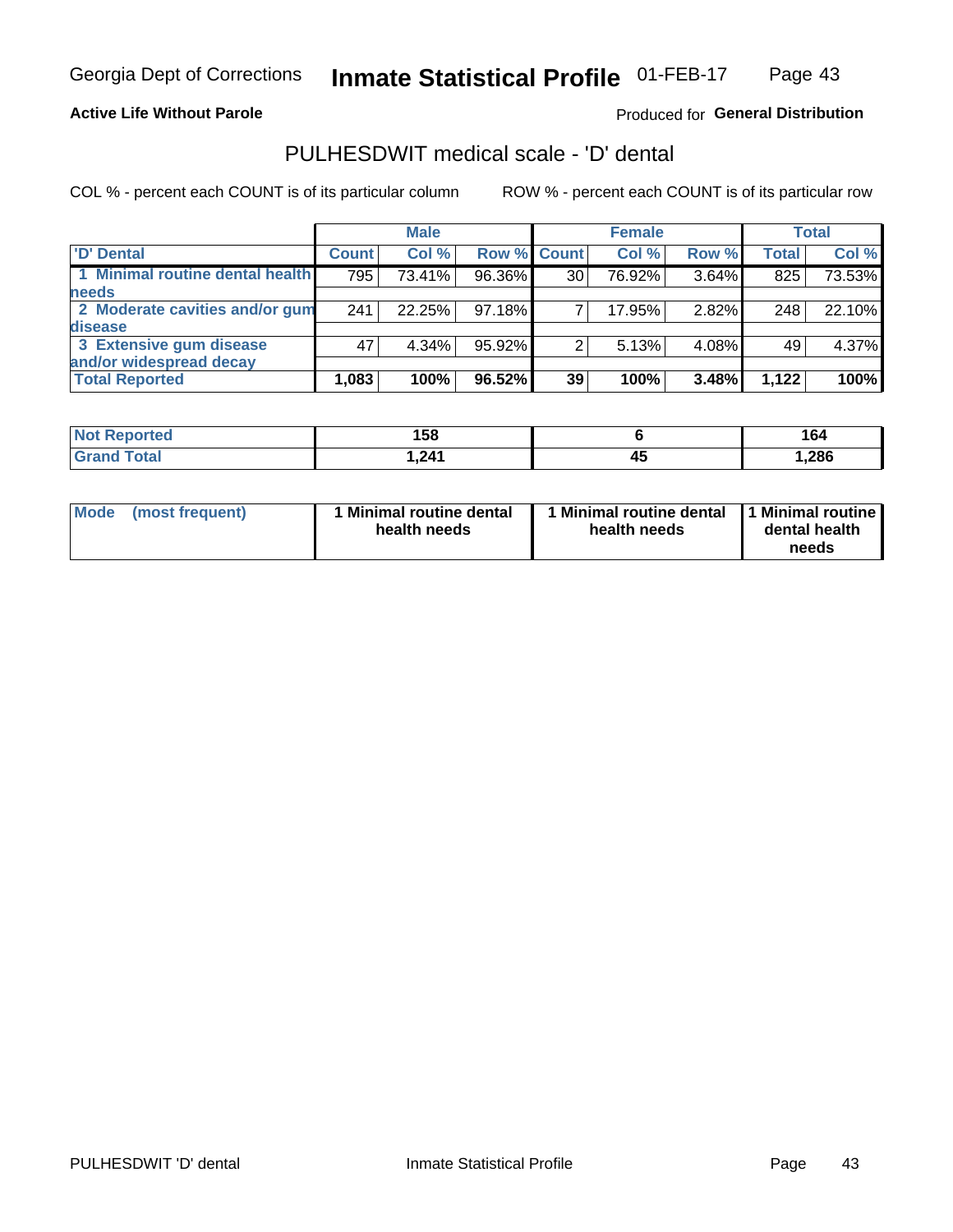**Active Life Without Parole** — Produced for **General Distribution**

## PULHESDWIT medical scale - 'D' dental

COL % - percent each COUNT is of its particular column

ROW % - percent each COUNT is of its particular row

| | Male | | | Female | | | Total | |
|---|---|---|---|---|---|---|---|---|
| 'D' Dental | Count | Col % | Row % | Count | Col % | Row % | Total | Col % |
| 1 Minimal routine dental health needs | 795 | 73.41% | 96.36% | 30 | 76.92% | 3.64% | 825 | 73.53% |
| 2 Moderate cavities and/or gum disease | 241 | 22.25% | 97.18% | 7 | 17.95% | 2.82% | 248 | 22.10% |
| 3 Extensive gum disease and/or widespread decay | 47 | 4.34% | 95.92% | 2 | 5.13% | 4.08% | 49 | 4.37% |
| **Total Reported** | **1,083** | **100%** | **96.52%** | **39** | **100%** | **3.48%** | **1,122** | **100%** |

| | Male | Female | Total |
|---|---|---|---|
| Not Reported | 158 | 6 | 164 |
| Grand Total | 1,241 | 45 | 1,286 |

| | Male | Female | Total |
|---|---|---|---|
| Mode (most frequent) | 1 Minimal routine dental health needs | 1 Minimal routine dental health needs | 1 Minimal routine dental health needs |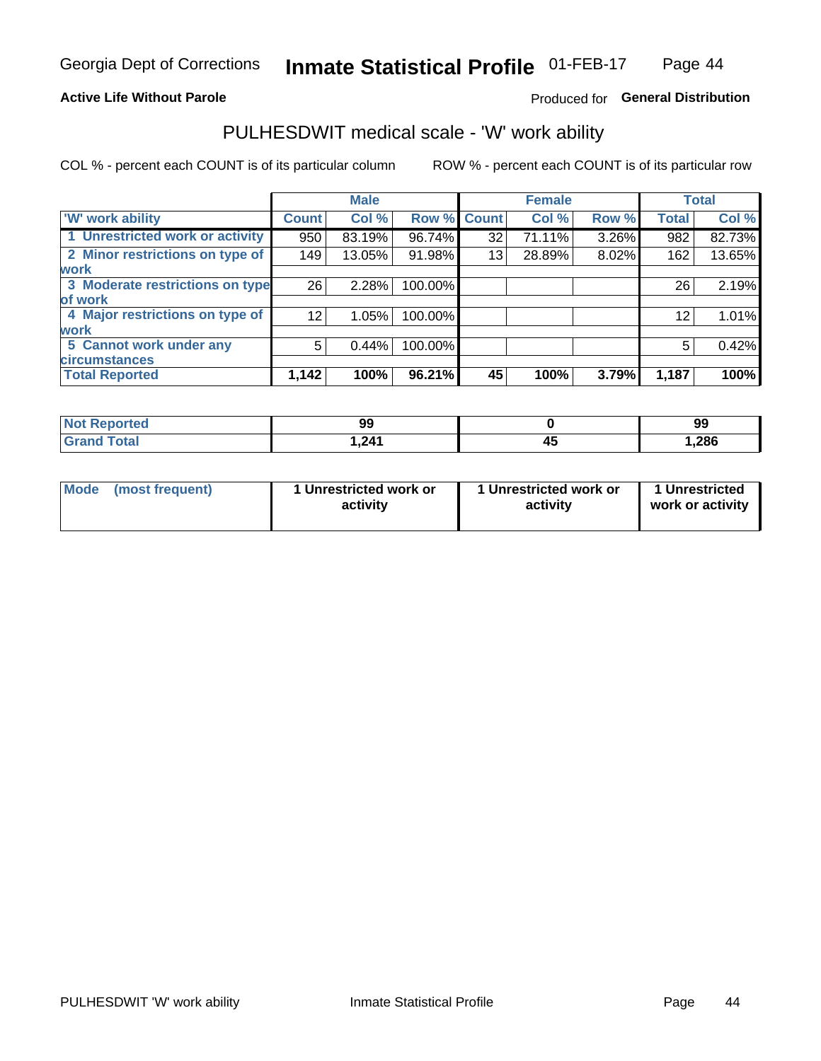Georgia Dept of Corrections **Inmate Statistical Profile** 01-FEB-17

**Active Life Without Parole**

Produced for **General Distribution**

## PULHESDWIT medical scale - 'W' work ability

COL % - percent each COUNT is of its particular column

ROW % - percent each COUNT is of its particular row

| | Male | | | Female | | | Total | |
|---|---|---|---|---|---|---|---|---|
| 'W' work ability | Count | Col % | Row % | Count | Col % | Row % | Total | Col % |
| 1 Unrestricted work or activity | 950 | 83.19% | 96.74% | 32 | 71.11% | 3.26% | 982 | 82.73% |
| 2 Minor restrictions on type of work | 149 | 13.05% | 91.98% | 13 | 28.89% | 8.02% | 162 | 13.65% |
| 3 Moderate restrictions on type of work | 26 | 2.28% | 100.00% | | | | 26 | 2.19% |
| 4 Major restrictions on type of work | 12 | 1.05% | 100.00% | | | | 12 | 1.01% |
| 5 Cannot work under any circumstances | 5 | 0.44% | 100.00% | | | | 5 | 0.42% |
| **Total Reported** | **1,142** | **100%** | **96.21%** | **45** | **100%** | **3.79%** | **1,187** | **100%** |

| | Male | Female | Total |
|---|---|---|---|
| Not Reported | 99 | 0 | 99 |
| Grand Total | 1,241 | 45 | 1,286 |

| | Male | Female | Total |
|---|---|---|---|
| Mode (most frequent) | 1 Unrestricted work or activity | 1 Unrestricted work or activity | 1 Unrestricted work or activity |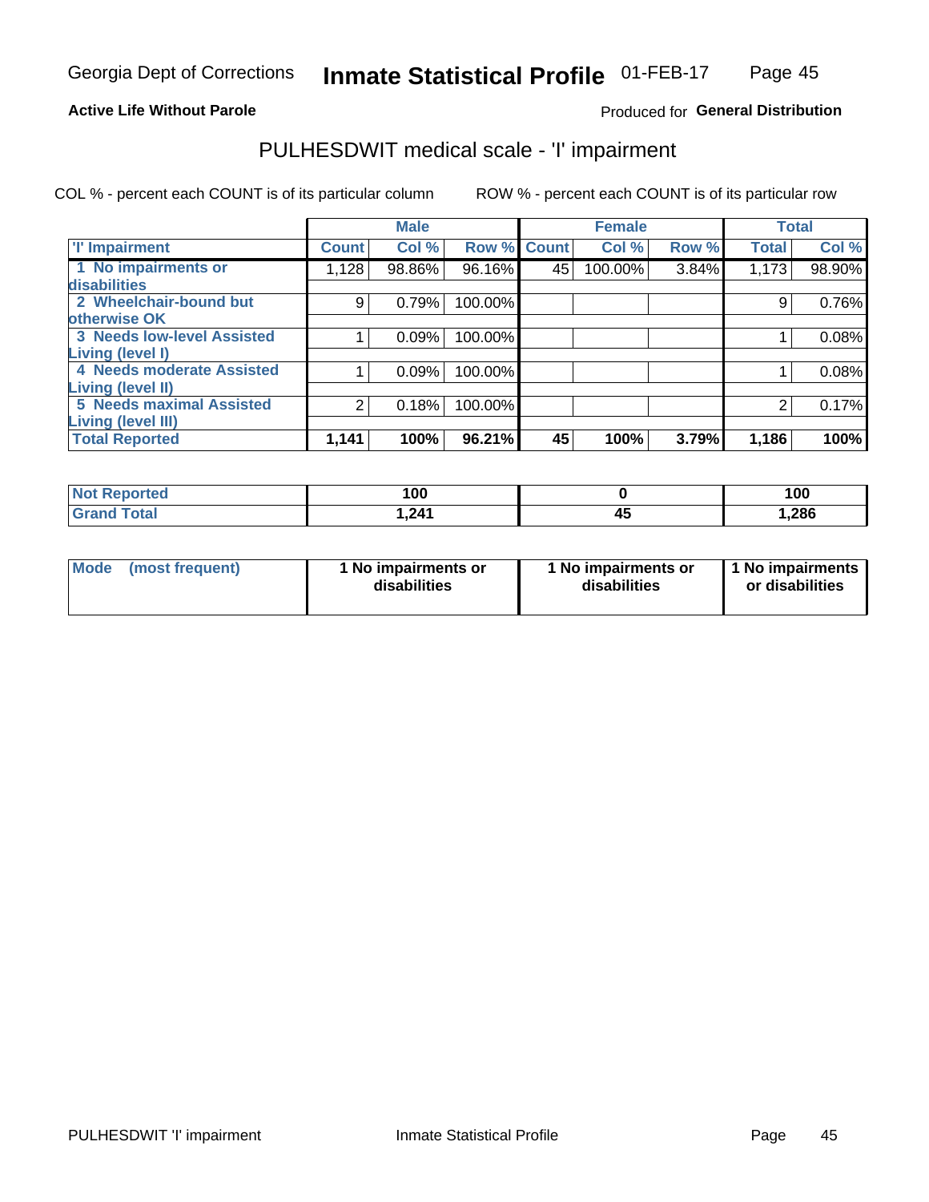Georgia Dept of Corrections **Inmate Statistical Profile** 01-FEB-17

**Active Life Without Parole**

Produced for **General Distribution**

## PULHESDWIT medical scale - 'I' impairment

COL % - percent each COUNT is of its particular column ROW % - percent each COUNT is of its particular row

| | Male | | | Female | | | Total | |
|---|---|---|---|---|---|---|---|---|
| 'I' Impairment | Count | Col % | Row % | Count | Col % | Row % | Total | Col % |
| 1 No impairments or disabilities | 1,128 | 98.86% | 96.16% | 45 | 100.00% | 3.84% | 1,173 | 98.90% |
| 2 Wheelchair-bound but otherwise OK | 9 | 0.79% | 100.00% | | | | 9 | 0.76% |
| 3 Needs low-level Assisted Living (level I) | 1 | 0.09% | 100.00% | | | | 1 | 0.08% |
| 4 Needs moderate Assisted Living (level II) | 1 | 0.09% | 100.00% | | | | 1 | 0.08% |
| 5 Needs maximal Assisted Living (level III) | 2 | 0.18% | 100.00% | | | | 2 | 0.17% |
| **Total Reported** | **1,141** | **100%** | **96.21%** | **45** | **100%** | **3.79%** | **1,186** | **100%** |

| | Male | Female | Total |
|---|---|---|---|
| Not Reported | 100 | 0 | 100 |
| Grand Total | 1,241 | 45 | 1,286 |

| Mode (most frequent) | 1 No impairments or disabilities | 1 No impairments or disabilities | 1 No impairments or disabilities |
|---|---|---|---|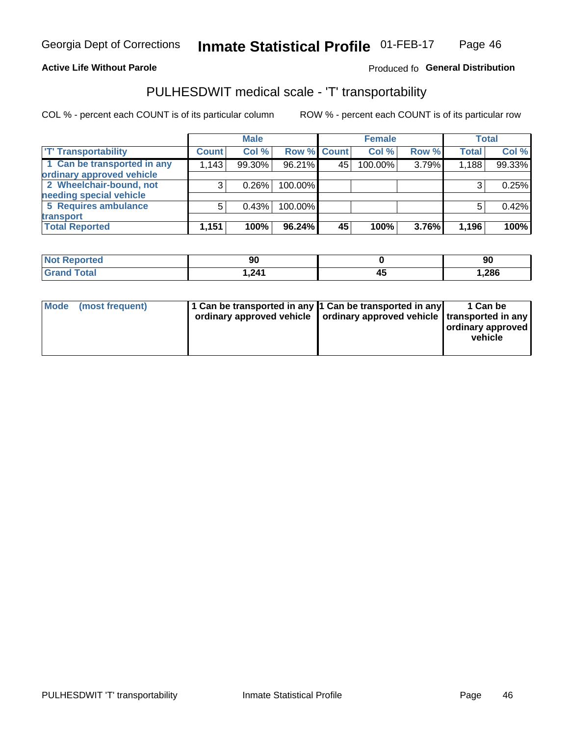Georgia Dept of Corrections **Inmate Statistical Profile** 01-FEB-17

**Active Life Without Parole**

Produced fo **General Distribution**

## PULHESDWIT medical scale - 'T' transportability

COL % - percent each COUNT is of its particular column    ROW % - percent each COUNT is of its particular row

| | Male | | | Female | | | Total | |
|---|---|---|---|---|---|---|---|---|
| 'T' Transportability | Count | Col % | Row % | Count | Col % | Row % | Total | Col % |
| 1 Can be transported in any ordinary approved vehicle | 1,143 | 99.30% | 96.21% | 45 | 100.00% | 3.79% | 1,188 | 99.33% |
| 2 Wheelchair-bound, not needing special vehicle | 3 | 0.26% | 100.00% | | | | 3 | 0.25% |
| 5 Requires ambulance transport | 5 | 0.43% | 100.00% | | | | 5 | 0.42% |
| **Total Reported** | **1,151** | **100%** | **96.24%** | **45** | **100%** | **3.76%** | **1,196** | **100%** |

| | Male | Female | Total |
|---|---|---|---|
| Not Reported | 90 | 0 | 90 |
| Grand Total | 1,241 | 45 | 1,286 |

| Mode (most frequent) | Male | Female | Total |
|---|---|---|---|
| | 1 Can be transported in any ordinary approved vehicle | 1 Can be transported in any ordinary approved vehicle | 1 Can be transported in any ordinary approved vehicle |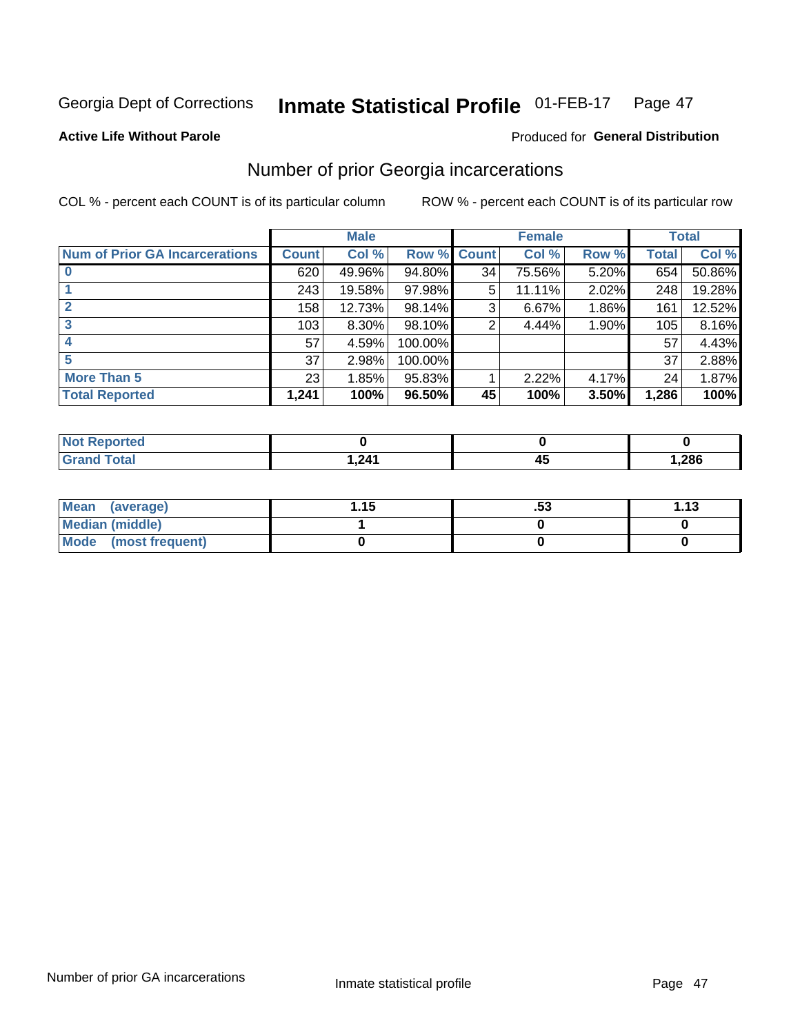Georgia Dept of Corrections **Inmate Statistical Profile** 01-FEB-17

**Active Life Without Parole**

Produced for **General Distribution**

## Number of prior Georgia incarcerations

COL % - percent each COUNT is of its particular column

ROW % - percent each COUNT is of its particular row

| | Male | | | Female | | | Total | |
|---|---|---|---|---|---|---|---|---|
| **Num of Prior GA Incarcerations** | **Count** | **Col %** | **Row %** | **Count** | **Col %** | **Row %** | **Total** | **Col %** |
| **0** | 620 | 49.96% | 94.80% | 34 | 75.56% | 5.20% | 654 | 50.86% |
| **1** | 243 | 19.58% | 97.98% | 5 | 11.11% | 2.02% | 248 | 19.28% |
| **2** | 158 | 12.73% | 98.14% | 3 | 6.67% | 1.86% | 161 | 12.52% |
| **3** | 103 | 8.30% | 98.10% | 2 | 4.44% | 1.90% | 105 | 8.16% |
| **4** | 57 | 4.59% | 100.00% | | | | 57 | 4.43% |
| **5** | 37 | 2.98% | 100.00% | | | | 37 | 2.88% |
| **More Than 5** | 23 | 1.85% | 95.83% | 1 | 2.22% | 4.17% | 24 | 1.87% |
| **Total Reported** | **1,241** | **100%** | **96.50%** | **45** | **100%** | **3.50%** | **1,286** | **100%** |

| | Male | Female | Total |
|---|---|---|---|
| **Not Reported** | **0** | **0** | **0** |
| **Grand Total** | **1,241** | **45** | **1,286** |

| | Male | Female | Total |
|---|---|---|---|
| **Mean (average)** | **1.15** | **.53** | **1.13** |
| **Median (middle)** | **1** | **0** | **0** |
| **Mode (most frequent)** | **0** | **0** | **0** |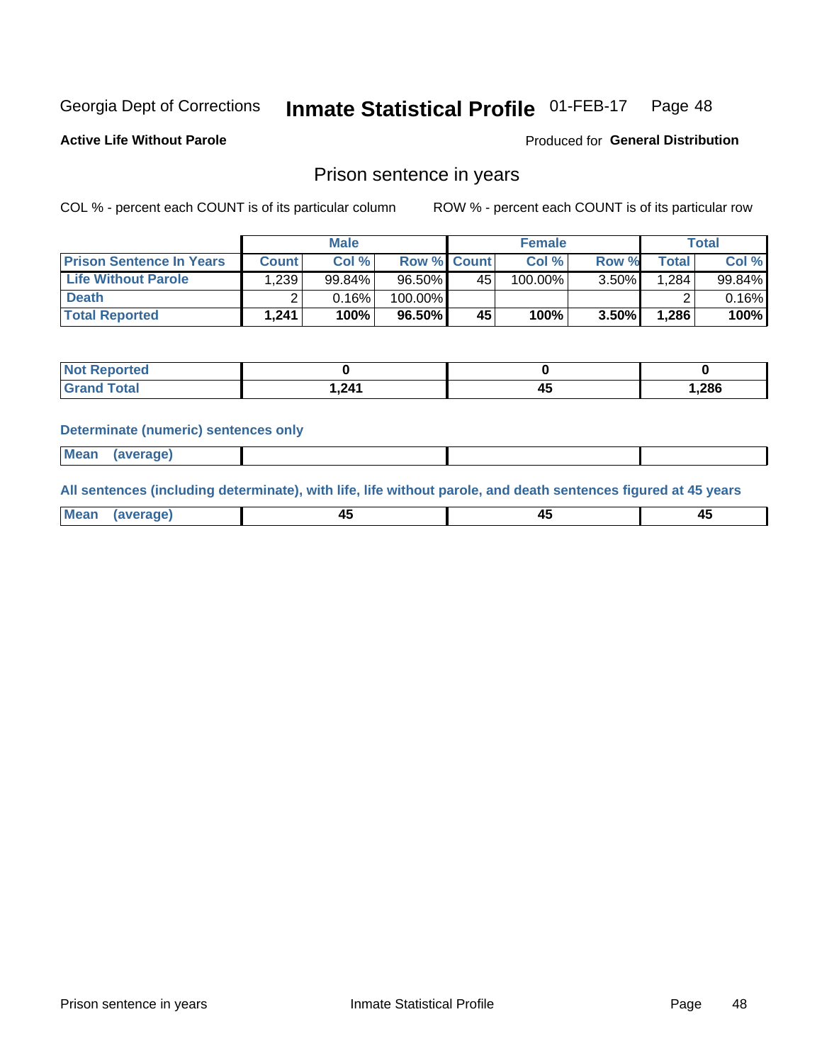Georgia Dept of Corrections **Inmate Statistical Profile** 01-FEB-17

**Active Life Without Parole**

Produced for **General Distribution**

## Prison sentence in years

COL % - percent each COUNT is of its particular column

ROW % - percent each COUNT is of its particular row

| | Male | | | Female | | | Total | |
|---|---|---|---|---|---|---|---|---|
| **Prison Sentence In Years** | **Count** | **Col %** | **Row %** | **Count** | **Col %** | **Row %** | **Total** | **Col %** |
| **Life Without Parole** | 1,239 | 99.84% | 96.50% | 45 | 100.00% | 3.50% | 1,284 | 99.84% |
| **Death** | 2 | 0.16% | 100.00% | | | | 2 | 0.16% |
| **Total Reported** | **1,241** | **100%** | **96.50%** | **45** | **100%** | **3.50%** | **1,286** | **100%** |

| | Male | Female | Total |
|---|---|---|---|
| **Not Reported** | **0** | **0** | **0** |
| **Grand Total** | **1,241** | **45** | **1,286** |

**Determinate (numeric) sentences only**

| | Male | Female | Total |
|---|---|---|---|
| **Mean (average)** | | | |

**All sentences (including determinate), with life, life without parole, and death sentences figured at 45 years**

| | Male | Female | Total |
|---|---|---|---|
| **Mean (average)** | **45** | **45** | **45** |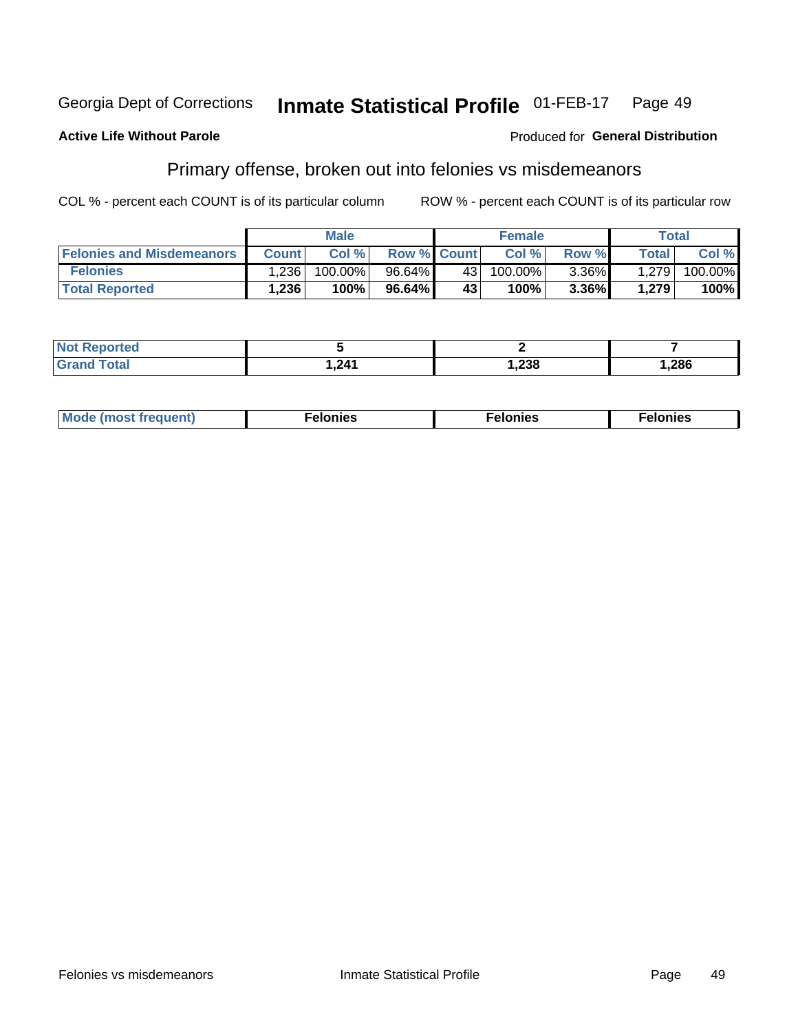Georgia Dept of Corrections **Inmate Statistical Profile** 01-FEB-17 Page 49

**Active Life Without Parole**

Produced for **General Distribution**

## Primary offense, broken out into felonies vs misdemeanors

COL % - percent each COUNT is of its particular column

ROW % - percent each COUNT is of its particular row

| | Male | | | Female | | | Total | |
|---|---|---|---|---|---|---|---|---|
| **Felonies and Misdemeanors** | **Count** | **Col %** | **Row %** | **Count** | **Col %** | **Row %** | **Total** | **Col %** |
| **Felonies** | 1,236 | 100.00% | 96.64% | 43 | 100.00% | 3.36% | 1,279 | 100.00% |
| **Total Reported** | **1,236** | **100%** | **96.64%** | **43** | **100%** | **3.36%** | **1,279** | **100%** |

| | Male | Female | Total |
|---|---|---|---|
| **Not Reported** | **5** | **2** | **7** |
| **Grand Total** | **1,241** | **1,238** | **1,286** |

| | Male | Female | Total |
|---|---|---|---|
| **Mode (most frequent)** | **Felonies** | **Felonies** | **Felonies** |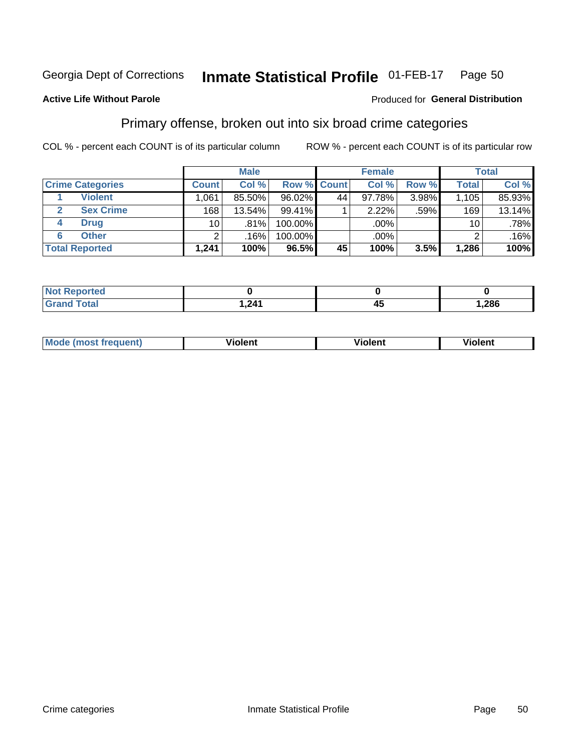Georgia Dept of Corrections **Inmate Statistical Profile** 01-FEB-17

**Active Life Without Parole**

Produced for **General Distribution**

## Primary offense, broken out into six broad crime categories

COL % - percent each COUNT is of its particular column

ROW % - percent each COUNT is of its particular row

| | | Male | | | Female | | | Total | |
|---|---|---|---|---|---|---|---|---|---|
| **Crime Categories** | | **Count** | **Col %** | **Row %** | **Count** | **Col %** | **Row %** | **Total** | **Col %** |
| 1 | Violent | 1,061 | 85.50% | 96.02% | 44 | 97.78% | 3.98% | 1,105 | 85.93% |
| 2 | Sex Crime | 168 | 13.54% | 99.41% | 1 | 2.22% | .59% | 169 | 13.14% |
| 4 | Drug | 10 | .81% | 100.00% | | .00% | | 10 | .78% |
| 6 | Other | 2 | .16% | 100.00% | | .00% | | 2 | .16% |
| **Total Reported** | | **1,241** | **100%** | **96.5%** | **45** | **100%** | **3.5%** | **1,286** | **100%** |

| | Male | Female | Total |
|---|---|---|---|
| **Not Reported** | **0** | **0** | **0** |
| **Grand Total** | **1,241** | **45** | **1,286** |

| | Male | Female | Total |
|---|---|---|---|
| **Mode (most frequent)** | **Violent** | **Violent** | **Violent** |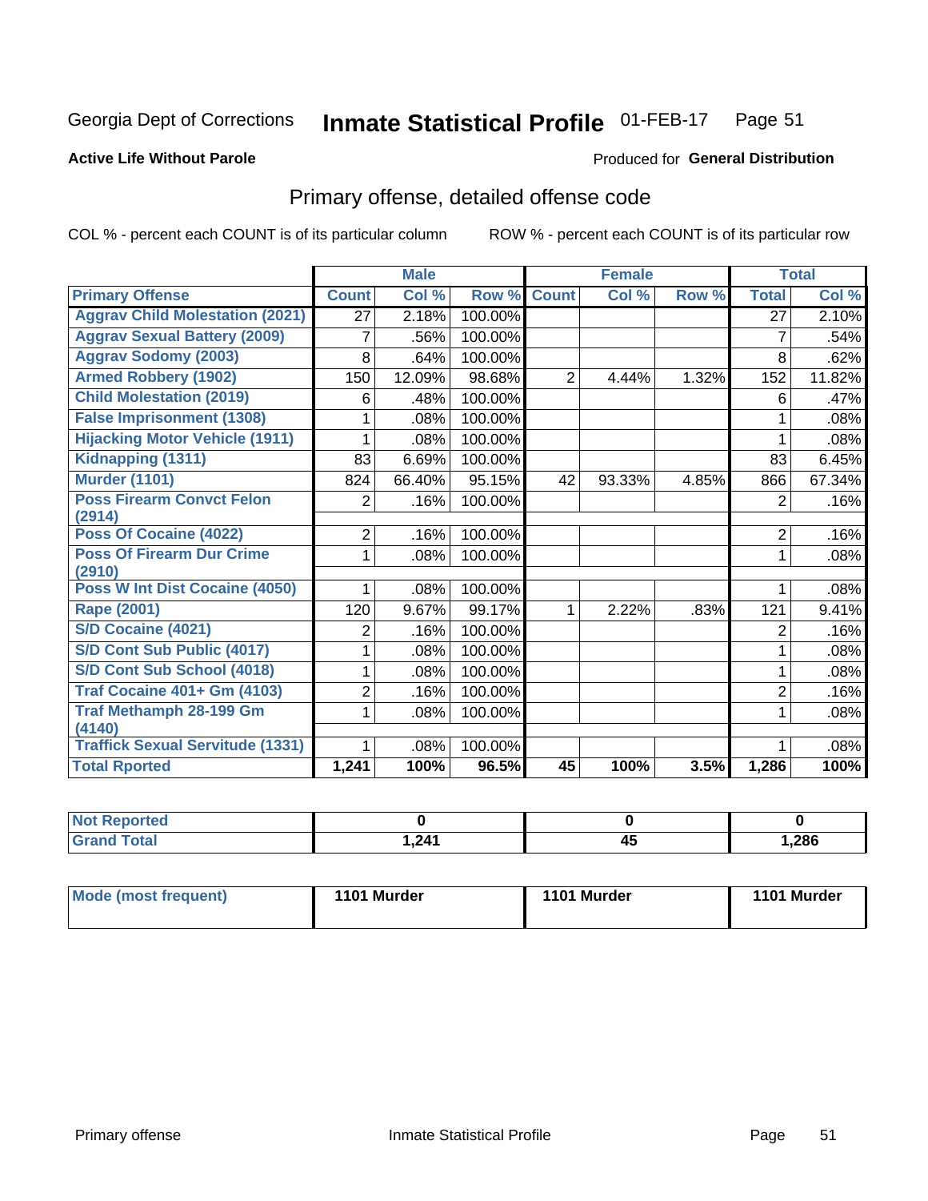# Georgia Dept of Corrections — Inmate Statistical Profile 01-FEB-17

**Active Life Without Parole**

Produced for **General Distribution**

## Primary offense, detailed offense code

COL % - percent each COUNT is of its particular column

ROW % - percent each COUNT is of its particular row

| | Male | | | Female | | | Total | |
|---|---|---|---|---|---|---|---|---|
| **Primary Offense** | **Count** | **Col %** | **Row %** | **Count** | **Col %** | **Row %** | **Total** | **Col %** |
| Aggrav Child Molestation (2021) | 27 | 2.18% | 100.00% | | | | 27 | 2.10% |
| Aggrav Sexual Battery (2009) | 7 | .56% | 100.00% | | | | 7 | .54% |
| Aggrav Sodomy (2003) | 8 | .64% | 100.00% | | | | 8 | .62% |
| Armed Robbery (1902) | 150 | 12.09% | 98.68% | 2 | 4.44% | 1.32% | 152 | 11.82% |
| Child Molestation (2019) | 6 | .48% | 100.00% | | | | 6 | .47% |
| False Imprisonment (1308) | 1 | .08% | 100.00% | | | | 1 | .08% |
| Hijacking Motor Vehicle (1911) | 1 | .08% | 100.00% | | | | 1 | .08% |
| Kidnapping (1311) | 83 | 6.69% | 100.00% | | | | 83 | 6.45% |
| Murder (1101) | 824 | 66.40% | 95.15% | 42 | 93.33% | 4.85% | 866 | 67.34% |
| Poss Firearm Convct Felon (2914) | 2 | .16% | 100.00% | | | | 2 | .16% |
| Poss Of Cocaine (4022) | 2 | .16% | 100.00% | | | | 2 | .16% |
| Poss Of Firearm Dur Crime (2910) | 1 | .08% | 100.00% | | | | 1 | .08% |
| Poss W Int Dist Cocaine (4050) | 1 | .08% | 100.00% | | | | 1 | .08% |
| Rape (2001) | 120 | 9.67% | 99.17% | 1 | 2.22% | .83% | 121 | 9.41% |
| S/D Cocaine (4021) | 2 | .16% | 100.00% | | | | 2 | .16% |
| S/D Cont Sub Public (4017) | 1 | .08% | 100.00% | | | | 1 | .08% |
| S/D Cont Sub School (4018) | 1 | .08% | 100.00% | | | | 1 | .08% |
| Traf Cocaine 401+ Gm (4103) | 2 | .16% | 100.00% | | | | 2 | .16% |
| Traf Methamph 28-199 Gm (4140) | 1 | .08% | 100.00% | | | | 1 | .08% |
| Traffick Sexual Servitude (1331) | 1 | .08% | 100.00% | | | | 1 | .08% |
| **Total Rported** | **1,241** | **100%** | **96.5%** | **45** | **100%** | **3.5%** | **1,286** | **100%** |

| | Male | Female | Total |
|---|---|---|---|
| Not Reported | 0 | 0 | 0 |
| Grand Total | 1,241 | 45 | 1,286 |

| | Male | Female | Total |
|---|---|---|---|
| Mode (most frequent) | 1101 Murder | 1101 Murder | 1101 Murder |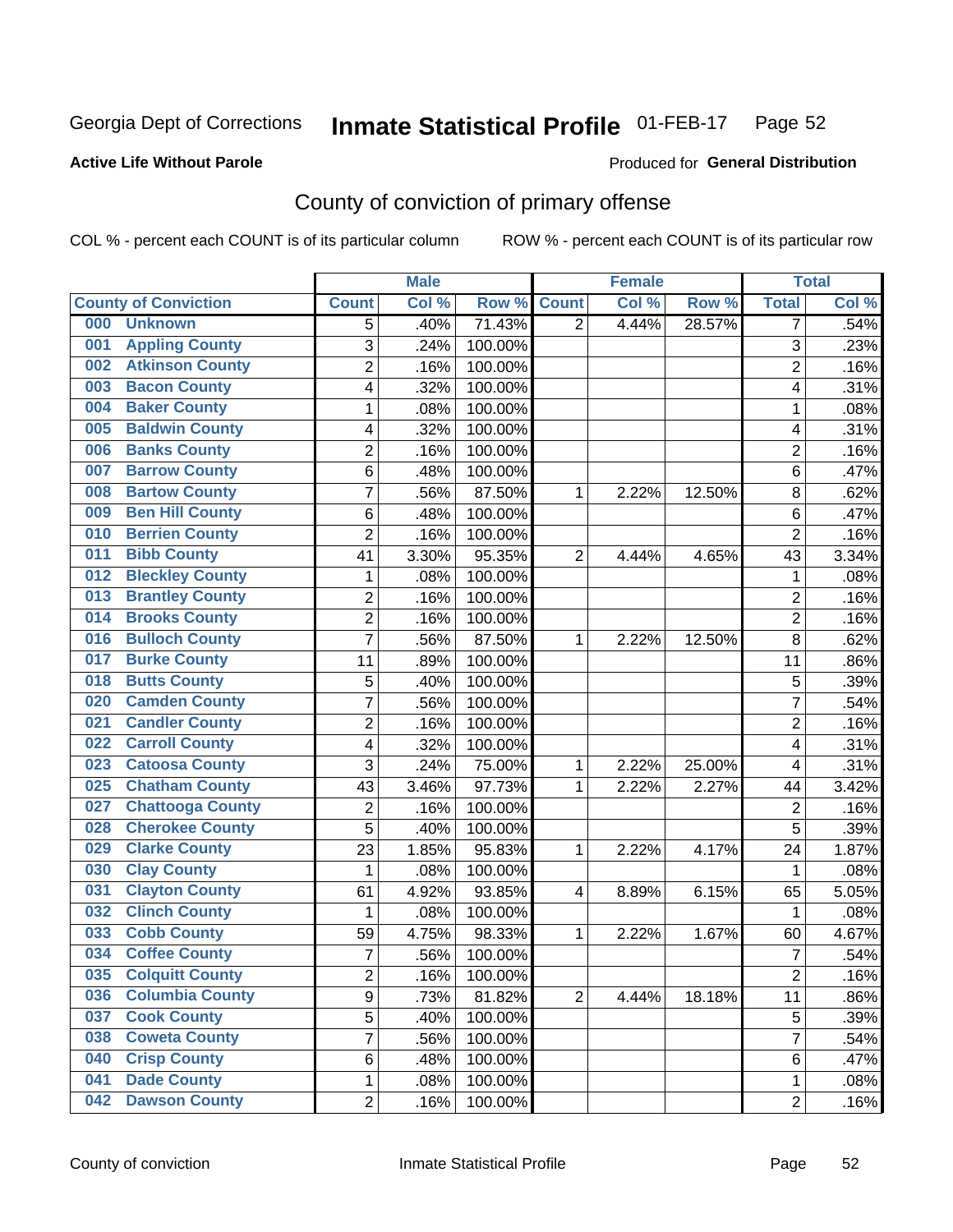Georgia Dept of Corrections **Inmate Statistical Profile** 01-FEB-17 Page 52

**Active Life Without Parole**

Produced for **General Distribution**

## County of conviction of primary offense

COL % - percent each COUNT is of its particular column ROW % - percent each COUNT is of its particular row

| County of Conviction | Male | | | Female | | | Total | |
|---|---|---|---|---|---|---|---|---|
| | Count | Col % | Row % | Count | Col % | Row % | Total | Col % |
| 000 Unknown | 5 | .40% | 71.43% | 2 | 4.44% | 28.57% | 7 | .54% |
| 001 Appling County | 3 | .24% | 100.00% | | | | 3 | .23% |
| 002 Atkinson County | 2 | .16% | 100.00% | | | | 2 | .16% |
| 003 Bacon County | 4 | .32% | 100.00% | | | | 4 | .31% |
| 004 Baker County | 1 | .08% | 100.00% | | | | 1 | .08% |
| 005 Baldwin County | 4 | .32% | 100.00% | | | | 4 | .31% |
| 006 Banks County | 2 | .16% | 100.00% | | | | 2 | .16% |
| 007 Barrow County | 6 | .48% | 100.00% | | | | 6 | .47% |
| 008 Bartow County | 7 | .56% | 87.50% | 1 | 2.22% | 12.50% | 8 | .62% |
| 009 Ben Hill County | 6 | .48% | 100.00% | | | | 6 | .47% |
| 010 Berrien County | 2 | .16% | 100.00% | | | | 2 | .16% |
| 011 Bibb County | 41 | 3.30% | 95.35% | 2 | 4.44% | 4.65% | 43 | 3.34% |
| 012 Bleckley County | 1 | .08% | 100.00% | | | | 1 | .08% |
| 013 Brantley County | 2 | .16% | 100.00% | | | | 2 | .16% |
| 014 Brooks County | 2 | .16% | 100.00% | | | | 2 | .16% |
| 016 Bulloch County | 7 | .56% | 87.50% | 1 | 2.22% | 12.50% | 8 | .62% |
| 017 Burke County | 11 | .89% | 100.00% | | | | 11 | .86% |
| 018 Butts County | 5 | .40% | 100.00% | | | | 5 | .39% |
| 020 Camden County | 7 | .56% | 100.00% | | | | 7 | .54% |
| 021 Candler County | 2 | .16% | 100.00% | | | | 2 | .16% |
| 022 Carroll County | 4 | .32% | 100.00% | | | | 4 | .31% |
| 023 Catoosa County | 3 | .24% | 75.00% | 1 | 2.22% | 25.00% | 4 | .31% |
| 025 Chatham County | 43 | 3.46% | 97.73% | 1 | 2.22% | 2.27% | 44 | 3.42% |
| 027 Chattooga County | 2 | .16% | 100.00% | | | | 2 | .16% |
| 028 Cherokee County | 5 | .40% | 100.00% | | | | 5 | .39% |
| 029 Clarke County | 23 | 1.85% | 95.83% | 1 | 2.22% | 4.17% | 24 | 1.87% |
| 030 Clay County | 1 | .08% | 100.00% | | | | 1 | .08% |
| 031 Clayton County | 61 | 4.92% | 93.85% | 4 | 8.89% | 6.15% | 65 | 5.05% |
| 032 Clinch County | 1 | .08% | 100.00% | | | | 1 | .08% |
| 033 Cobb County | 59 | 4.75% | 98.33% | 1 | 2.22% | 1.67% | 60 | 4.67% |
| 034 Coffee County | 7 | .56% | 100.00% | | | | 7 | .54% |
| 035 Colquitt County | 2 | .16% | 100.00% | | | | 2 | .16% |
| 036 Columbia County | 9 | .73% | 81.82% | 2 | 4.44% | 18.18% | 11 | .86% |
| 037 Cook County | 5 | .40% | 100.00% | | | | 5 | .39% |
| 038 Coweta County | 7 | .56% | 100.00% | | | | 7 | .54% |
| 040 Crisp County | 6 | .48% | 100.00% | | | | 6 | .47% |
| 041 Dade County | 1 | .08% | 100.00% | | | | 1 | .08% |
| 042 Dawson County | 2 | .16% | 100.00% | | | | 2 | .16% |

County of conviction Inmate Statistical Profile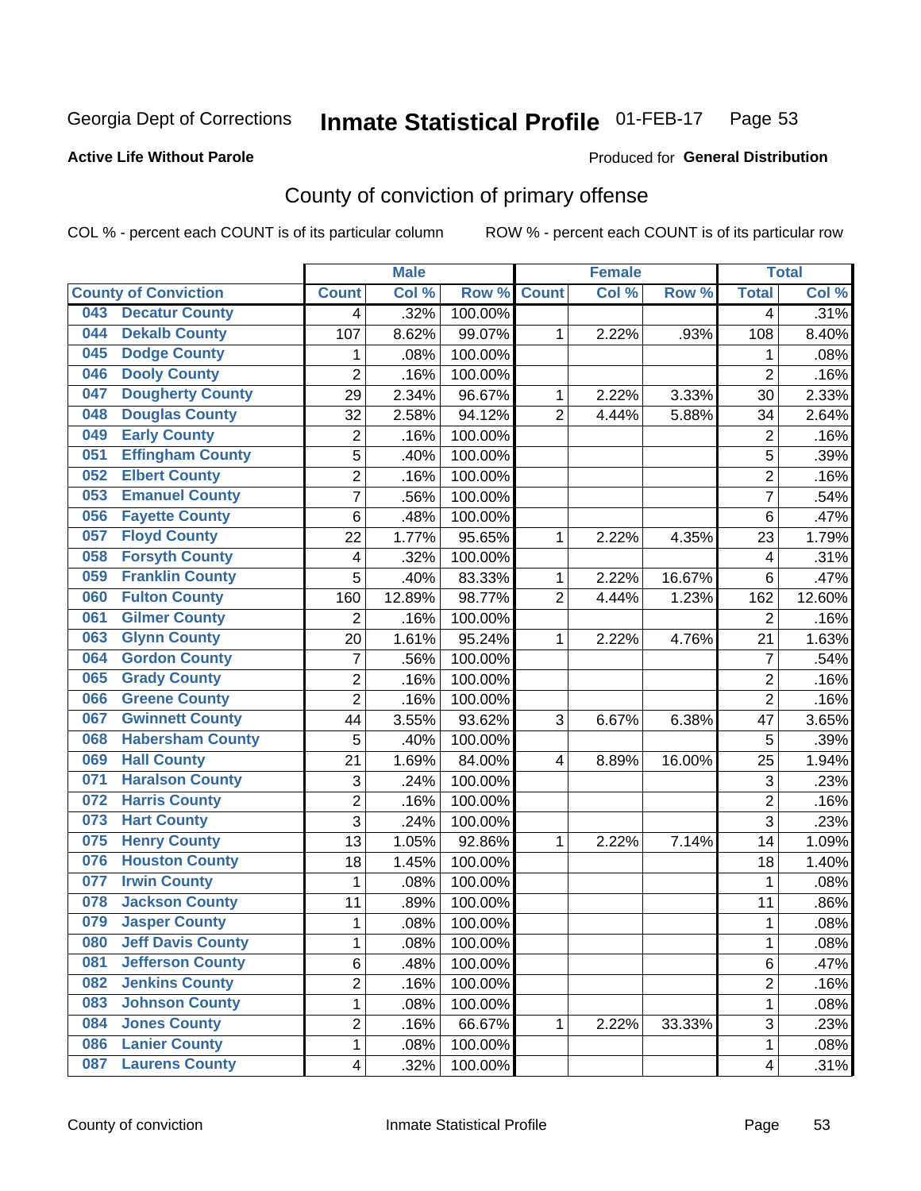Georgia Dept of Corrections **Inmate Statistical Profile** 01-FEB-17

**Active Life Without Parole**

Produced for **General Distribution**

## County of conviction of primary offense

COL % - percent each COUNT is of its particular column

ROW % - percent each COUNT is of its particular row

| County of Conviction | Male | | | Female | | | Total | |
|---|---|---|---|---|---|---|---|---|
| | Count | Col % | Row % | Count | Col % | Row % | Total | Col % |
| 043 Decatur County | 4 | .32% | 100.00% | | | | 4 | .31% |
| 044 Dekalb County | 107 | 8.62% | 99.07% | 1 | 2.22% | .93% | 108 | 8.40% |
| 045 Dodge County | 1 | .08% | 100.00% | | | | 1 | .08% |
| 046 Dooly County | 2 | .16% | 100.00% | | | | 2 | .16% |
| 047 Dougherty County | 29 | 2.34% | 96.67% | 1 | 2.22% | 3.33% | 30 | 2.33% |
| 048 Douglas County | 32 | 2.58% | 94.12% | 2 | 4.44% | 5.88% | 34 | 2.64% |
| 049 Early County | 2 | .16% | 100.00% | | | | 2 | .16% |
| 051 Effingham County | 5 | .40% | 100.00% | | | | 5 | .39% |
| 052 Elbert County | 2 | .16% | 100.00% | | | | 2 | .16% |
| 053 Emanuel County | 7 | .56% | 100.00% | | | | 7 | .54% |
| 056 Fayette County | 6 | .48% | 100.00% | | | | 6 | .47% |
| 057 Floyd County | 22 | 1.77% | 95.65% | 1 | 2.22% | 4.35% | 23 | 1.79% |
| 058 Forsyth County | 4 | .32% | 100.00% | | | | 4 | .31% |
| 059 Franklin County | 5 | .40% | 83.33% | 1 | 2.22% | 16.67% | 6 | .47% |
| 060 Fulton County | 160 | 12.89% | 98.77% | 2 | 4.44% | 1.23% | 162 | 12.60% |
| 061 Gilmer County | 2 | .16% | 100.00% | | | | 2 | .16% |
| 063 Glynn County | 20 | 1.61% | 95.24% | 1 | 2.22% | 4.76% | 21 | 1.63% |
| 064 Gordon County | 7 | .56% | 100.00% | | | | 7 | .54% |
| 065 Grady County | 2 | .16% | 100.00% | | | | 2 | .16% |
| 066 Greene County | 2 | .16% | 100.00% | | | | 2 | .16% |
| 067 Gwinnett County | 44 | 3.55% | 93.62% | 3 | 6.67% | 6.38% | 47 | 3.65% |
| 068 Habersham County | 5 | .40% | 100.00% | | | | 5 | .39% |
| 069 Hall County | 21 | 1.69% | 84.00% | 4 | 8.89% | 16.00% | 25 | 1.94% |
| 071 Haralson County | 3 | .24% | 100.00% | | | | 3 | .23% |
| 072 Harris County | 2 | .16% | 100.00% | | | | 2 | .16% |
| 073 Hart County | 3 | .24% | 100.00% | | | | 3 | .23% |
| 075 Henry County | 13 | 1.05% | 92.86% | 1 | 2.22% | 7.14% | 14 | 1.09% |
| 076 Houston County | 18 | 1.45% | 100.00% | | | | 18 | 1.40% |
| 077 Irwin County | 1 | .08% | 100.00% | | | | 1 | .08% |
| 078 Jackson County | 11 | .89% | 100.00% | | | | 11 | .86% |
| 079 Jasper County | 1 | .08% | 100.00% | | | | 1 | .08% |
| 080 Jeff Davis County | 1 | .08% | 100.00% | | | | 1 | .08% |
| 081 Jefferson County | 6 | .48% | 100.00% | | | | 6 | .47% |
| 082 Jenkins County | 2 | .16% | 100.00% | | | | 2 | .16% |
| 083 Johnson County | 1 | .08% | 100.00% | | | | 1 | .08% |
| 084 Jones County | 2 | .16% | 66.67% | 1 | 2.22% | 33.33% | 3 | .23% |
| 086 Lanier County | 1 | .08% | 100.00% | | | | 1 | .08% |
| 087 Laurens County | 4 | .32% | 100.00% | | | | 4 | .31% |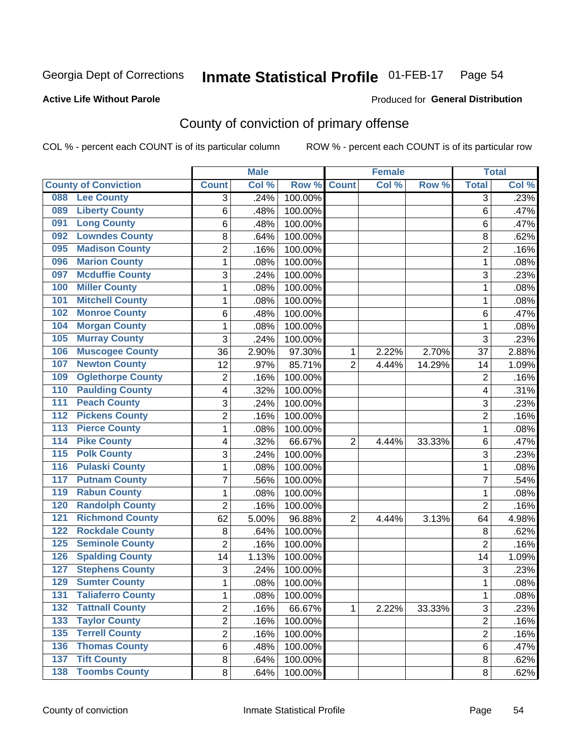Georgia Dept of Corrections **Inmate Statistical Profile** 01-FEB-17

**Active Life Without Parole**

Produced for **General Distribution**

## County of conviction of primary offense

COL % - percent each COUNT is of its particular column ROW % - percent each COUNT is of its particular row

| County of Conviction | Male | | | Female | | | Total | |
|---|---|---|---|---|---|---|---|---|
| | Count | Col % | Row % | Count | Col % | Row % | Total | Col % |
| 088 Lee County | 3 | .24% | 100.00% | | | | 3 | .23% |
| 089 Liberty County | 6 | .48% | 100.00% | | | | 6 | .47% |
| 091 Long County | 6 | .48% | 100.00% | | | | 6 | .47% |
| 092 Lowndes County | 8 | .64% | 100.00% | | | | 8 | .62% |
| 095 Madison County | 2 | .16% | 100.00% | | | | 2 | .16% |
| 096 Marion County | 1 | .08% | 100.00% | | | | 1 | .08% |
| 097 Mcduffie County | 3 | .24% | 100.00% | | | | 3 | .23% |
| 100 Miller County | 1 | .08% | 100.00% | | | | 1 | .08% |
| 101 Mitchell County | 1 | .08% | 100.00% | | | | 1 | .08% |
| 102 Monroe County | 6 | .48% | 100.00% | | | | 6 | .47% |
| 104 Morgan County | 1 | .08% | 100.00% | | | | 1 | .08% |
| 105 Murray County | 3 | .24% | 100.00% | | | | 3 | .23% |
| 106 Muscogee County | 36 | 2.90% | 97.30% | 1 | 2.22% | 2.70% | 37 | 2.88% |
| 107 Newton County | 12 | .97% | 85.71% | 2 | 4.44% | 14.29% | 14 | 1.09% |
| 109 Oglethorpe County | 2 | .16% | 100.00% | | | | 2 | .16% |
| 110 Paulding County | 4 | .32% | 100.00% | | | | 4 | .31% |
| 111 Peach County | 3 | .24% | 100.00% | | | | 3 | .23% |
| 112 Pickens County | 2 | .16% | 100.00% | | | | 2 | .16% |
| 113 Pierce County | 1 | .08% | 100.00% | | | | 1 | .08% |
| 114 Pike County | 4 | .32% | 66.67% | 2 | 4.44% | 33.33% | 6 | .47% |
| 115 Polk County | 3 | .24% | 100.00% | | | | 3 | .23% |
| 116 Pulaski County | 1 | .08% | 100.00% | | | | 1 | .08% |
| 117 Putnam County | 7 | .56% | 100.00% | | | | 7 | .54% |
| 119 Rabun County | 1 | .08% | 100.00% | | | | 1 | .08% |
| 120 Randolph County | 2 | .16% | 100.00% | | | | 2 | .16% |
| 121 Richmond County | 62 | 5.00% | 96.88% | 2 | 4.44% | 3.13% | 64 | 4.98% |
| 122 Rockdale County | 8 | .64% | 100.00% | | | | 8 | .62% |
| 125 Seminole County | 2 | .16% | 100.00% | | | | 2 | .16% |
| 126 Spalding County | 14 | 1.13% | 100.00% | | | | 14 | 1.09% |
| 127 Stephens County | 3 | .24% | 100.00% | | | | 3 | .23% |
| 129 Sumter County | 1 | .08% | 100.00% | | | | 1 | .08% |
| 131 Taliaferro County | 1 | .08% | 100.00% | | | | 1 | .08% |
| 132 Tattnall County | 2 | .16% | 66.67% | 1 | 2.22% | 33.33% | 3 | .23% |
| 133 Taylor County | 2 | .16% | 100.00% | | | | 2 | .16% |
| 135 Terrell County | 2 | .16% | 100.00% | | | | 2 | .16% |
| 136 Thomas County | 6 | .48% | 100.00% | | | | 6 | .47% |
| 137 Tift County | 8 | .64% | 100.00% | | | | 8 | .62% |
| 138 Toombs County | 8 | .64% | 100.00% | | | | 8 | .62% |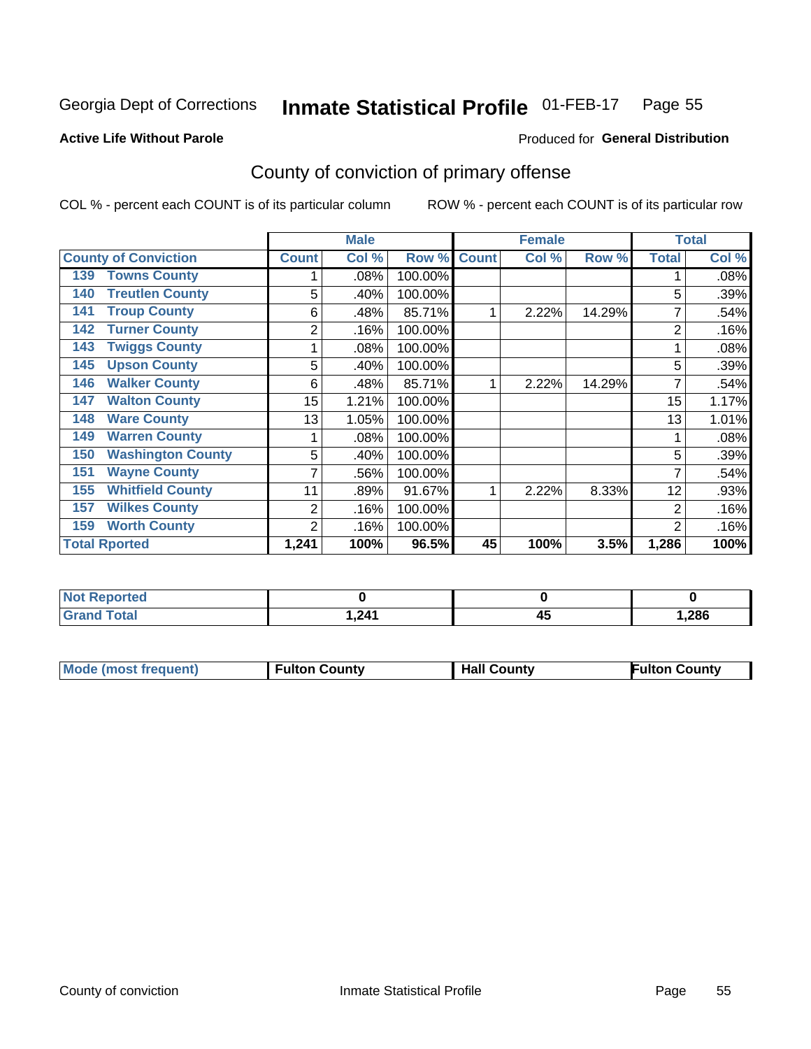Georgia Dept of Corrections **Inmate Statistical Profile** 01-FEB-17 Page 55

**Active Life Without Parole**

Produced for **General Distribution**

## County of conviction of primary offense

COL % - percent each COUNT is of its particular column ROW % - percent each COUNT is of its particular row

| | Male | | | Female | | | Total | |
|---|---|---|---|---|---|---|---|---|
| **County of Conviction** | **Count** | **Col %** | **Row %** | **Count** | **Col %** | **Row %** | **Total** | **Col %** |
| 139 Towns County | 1 | .08% | 100.00% | | | | 1 | .08% |
| 140 Treutlen County | 5 | .40% | 100.00% | | | | 5 | .39% |
| 141 Troup County | 6 | .48% | 85.71% | 1 | 2.22% | 14.29% | 7 | .54% |
| 142 Turner County | 2 | .16% | 100.00% | | | | 2 | .16% |
| 143 Twiggs County | 1 | .08% | 100.00% | | | | 1 | .08% |
| 145 Upson County | 5 | .40% | 100.00% | | | | 5 | .39% |
| 146 Walker County | 6 | .48% | 85.71% | 1 | 2.22% | 14.29% | 7 | .54% |
| 147 Walton County | 15 | 1.21% | 100.00% | | | | 15 | 1.17% |
| 148 Ware County | 13 | 1.05% | 100.00% | | | | 13 | 1.01% |
| 149 Warren County | 1 | .08% | 100.00% | | | | 1 | .08% |
| 150 Washington County | 5 | .40% | 100.00% | | | | 5 | .39% |
| 151 Wayne County | 7 | .56% | 100.00% | | | | 7 | .54% |
| 155 Whitfield County | 11 | .89% | 91.67% | 1 | 2.22% | 8.33% | 12 | .93% |
| 157 Wilkes County | 2 | .16% | 100.00% | | | | 2 | .16% |
| 159 Worth County | 2 | .16% | 100.00% | | | | 2 | .16% |
| **Total Rported** | **1,241** | **100%** | **96.5%** | **45** | **100%** | **3.5%** | **1,286** | **100%** |

| | Male | Female | Total |
|---|---|---|---|
| **Not Reported** | **0** | **0** | **0** |
| **Grand Total** | **1,241** | **45** | **1,286** |

| | Male | Female | Total |
|---|---|---|---|
| **Mode (most frequent)** | **Fulton County** | **Hall County** | **Fulton County** |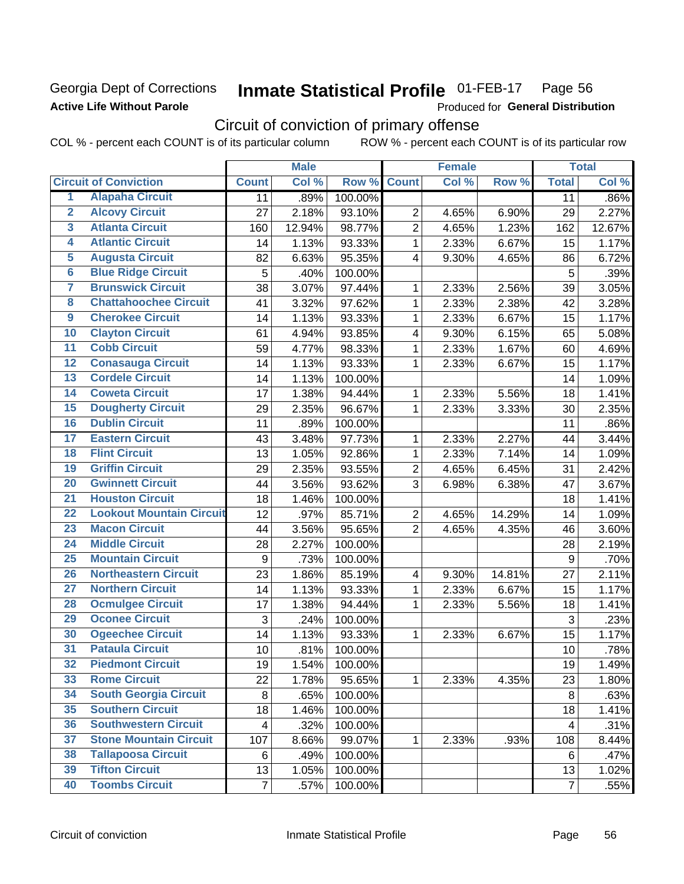Georgia Dept of Corrections
**Active Life Without Parole**

# Inmate Statistical Profile 01-FEB-17 Page 56

Produced for **General Distribution**

## Circuit of conviction of primary offense

COL % - percent each COUNT is of its particular column ROW % - percent each COUNT is of its particular row

| | | Male | | | Female | | | Total | |
|---|---|---|---|---|---|---|---|---|---|
| **Circuit of Conviction** | | **Count** | **Col %** | **Row %** | **Count** | **Col %** | **Row %** | **Total** | **Col %** |
| 1 | Alapaha Circuit | 11 | .89% | 100.00% | | | | 11 | .86% |
| 2 | Alcovy Circuit | 27 | 2.18% | 93.10% | 2 | 4.65% | 6.90% | 29 | 2.27% |
| 3 | Atlanta Circuit | 160 | 12.94% | 98.77% | 2 | 4.65% | 1.23% | 162 | 12.67% |
| 4 | Atlantic Circuit | 14 | 1.13% | 93.33% | 1 | 2.33% | 6.67% | 15 | 1.17% |
| 5 | Augusta Circuit | 82 | 6.63% | 95.35% | 4 | 9.30% | 4.65% | 86 | 6.72% |
| 6 | Blue Ridge Circuit | 5 | .40% | 100.00% | | | | 5 | .39% |
| 7 | Brunswick Circuit | 38 | 3.07% | 97.44% | 1 | 2.33% | 2.56% | 39 | 3.05% |
| 8 | Chattahoochee Circuit | 41 | 3.32% | 97.62% | 1 | 2.33% | 2.38% | 42 | 3.28% |
| 9 | Cherokee Circuit | 14 | 1.13% | 93.33% | 1 | 2.33% | 6.67% | 15 | 1.17% |
| 10 | Clayton Circuit | 61 | 4.94% | 93.85% | 4 | 9.30% | 6.15% | 65 | 5.08% |
| 11 | Cobb Circuit | 59 | 4.77% | 98.33% | 1 | 2.33% | 1.67% | 60 | 4.69% |
| 12 | Conasauga Circuit | 14 | 1.13% | 93.33% | 1 | 2.33% | 6.67% | 15 | 1.17% |
| 13 | Cordele Circuit | 14 | 1.13% | 100.00% | | | | 14 | 1.09% |
| 14 | Coweta Circuit | 17 | 1.38% | 94.44% | 1 | 2.33% | 5.56% | 18 | 1.41% |
| 15 | Dougherty Circuit | 29 | 2.35% | 96.67% | 1 | 2.33% | 3.33% | 30 | 2.35% |
| 16 | Dublin Circuit | 11 | .89% | 100.00% | | | | 11 | .86% |
| 17 | Eastern Circuit | 43 | 3.48% | 97.73% | 1 | 2.33% | 2.27% | 44 | 3.44% |
| 18 | Flint Circuit | 13 | 1.05% | 92.86% | 1 | 2.33% | 7.14% | 14 | 1.09% |
| 19 | Griffin Circuit | 29 | 2.35% | 93.55% | 2 | 4.65% | 6.45% | 31 | 2.42% |
| 20 | Gwinnett Circuit | 44 | 3.56% | 93.62% | 3 | 6.98% | 6.38% | 47 | 3.67% |
| 21 | Houston Circuit | 18 | 1.46% | 100.00% | | | | 18 | 1.41% |
| 22 | Lookout Mountain Circuit | 12 | .97% | 85.71% | 2 | 4.65% | 14.29% | 14 | 1.09% |
| 23 | Macon Circuit | 44 | 3.56% | 95.65% | 2 | 4.65% | 4.35% | 46 | 3.60% |
| 24 | Middle Circuit | 28 | 2.27% | 100.00% | | | | 28 | 2.19% |
| 25 | Mountain Circuit | 9 | .73% | 100.00% | | | | 9 | .70% |
| 26 | Northeastern Circuit | 23 | 1.86% | 85.19% | 4 | 9.30% | 14.81% | 27 | 2.11% |
| 27 | Northern Circuit | 14 | 1.13% | 93.33% | 1 | 2.33% | 6.67% | 15 | 1.17% |
| 28 | Ocmulgee Circuit | 17 | 1.38% | 94.44% | 1 | 2.33% | 5.56% | 18 | 1.41% |
| 29 | Oconee Circuit | 3 | .24% | 100.00% | | | | 3 | .23% |
| 30 | Ogeechee Circuit | 14 | 1.13% | 93.33% | 1 | 2.33% | 6.67% | 15 | 1.17% |
| 31 | Pataula Circuit | 10 | .81% | 100.00% | | | | 10 | .78% |
| 32 | Piedmont Circuit | 19 | 1.54% | 100.00% | | | | 19 | 1.49% |
| 33 | Rome Circuit | 22 | 1.78% | 95.65% | 1 | 2.33% | 4.35% | 23 | 1.80% |
| 34 | South Georgia Circuit | 8 | .65% | 100.00% | | | | 8 | .63% |
| 35 | Southern Circuit | 18 | 1.46% | 100.00% | | | | 18 | 1.41% |
| 36 | Southwestern Circuit | 4 | .32% | 100.00% | | | | 4 | .31% |
| 37 | Stone Mountain Circuit | 107 | 8.66% | 99.07% | 1 | 2.33% | .93% | 108 | 8.44% |
| 38 | Tallapoosa Circuit | 6 | .49% | 100.00% | | | | 6 | .47% |
| 39 | Tifton Circuit | 13 | 1.05% | 100.00% | | | | 13 | 1.02% |
| 40 | Toombs Circuit | 7 | .57% | 100.00% | | | | 7 | .55% |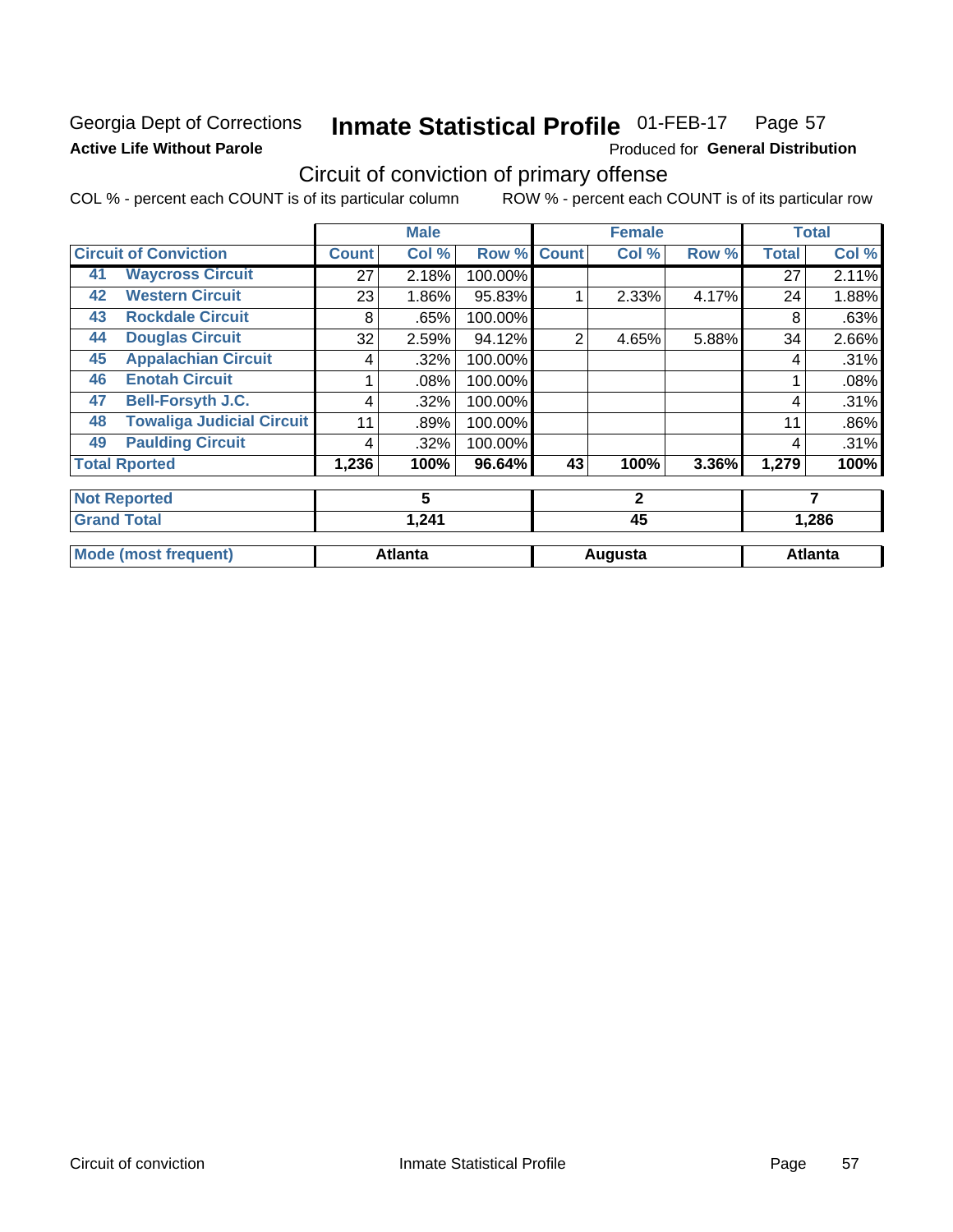Georgia Dept of Corrections **Inmate Statistical Profile** 01-FEB-17

**Active Life Without Parole**

Produced for **General Distribution**

## Circuit of conviction of primary offense

COL % - percent each COUNT is of its particular column    ROW % - percent each COUNT is of its particular row

| | | Male | | | Female | | | Total | |
|---|---|---|---|---|---|---|---|---|---|
| **Circuit of Conviction** | | **Count** | **Col %** | **Row %** | **Count** | **Col %** | **Row %** | **Total** | **Col %** |
| 41 | **Waycross Circuit** | 27 | 2.18% | 100.00% | | | | 27 | 2.11% |
| 42 | **Western Circuit** | 23 | 1.86% | 95.83% | 1 | 2.33% | 4.17% | 24 | 1.88% |
| 43 | **Rockdale Circuit** | 8 | .65% | 100.00% | | | | 8 | .63% |
| 44 | **Douglas Circuit** | 32 | 2.59% | 94.12% | 2 | 4.65% | 5.88% | 34 | 2.66% |
| 45 | **Appalachian Circuit** | 4 | .32% | 100.00% | | | | 4 | .31% |
| 46 | **Enotah Circuit** | 1 | .08% | 100.00% | | | | 1 | .08% |
| 47 | **Bell-Forsyth J.C.** | 4 | .32% | 100.00% | | | | 4 | .31% |
| 48 | **Towaliga Judicial Circuit** | 11 | .89% | 100.00% | | | | 11 | .86% |
| 49 | **Paulding Circuit** | 4 | .32% | 100.00% | | | | 4 | .31% |
| **Total Rported** | | **1,236** | **100%** | **96.64%** | **43** | **100%** | **3.36%** | **1,279** | **100%** |
| **Not Reported** | | **5** | | | **2** | | | **7** | |
| **Grand Total** | | **1,241** | | | **45** | | | **1,286** | |
| **Mode (most frequent)** | | **Atlanta** | | | **Augusta** | | | **Atlanta** | |

Circuit of conviction    Inmate Statistical Profile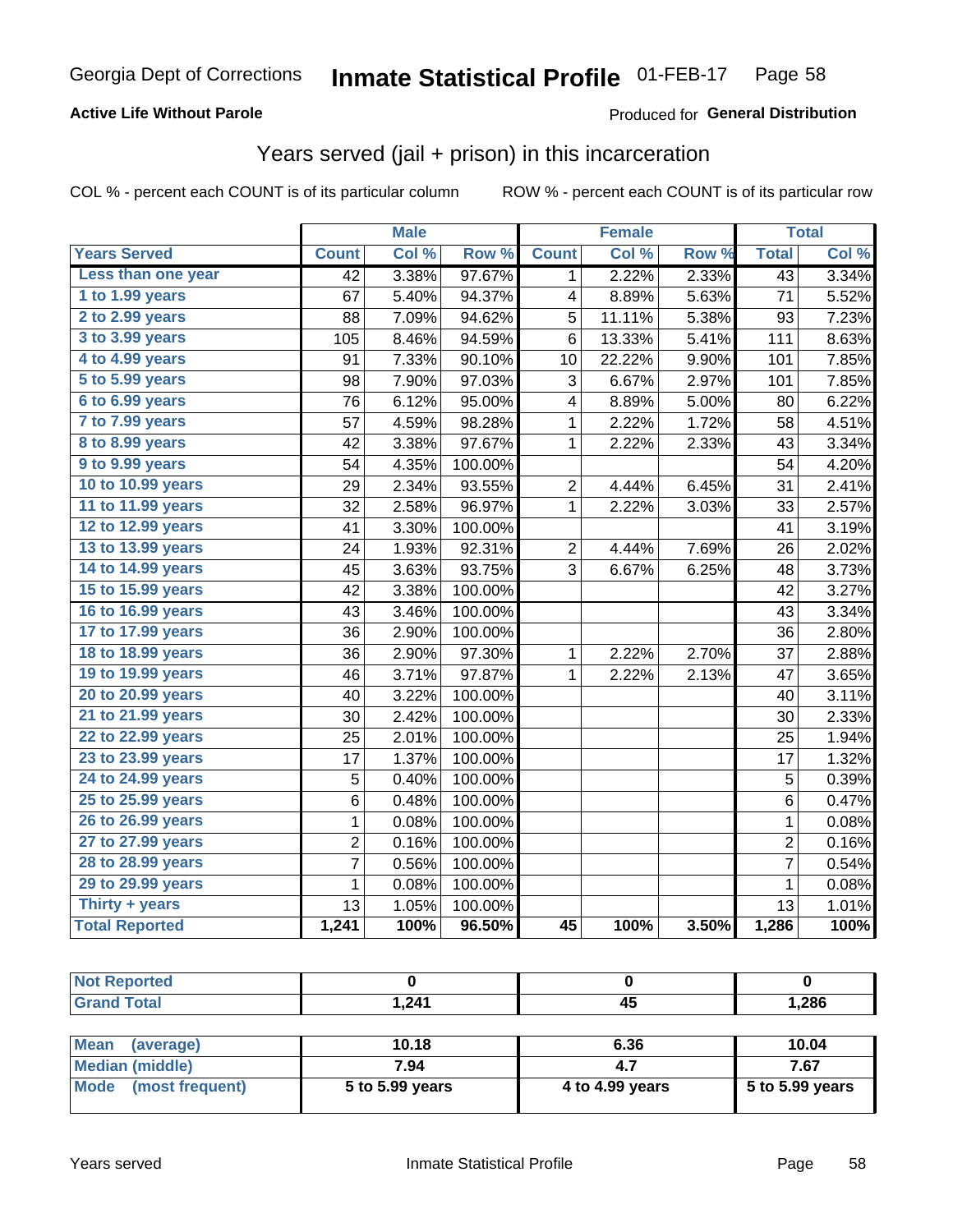Georgia Dept of Corrections **Inmate Statistical Profile** 01-FEB-17

**Active Life Without Parole**

Produced for **General Distribution**

## Years served (jail + prison) in this incarceration

COL % - percent each COUNT is of its particular column

ROW % - percent each COUNT is of its particular row

| | Male | | | Female | | | Total | |
|---|---|---|---|---|---|---|---|---|
| Years Served | Count | Col % | Row % | Count | Col % | Row % | Total | Col % |
| Less than one year | 42 | 3.38% | 97.67% | 1 | 2.22% | 2.33% | 43 | 3.34% |
| 1 to 1.99 years | 67 | 5.40% | 94.37% | 4 | 8.89% | 5.63% | 71 | 5.52% |
| 2 to 2.99 years | 88 | 7.09% | 94.62% | 5 | 11.11% | 5.38% | 93 | 7.23% |
| 3 to 3.99 years | 105 | 8.46% | 94.59% | 6 | 13.33% | 5.41% | 111 | 8.63% |
| 4 to 4.99 years | 91 | 7.33% | 90.10% | 10 | 22.22% | 9.90% | 101 | 7.85% |
| 5 to 5.99 years | 98 | 7.90% | 97.03% | 3 | 6.67% | 2.97% | 101 | 7.85% |
| 6 to 6.99 years | 76 | 6.12% | 95.00% | 4 | 8.89% | 5.00% | 80 | 6.22% |
| 7 to 7.99 years | 57 | 4.59% | 98.28% | 1 | 2.22% | 1.72% | 58 | 4.51% |
| 8 to 8.99 years | 42 | 3.38% | 97.67% | 1 | 2.22% | 2.33% | 43 | 3.34% |
| 9 to 9.99 years | 54 | 4.35% | 100.00% | | | | 54 | 4.20% |
| 10 to 10.99 years | 29 | 2.34% | 93.55% | 2 | 4.44% | 6.45% | 31 | 2.41% |
| 11 to 11.99 years | 32 | 2.58% | 96.97% | 1 | 2.22% | 3.03% | 33 | 2.57% |
| 12 to 12.99 years | 41 | 3.30% | 100.00% | | | | 41 | 3.19% |
| 13 to 13.99 years | 24 | 1.93% | 92.31% | 2 | 4.44% | 7.69% | 26 | 2.02% |
| 14 to 14.99 years | 45 | 3.63% | 93.75% | 3 | 6.67% | 6.25% | 48 | 3.73% |
| 15 to 15.99 years | 42 | 3.38% | 100.00% | | | | 42 | 3.27% |
| 16 to 16.99 years | 43 | 3.46% | 100.00% | | | | 43 | 3.34% |
| 17 to 17.99 years | 36 | 2.90% | 100.00% | | | | 36 | 2.80% |
| 18 to 18.99 years | 36 | 2.90% | 97.30% | 1 | 2.22% | 2.70% | 37 | 2.88% |
| 19 to 19.99 years | 46 | 3.71% | 97.87% | 1 | 2.22% | 2.13% | 47 | 3.65% |
| 20 to 20.99 years | 40 | 3.22% | 100.00% | | | | 40 | 3.11% |
| 21 to 21.99 years | 30 | 2.42% | 100.00% | | | | 30 | 2.33% |
| 22 to 22.99 years | 25 | 2.01% | 100.00% | | | | 25 | 1.94% |
| 23 to 23.99 years | 17 | 1.37% | 100.00% | | | | 17 | 1.32% |
| 24 to 24.99 years | 5 | 0.40% | 100.00% | | | | 5 | 0.39% |
| 25 to 25.99 years | 6 | 0.48% | 100.00% | | | | 6 | 0.47% |
| 26 to 26.99 years | 1 | 0.08% | 100.00% | | | | 1 | 0.08% |
| 27 to 27.99 years | 2 | 0.16% | 100.00% | | | | 2 | 0.16% |
| 28 to 28.99 years | 7 | 0.56% | 100.00% | | | | 7 | 0.54% |
| 29 to 29.99 years | 1 | 0.08% | 100.00% | | | | 1 | 0.08% |
| Thirty + years | 13 | 1.05% | 100.00% | | | | 13 | 1.01% |
| **Total Reported** | **1,241** | **100%** | **96.50%** | **45** | **100%** | **3.50%** | **1,286** | **100%** |

| | Male | Female | Total |
|---|---|---|---|
| Not Reported | 0 | 0 | 0 |
| Grand Total | 1,241 | 45 | 1,286 |

| | Male | Female | Total |
|---|---|---|---|
| Mean (average) | 10.18 | 6.36 | 10.04 |
| Median (middle) | 7.94 | 4.7 | 7.67 |
| Mode (most frequent) | 5 to 5.99 years | 4 to 4.99 years | 5 to 5.99 years |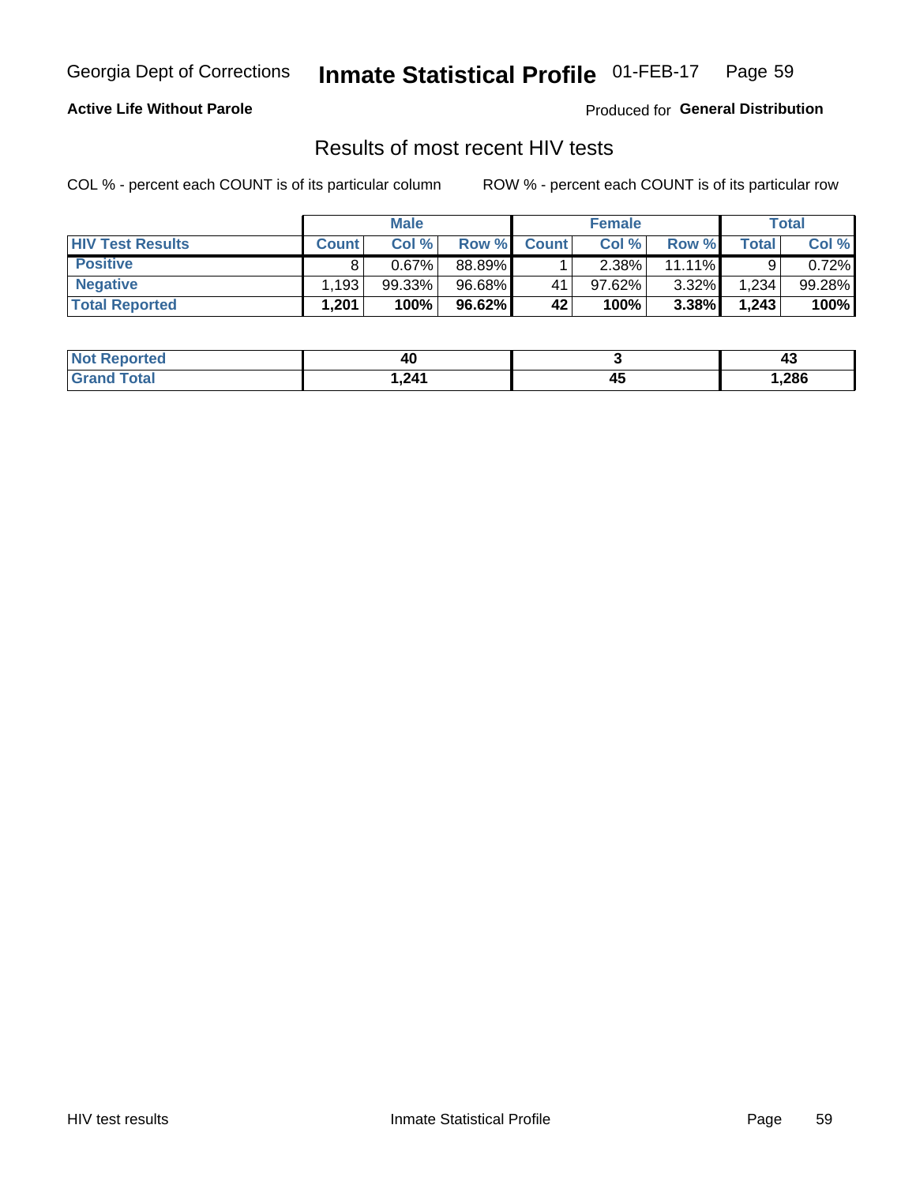Georgia Dept of Corrections **Inmate Statistical Profile** 01-FEB-17

**Active Life Without Parole**

Produced for **General Distribution**

## Results of most recent HIV tests

COL % - percent each COUNT is of its particular column ROW % - percent each COUNT is of its particular row

| | Male | | | Female | | | Total | |
|---|---|---|---|---|---|---|---|---|
| **HIV Test Results** | **Count** | **Col %** | **Row %** | **Count** | **Col %** | **Row %** | **Total** | **Col %** |
| **Positive** | 8 | 0.67% | 88.89% | 1 | 2.38% | 11.11% | 9 | 0.72% |
| **Negative** | 1,193 | 99.33% | 96.68% | 41 | 97.62% | 3.32% | 1,234 | 99.28% |
| **Total Reported** | **1,201** | **100%** | **96.62%** | **42** | **100%** | **3.38%** | **1,243** | **100%** |

| | Male | Female | Total |
|---|---|---|---|
| **Not Reported** | **40** | **3** | **43** |
| **Grand Total** | **1,241** | **45** | **1,286** |

HIV test results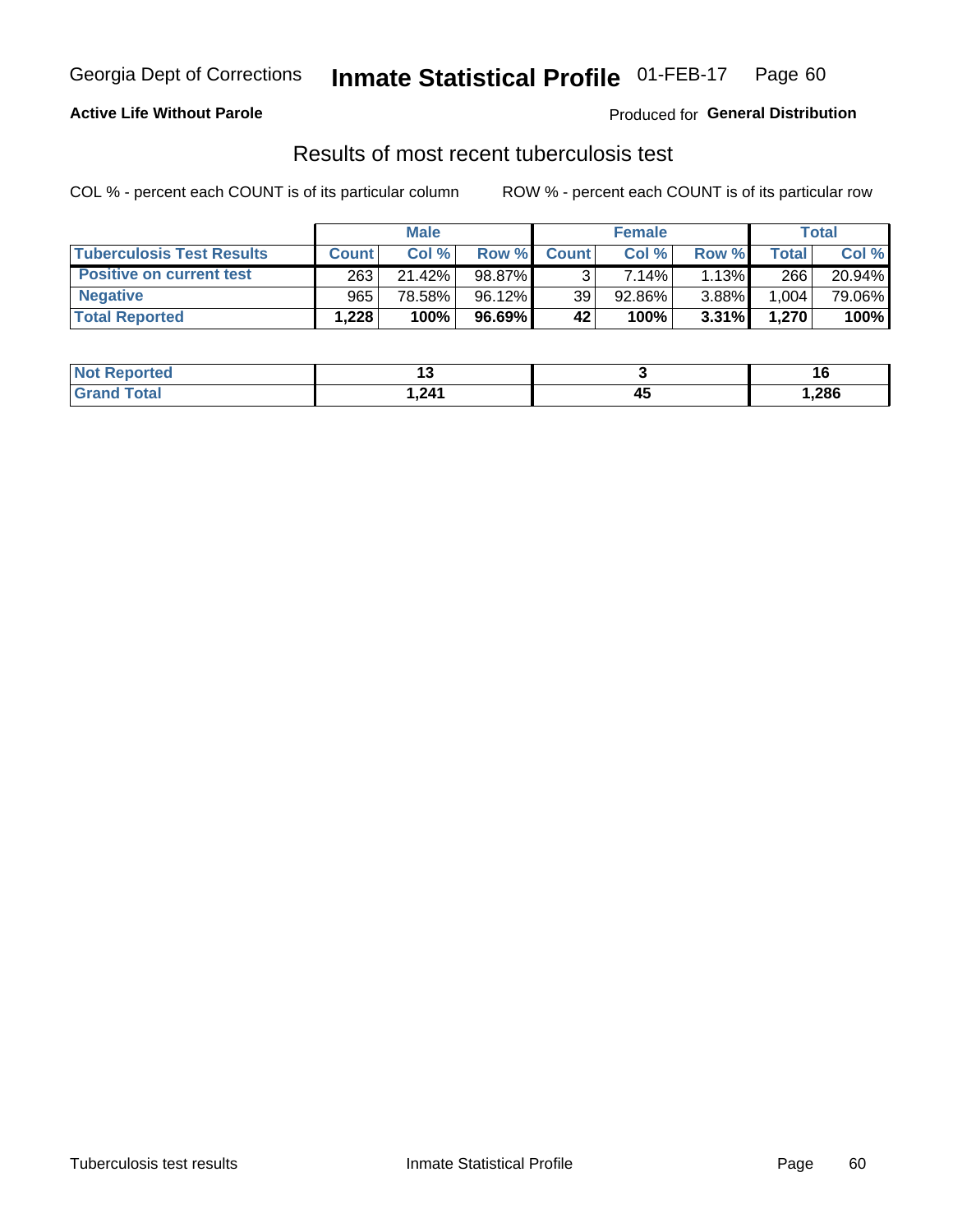Georgia Dept of Corrections **Inmate Statistical Profile** 01-FEB-17

**Active Life Without Parole**

Produced for **General Distribution**

## Results of most recent tuberculosis test

COL % - percent each COUNT is of its particular column ROW % - percent each COUNT is of its particular row

| | Male | | | Female | | | Total | |
|---|---|---|---|---|---|---|---|---|
| **Tuberculosis Test Results** | **Count** | **Col %** | **Row %** | **Count** | **Col %** | **Row %** | **Total** | **Col %** |
| **Positive on current test** | 263 | 21.42% | 98.87% | 3 | 7.14% | 1.13% | 266 | 20.94% |
| **Negative** | 965 | 78.58% | 96.12% | 39 | 92.86% | 3.88% | 1,004 | 79.06% |
| **Total Reported** | **1,228** | **100%** | **96.69%** | **42** | **100%** | **3.31%** | **1,270** | **100%** |

| | Male | Female | Total |
|---|---|---|---|
| **Not Reported** | **13** | **3** | **16** |
| **Grand Total** | **1,241** | **45** | **1,286** |

Tuberculosis test results Inmate Statistical Profile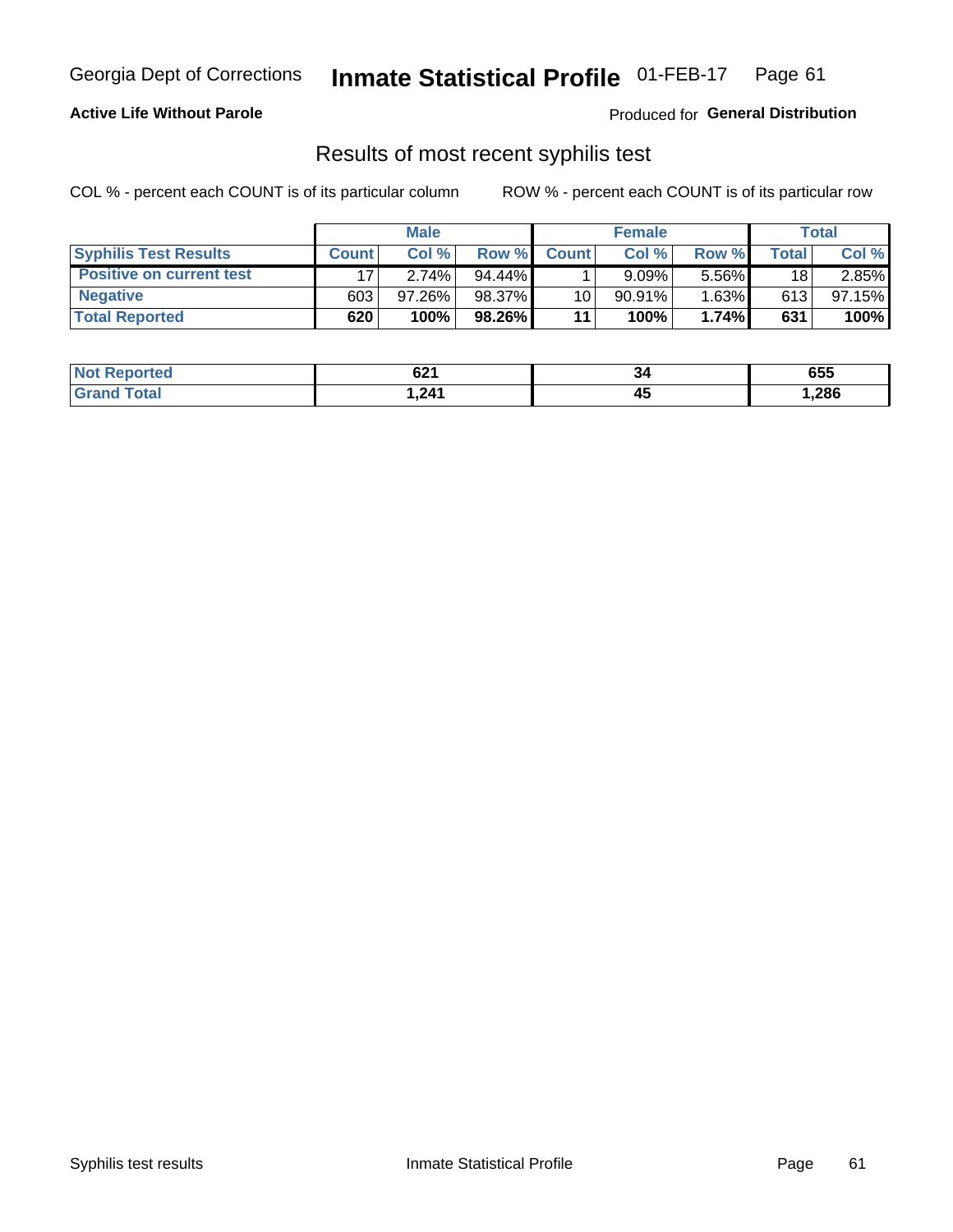**Active Life Without Parole**

Produced for **General Distribution**

## Results of most recent syphilis test

COL % - percent each COUNT is of its particular column

ROW % - percent each COUNT is of its particular row

| | Male | | | Female | | | Total | |
|---|---|---|---|---|---|---|---|---|
| **Syphilis Test Results** | **Count** | **Col %** | **Row %** | **Count** | **Col %** | **Row %** | **Total** | **Col %** |
| **Positive on current test** | 17 | 2.74% | 94.44% | 1 | 9.09% | 5.56% | 18 | 2.85% |
| **Negative** | 603 | 97.26% | 98.37% | 10 | 90.91% | 1.63% | 613 | 97.15% |
| **Total Reported** | **620** | **100%** | **98.26%** | **11** | **100%** | **1.74%** | **631** | **100%** |

| | Male | Female | Total |
|---|---|---|---|
| **Not Reported** | **621** | **34** | **655** |
| **Grand Total** | **1,241** | **45** | **1,286** |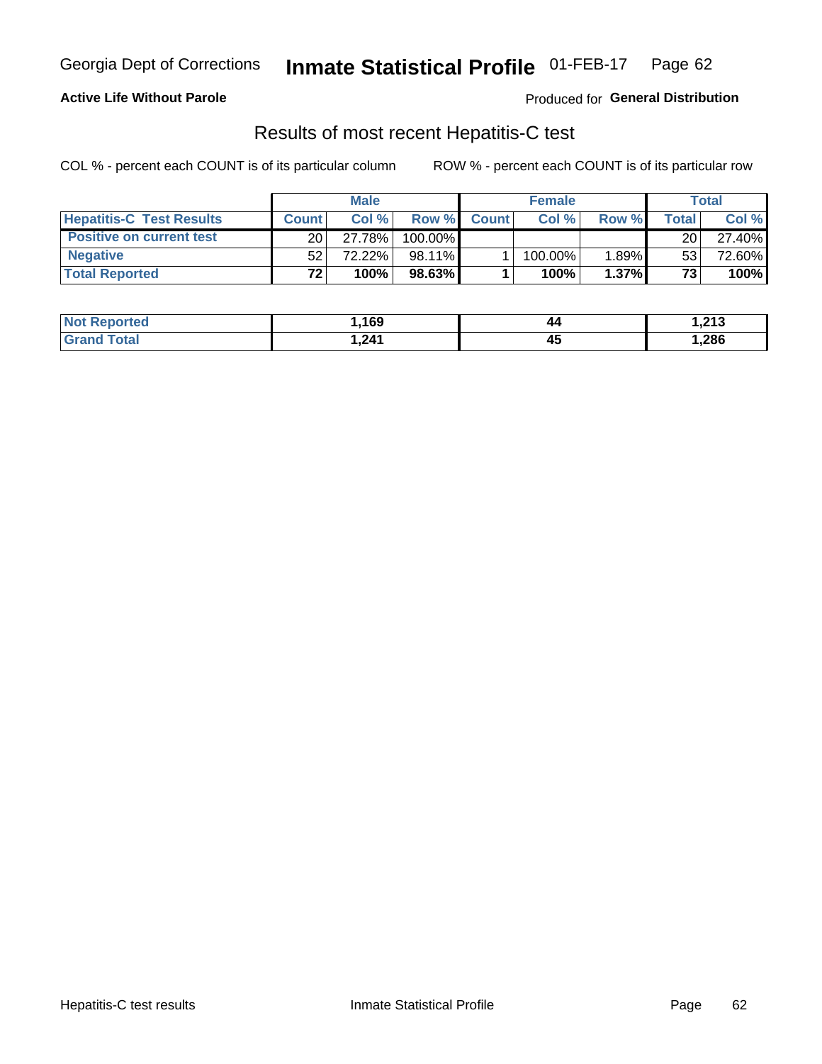Georgia Dept of Corrections **Inmate Statistical Profile** 01-FEB-17

**Active Life Without Parole**

Produced for **General Distribution**

## Results of most recent Hepatitis-C test

COL % - percent each COUNT is of its particular column

ROW % - percent each COUNT is of its particular row

| | Male | | | Female | | | Total | |
|---|---|---|---|---|---|---|---|---|
| **Hepatitis-C Test Results** | **Count** | **Col %** | **Row %** | **Count** | **Col %** | **Row %** | **Total** | **Col %** |
| **Positive on current test** | 20 | 27.78% | 100.00% | | | | 20 | 27.40% |
| **Negative** | 52 | 72.22% | 98.11% | 1 | 100.00% | 1.89% | 53 | 72.60% |
| **Total Reported** | **72** | **100%** | **98.63%** | **1** | **100%** | **1.37%** | **73** | **100%** |

| | Male | Female | Total |
|---|---|---|---|
| **Not Reported** | **1,169** | **44** | **1,213** |
| **Grand Total** | **1,241** | **45** | **1,286** |

Hepatitis-C test results